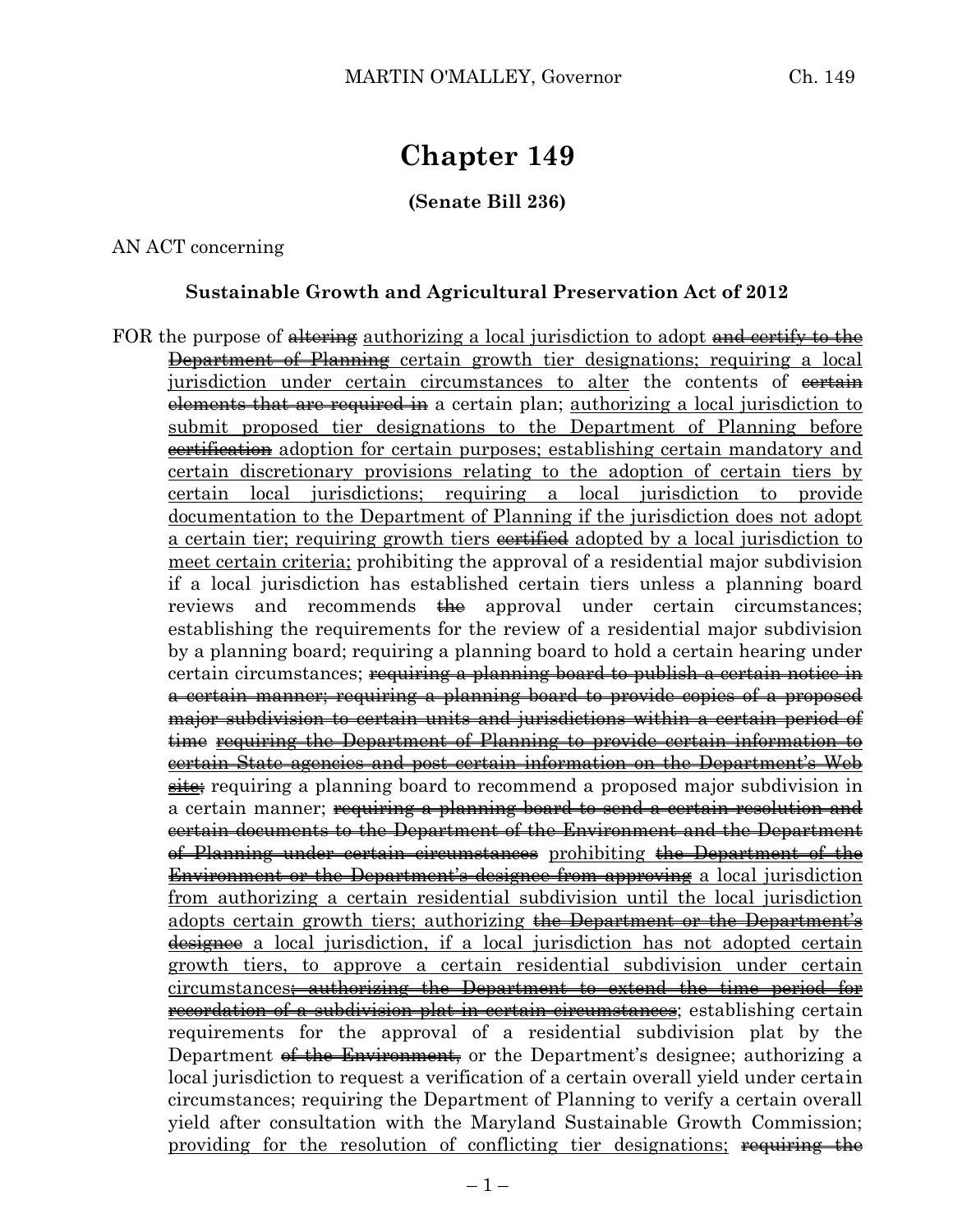# Chapter 149

**(Senate Bill 236)**

AN ACT concerning

**Sustainable Growth and Agricultural Preservation Act of 2012**

FOR the purpose of ~~altering~~ <u>authorizing a local jurisdiction to adopt</u> ~~and certify to the Department of Planning~~ certain growth tier designations; <u>requiring a local jurisdiction under certain circumstances to alter</u> the contents of ~~certain elements that are required in~~ a certain plan; <u>authorizing a local jurisdiction to submit proposed tier designations to the Department of Planning before</u> ~~certification~~ <u>adoption for certain purposes; establishing certain mandatory and certain discretionary provisions relating to the adoption of certain tiers by certain local jurisdictions; requiring a local jurisdiction to provide documentation to the Department of Planning if the jurisdiction does not adopt a certain tier; requiring growth tiers</u> ~~certified~~ <u>adopted by a local jurisdiction to meet certain criteria;</u> prohibiting the approval of a residential major subdivision if a local jurisdiction has established certain tiers unless a planning board reviews and recommends ~~the~~ approval under certain circumstances; establishing the requirements for the review of a residential major subdivision by a planning board; requiring a planning board to hold a certain hearing under certain circumstances; ~~requiring a planning board to publish a certain notice in a certain manner; requiring a planning board to provide copies of a proposed major subdivision to certain units and jurisdictions within a certain period of time~~ ~~<u>requiring the Department of Planning to provide certain information to certain State agencies and post certain information on the Department's Web site;</u>~~ requiring a planning board to recommend a proposed major subdivision in a certain manner; ~~requiring a planning board to send a certain resolution and certain documents to the Department of the Environment and the Department of Planning under certain circumstances~~ <u>prohibiting</u> ~~the Department of the Environment or the Department's designee from approving~~ <u>a local jurisdiction from authorizing a certain residential subdivision until the local jurisdiction adopts certain growth tiers;</u> authorizing ~~the Department or the Department's designee~~ <u>a local jurisdiction, if a local jurisdiction has not adopted certain growth tiers, to approve a certain residential subdivision under certain circumstances</u>~~; authorizing the Department to extend the time period for recordation of a subdivision plat in certain circumstances~~; establishing certain requirements for the approval of a residential subdivision plat by the Department ~~of the Environment,~~ or the Department's designee; authorizing a local jurisdiction to request a verification of a certain overall yield under certain circumstances; requiring the Department of Planning to verify a certain overall yield after consultation with the Maryland Sustainable Growth Commission; <u>providing for the resolution of conflicting tier designations;</u> ~~requiring the~~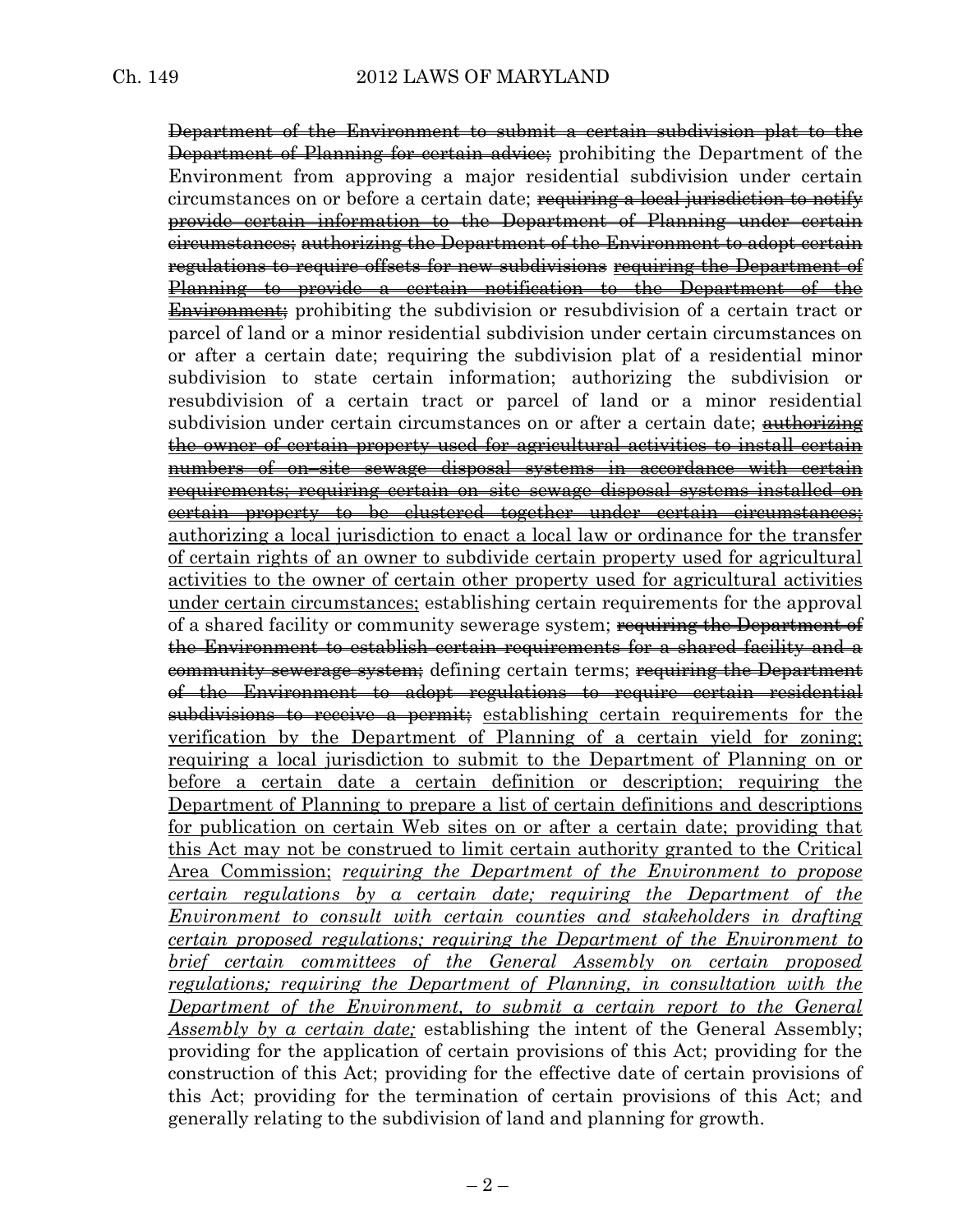~~Department of the Environment to submit a certain subdivision plat to the Department of Planning for certain advice;~~ prohibiting the Department of the Environment from approving a major residential subdivision under certain circumstances on or before a certain date; ~~requiring a local jurisdiction to notify provide certain information to the Department of Planning under certain circumstances; authorizing the Department of the Environment to adopt certain regulations to require offsets for new subdivisions~~ ~~<u>requiring the Department of Planning to provide a certain notification to the Department of the Environment;</u>~~ prohibiting the subdivision or resubdivision of a certain tract or parcel of land or a minor residential subdivision under certain circumstances on or after a certain date; requiring the subdivision plat of a residential minor subdivision to state certain information; authorizing the subdivision or resubdivision of a certain tract or parcel of land or a minor residential subdivision under certain circumstances on or after a certain date; ~~<u>authorizing the owner of certain property used for agricultural activities to install certain numbers of on–site sewage disposal systems in accordance with certain requirements; requiring certain on–site sewage disposal systems installed on certain property to be clustered together under certain circumstances;</u>~~ <u>authorizing a local jurisdiction to enact a local law or ordinance for the transfer of certain rights of an owner to subdivide certain property used for agricultural activities to the owner of certain other property used for agricultural activities under certain circumstances;</u> establishing certain requirements for the approval of a shared facility or community sewerage system; ~~requiring the Department of the Environment to establish certain requirements for a shared facility and a community sewerage system;~~ defining certain terms; ~~requiring the Department of the Environment to adopt regulations to require certain residential subdivisions to receive a permit;~~ <u>establishing certain requirements for the verification by the Department of Planning of a certain yield for zoning; requiring a local jurisdiction to submit to the Department of Planning on or before a certain date a certain definition or description; requiring the Department of Planning to prepare a list of certain definitions and descriptions for publication on certain Web sites on or after a certain date; providing that this Act may not be construed to limit certain authority granted to the Critical Area Commission;</u> <u>*requiring the Department of the Environment to propose certain regulations by a certain date; requiring the Department of the Environment to consult with certain counties and stakeholders in drafting certain proposed regulations; requiring the Department of the Environment to brief certain committees of the General Assembly on certain proposed regulations; requiring the Department of Planning, in consultation with the Department of the Environment, to submit a certain report to the General Assembly by a certain date;*</u> establishing the intent of the General Assembly; providing for the application of certain provisions of this Act; providing for the construction of this Act; providing for the effective date of certain provisions of this Act; providing for the termination of certain provisions of this Act; and generally relating to the subdivision of land and planning for growth.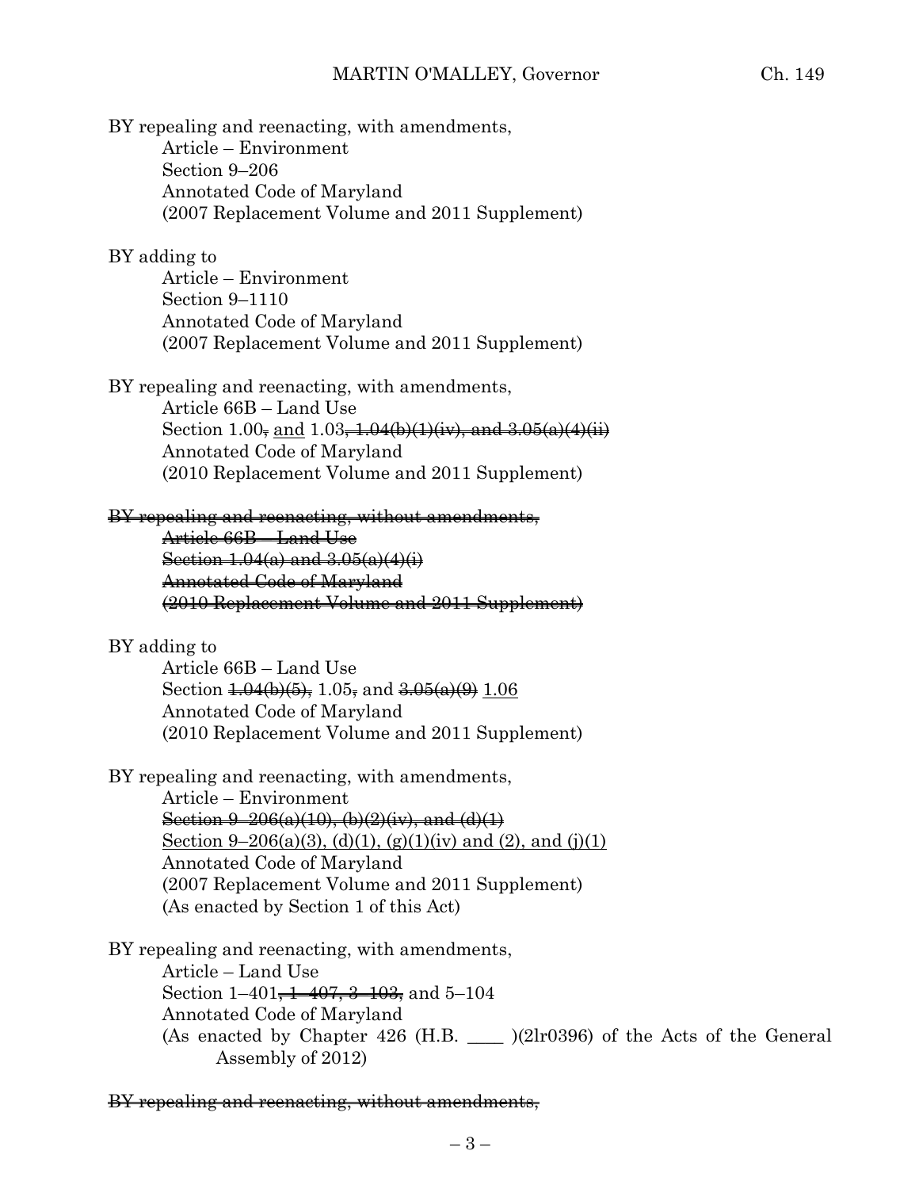BY repealing and reenacting, with amendments,
Article – Environment
Section 9–206
Annotated Code of Maryland
(2007 Replacement Volume and 2011 Supplement)

BY adding to
Article – Environment
Section 9–1110
Annotated Code of Maryland
(2007 Replacement Volume and 2011 Supplement)

BY repealing and reenacting, with amendments,
Article 66B – Land Use
Section 1.00~~,~~ <u>and</u> 1.03~~, 1.04(b)(1)(iv), and 3.05(a)(4)(ii)~~
Annotated Code of Maryland
(2010 Replacement Volume and 2011 Supplement)

~~BY repealing and reenacting, without amendments,~~
~~Article 66B – Land Use~~
~~Section 1.04(a) and 3.05(a)(4)(i)~~
~~Annotated Code of Maryland~~
~~(2010 Replacement Volume and 2011 Supplement)~~

BY adding to
Article 66B – Land Use
Section ~~1.04(b)(5),~~ 1.05~~,~~ and ~~3.05(a)(9)~~ <u>1.06</u>
Annotated Code of Maryland
(2010 Replacement Volume and 2011 Supplement)

BY repealing and reenacting, with amendments,
Article – Environment
~~Section 9–206(a)(10), (b)(2)(iv), and (d)(1)~~
<u>Section 9–206(a)(3), (d)(1), (g)(1)(iv) and (2), and (j)(1)</u>
Annotated Code of Maryland
(2007 Replacement Volume and 2011 Supplement)
(As enacted by Section 1 of this Act)

BY repealing and reenacting, with amendments,
Article – Land Use
Section 1–401~~, 1–407, 3–103,~~ and 5–104
Annotated Code of Maryland
(As enacted by Chapter 426 (H.B. ____ )(2lr0396) of the Acts of the General Assembly of 2012)

~~BY repealing and reenacting, without amendments,~~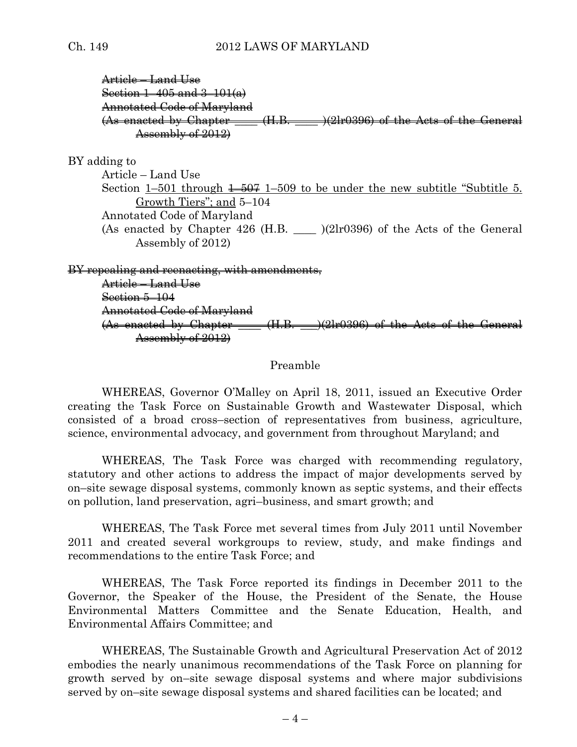~~Article – Land Use~~
~~Section 1–405 and 3–101(a)~~
~~Annotated Code of Maryland~~
~~(As enacted by Chapter ____ (H.B. ____ )(2lr0396) of the Acts of the General Assembly of 2012)~~

BY adding to

Article – Land Use
Section 1–501 through ~~1–507~~ 1–509 to be under the new subtitle "Subtitle 5. Growth Tiers"; and 5–104
Annotated Code of Maryland
(As enacted by Chapter 426 (H.B. ____ )(2lr0396) of the Acts of the General Assembly of 2012)

~~BY repealing and reenacting, with amendments,~~

~~Article – Land Use~~
~~Section 5–104~~
~~Annotated Code of Maryland~~
~~(As enacted by Chapter ____ (H.B. ___)(2lr0396) of the Acts of the General Assembly of 2012)~~

Preamble

WHEREAS, Governor O'Malley on April 18, 2011, issued an Executive Order creating the Task Force on Sustainable Growth and Wastewater Disposal, which consisted of a broad cross–section of representatives from business, agriculture, science, environmental advocacy, and government from throughout Maryland; and

WHEREAS, The Task Force was charged with recommending regulatory, statutory and other actions to address the impact of major developments served by on–site sewage disposal systems, commonly known as septic systems, and their effects on pollution, land preservation, agri–business, and smart growth; and

WHEREAS, The Task Force met several times from July 2011 until November 2011 and created several workgroups to review, study, and make findings and recommendations to the entire Task Force; and

WHEREAS, The Task Force reported its findings in December 2011 to the Governor, the Speaker of the House, the President of the Senate, the House Environmental Matters Committee and the Senate Education, Health, and Environmental Affairs Committee; and

WHEREAS, The Sustainable Growth and Agricultural Preservation Act of 2012 embodies the nearly unanimous recommendations of the Task Force on planning for growth served by on–site sewage disposal systems and where major subdivisions served by on–site sewage disposal systems and shared facilities can be located; and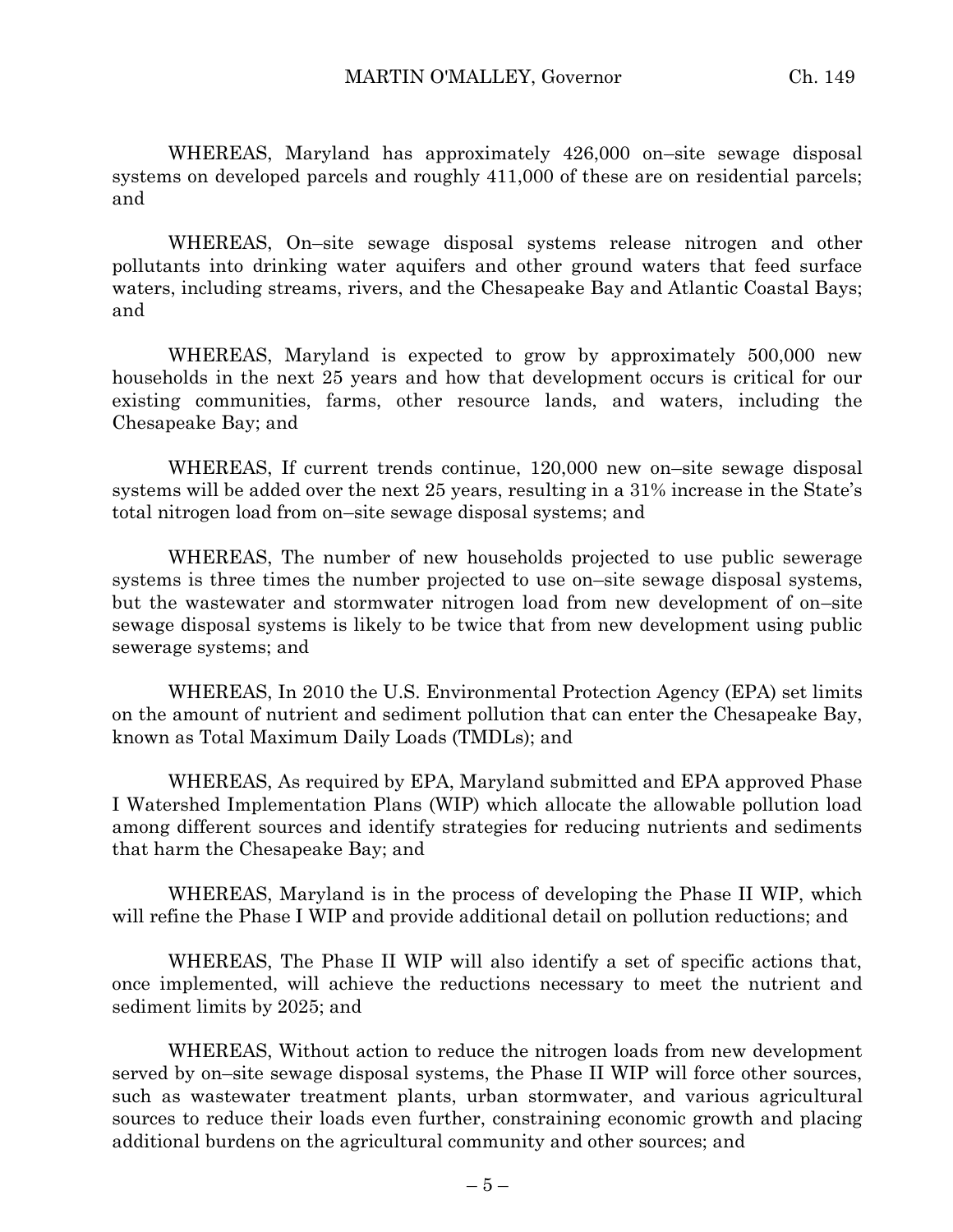WHEREAS, Maryland has approximately 426,000 on–site sewage disposal systems on developed parcels and roughly 411,000 of these are on residential parcels; and

WHEREAS, On–site sewage disposal systems release nitrogen and other pollutants into drinking water aquifers and other ground waters that feed surface waters, including streams, rivers, and the Chesapeake Bay and Atlantic Coastal Bays; and

WHEREAS, Maryland is expected to grow by approximately 500,000 new households in the next 25 years and how that development occurs is critical for our existing communities, farms, other resource lands, and waters, including the Chesapeake Bay; and

WHEREAS, If current trends continue, 120,000 new on–site sewage disposal systems will be added over the next 25 years, resulting in a 31% increase in the State's total nitrogen load from on–site sewage disposal systems; and

WHEREAS, The number of new households projected to use public sewerage systems is three times the number projected to use on–site sewage disposal systems, but the wastewater and stormwater nitrogen load from new development of on–site sewage disposal systems is likely to be twice that from new development using public sewerage systems; and

WHEREAS, In 2010 the U.S. Environmental Protection Agency (EPA) set limits on the amount of nutrient and sediment pollution that can enter the Chesapeake Bay, known as Total Maximum Daily Loads (TMDLs); and

WHEREAS, As required by EPA, Maryland submitted and EPA approved Phase I Watershed Implementation Plans (WIP) which allocate the allowable pollution load among different sources and identify strategies for reducing nutrients and sediments that harm the Chesapeake Bay; and

WHEREAS, Maryland is in the process of developing the Phase II WIP, which will refine the Phase I WIP and provide additional detail on pollution reductions; and

WHEREAS, The Phase II WIP will also identify a set of specific actions that, once implemented, will achieve the reductions necessary to meet the nutrient and sediment limits by 2025; and

WHEREAS, Without action to reduce the nitrogen loads from new development served by on–site sewage disposal systems, the Phase II WIP will force other sources, such as wastewater treatment plants, urban stormwater, and various agricultural sources to reduce their loads even further, constraining economic growth and placing additional burdens on the agricultural community and other sources; and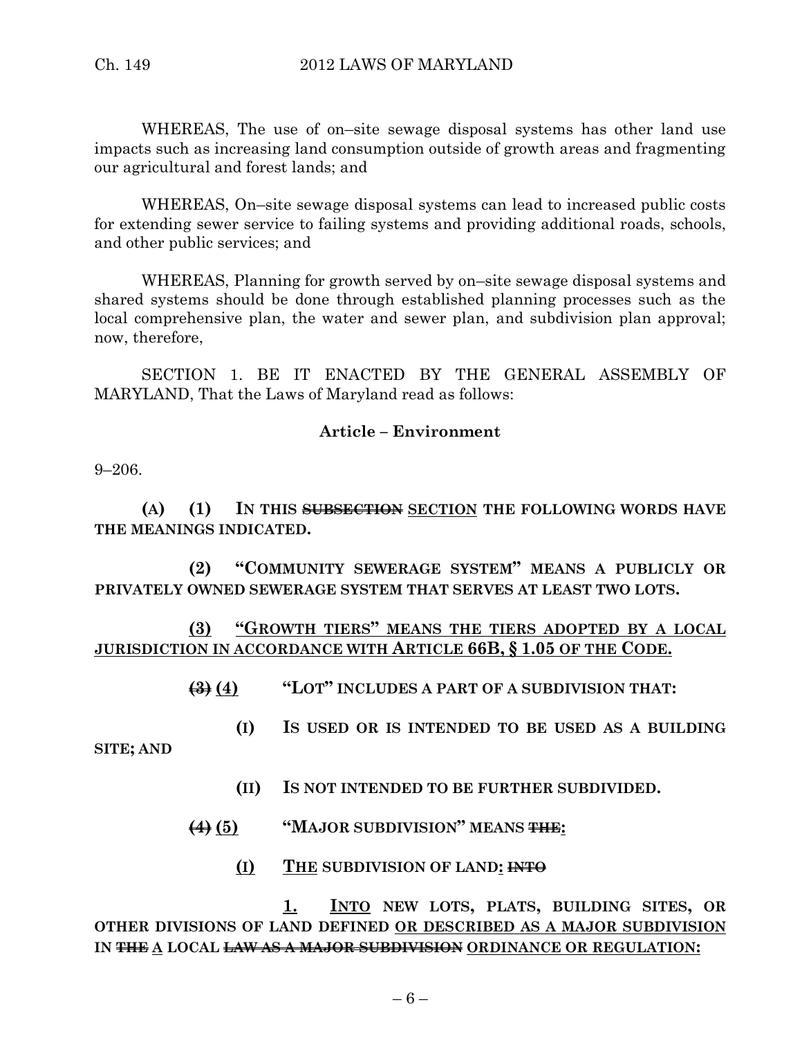WHEREAS, The use of on–site sewage disposal systems has other land use impacts such as increasing land consumption outside of growth areas and fragmenting our agricultural and forest lands; and

WHEREAS, On–site sewage disposal systems can lead to increased public costs for extending sewer service to failing systems and providing additional roads, schools, and other public services; and

WHEREAS, Planning for growth served by on–site sewage disposal systems and shared systems should be done through established planning processes such as the local comprehensive plan, the water and sewer plan, and subdivision plan approval; now, therefore,

SECTION 1. BE IT ENACTED BY THE GENERAL ASSEMBLY OF MARYLAND, That the Laws of Maryland read as follows:

**Article – Environment**

9–206.

**(A) (1) IN THIS ~~SUBSECTION~~ <u>SECTION</u> THE FOLLOWING WORDS HAVE THE MEANINGS INDICATED.**

**(2) "COMMUNITY SEWERAGE SYSTEM" MEANS A PUBLICLY OR PRIVATELY OWNED SEWERAGE SYSTEM THAT SERVES AT LEAST TWO LOTS.**

**<u>(3) "GROWTH TIERS" MEANS THE TIERS ADOPTED BY A LOCAL JURISDICTION IN ACCORDANCE WITH ARTICLE 66B, § 1.05 OF THE CODE.</u>**

**~~(3)~~ <u>(4)</u> "LOT" INCLUDES A PART OF A SUBDIVISION THAT:**

**(I) IS USED OR IS INTENDED TO BE USED AS A BUILDING SITE; AND**

**(II) IS NOT INTENDED TO BE FURTHER SUBDIVIDED.**

**~~(4)~~ <u>(5)</u> "MAJOR SUBDIVISION" MEANS ~~THE~~<u>:</u>**

**<u>(I)</u> <u>THE</u> SUBDIVISION OF LAND<u>:</u> ~~INTO~~**

**<u>1.</u> <u>INTO</u> NEW LOTS, PLATS, BUILDING SITES, OR OTHER DIVISIONS OF LAND DEFINED <u>OR DESCRIBED AS A MAJOR SUBDIVISION</u> IN ~~THE~~ <u>A</u> LOCAL ~~LAW AS A MAJOR SUBDIVISION~~ <u>ORDINANCE OR REGULATION:</u>**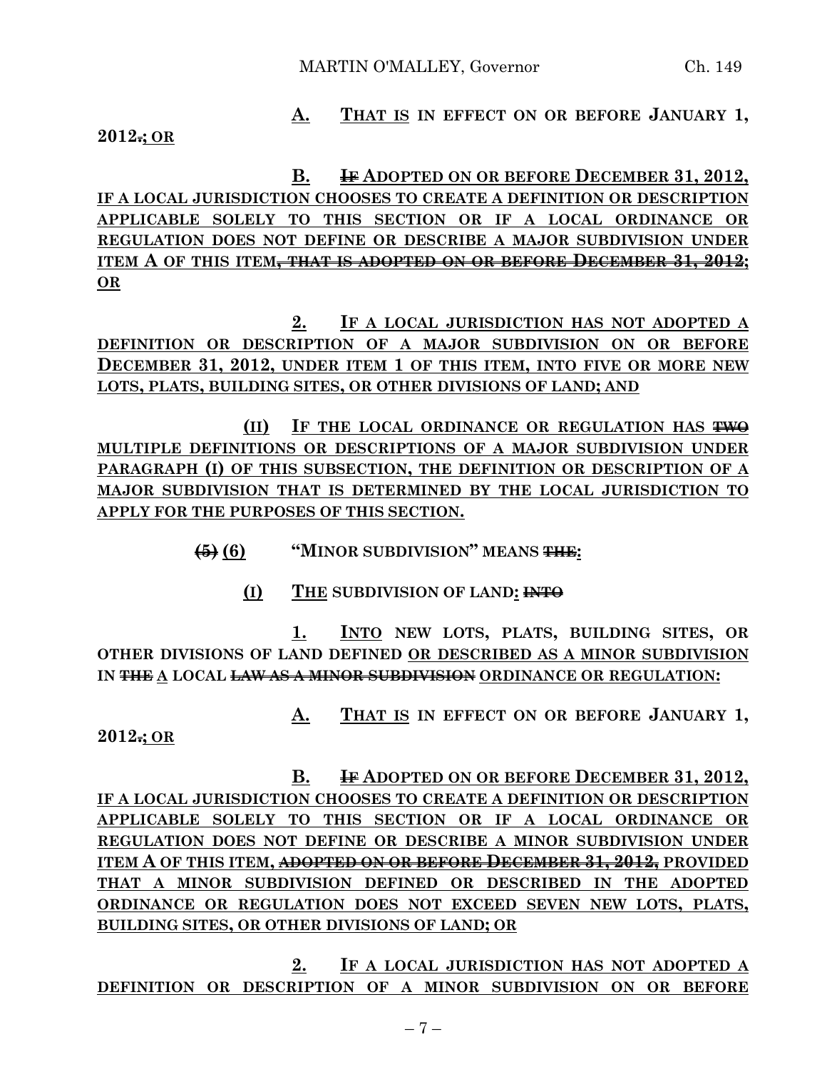A. THAT IS IN EFFECT ON OR BEFORE JANUARY 1, 2012.; OR

B. IF ADOPTED ON OR BEFORE DECEMBER 31, 2012, IF A LOCAL JURISDICTION CHOOSES TO CREATE A DEFINITION OR DESCRIPTION APPLICABLE SOLELY TO THIS SECTION OR IF A LOCAL ORDINANCE OR REGULATION DOES NOT DEFINE OR DESCRIBE A MAJOR SUBDIVISION UNDER ITEM A OF THIS ITEM, THAT IS ADOPTED ON OR BEFORE DECEMBER 31, 2012; OR

2. IF A LOCAL JURISDICTION HAS NOT ADOPTED A DEFINITION OR DESCRIPTION OF A MAJOR SUBDIVISION ON OR BEFORE DECEMBER 31, 2012, UNDER ITEM 1 OF THIS ITEM, INTO FIVE OR MORE NEW LOTS, PLATS, BUILDING SITES, OR OTHER DIVISIONS OF LAND; AND

(II) IF THE LOCAL ORDINANCE OR REGULATION HAS TWO MULTIPLE DEFINITIONS OR DESCRIPTIONS OF A MAJOR SUBDIVISION UNDER PARAGRAPH (I) OF THIS SUBSECTION, THE DEFINITION OR DESCRIPTION OF A MAJOR SUBDIVISION THAT IS DETERMINED BY THE LOCAL JURISDICTION TO APPLY FOR THE PURPOSES OF THIS SECTION.

(5) (6) "MINOR SUBDIVISION" MEANS THE:

(I) THE SUBDIVISION OF LAND: INTO

1. INTO NEW LOTS, PLATS, BUILDING SITES, OR OTHER DIVISIONS OF LAND DEFINED OR DESCRIBED AS A MINOR SUBDIVISION IN THE A LOCAL LAW AS A MINOR SUBDIVISION ORDINANCE OR REGULATION:

A. THAT IS IN EFFECT ON OR BEFORE JANUARY 1, 2012.; OR

B. IF ADOPTED ON OR BEFORE DECEMBER 31, 2012, IF A LOCAL JURISDICTION CHOOSES TO CREATE A DEFINITION OR DESCRIPTION APPLICABLE SOLELY TO THIS SECTION OR IF A LOCAL ORDINANCE OR REGULATION DOES NOT DEFINE OR DESCRIBE A MINOR SUBDIVISION UNDER ITEM A OF THIS ITEM, ADOPTED ON OR BEFORE DECEMBER 31, 2012, PROVIDED THAT A MINOR SUBDIVISION DEFINED OR DESCRIBED IN THE ADOPTED ORDINANCE OR REGULATION DOES NOT EXCEED SEVEN NEW LOTS, PLATS, BUILDING SITES, OR OTHER DIVISIONS OF LAND; OR

2. IF A LOCAL JURISDICTION HAS NOT ADOPTED A DEFINITION OR DESCRIPTION OF A MINOR SUBDIVISION ON OR BEFORE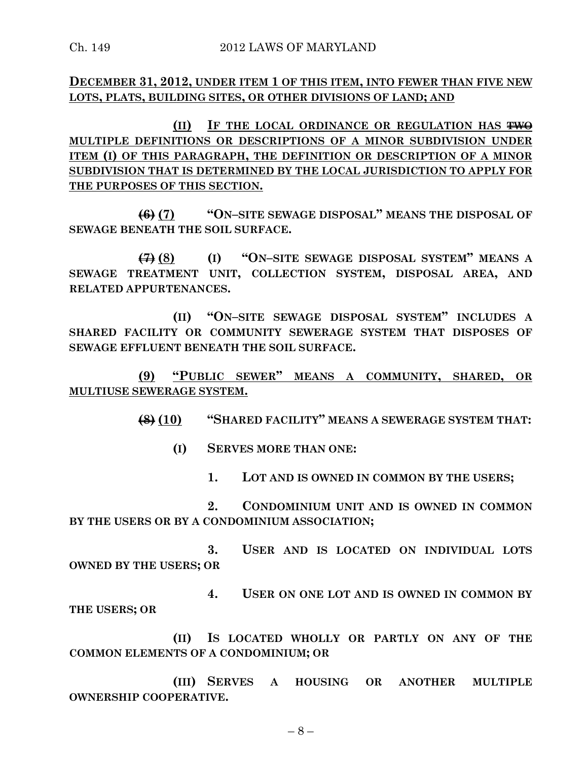**DECEMBER 31, 2012, UNDER ITEM 1 OF THIS ITEM, INTO FEWER THAN FIVE NEW LOTS, PLATS, BUILDING SITES, OR OTHER DIVISIONS OF LAND; AND**

**(II) IF THE LOCAL ORDINANCE OR REGULATION HAS ~~TWO~~ MULTIPLE DEFINITIONS OR DESCRIPTIONS OF A MINOR SUBDIVISION UNDER ITEM (I) OF THIS PARAGRAPH, THE DEFINITION OR DESCRIPTION OF A MINOR SUBDIVISION THAT IS DETERMINED BY THE LOCAL JURISDICTION TO APPLY FOR THE PURPOSES OF THIS SECTION.**

**~~(6)~~ (7) "ON–SITE SEWAGE DISPOSAL" MEANS THE DISPOSAL OF SEWAGE BENEATH THE SOIL SURFACE.**

**~~(7)~~ (8) (I) "ON–SITE SEWAGE DISPOSAL SYSTEM" MEANS A SEWAGE TREATMENT UNIT, COLLECTION SYSTEM, DISPOSAL AREA, AND RELATED APPURTENANCES.**

**(II) "ON–SITE SEWAGE DISPOSAL SYSTEM" INCLUDES A SHARED FACILITY OR COMMUNITY SEWERAGE SYSTEM THAT DISPOSES OF SEWAGE EFFLUENT BENEATH THE SOIL SURFACE.**

**(9) "PUBLIC SEWER" MEANS A COMMUNITY, SHARED, OR MULTIUSE SEWERAGE SYSTEM.**

**~~(8)~~ (10) "SHARED FACILITY" MEANS A SEWERAGE SYSTEM THAT:**

**(I) SERVES MORE THAN ONE:**

**1. LOT AND IS OWNED IN COMMON BY THE USERS;**

**2. CONDOMINIUM UNIT AND IS OWNED IN COMMON BY THE USERS OR BY A CONDOMINIUM ASSOCIATION;**

**3. USER AND IS LOCATED ON INDIVIDUAL LOTS OWNED BY THE USERS; OR**

**4. USER ON ONE LOT AND IS OWNED IN COMMON BY THE USERS; OR**

**(II) IS LOCATED WHOLLY OR PARTLY ON ANY OF THE COMMON ELEMENTS OF A CONDOMINIUM; OR**

**(III) SERVES A HOUSING OR ANOTHER MULTIPLE OWNERSHIP COOPERATIVE.**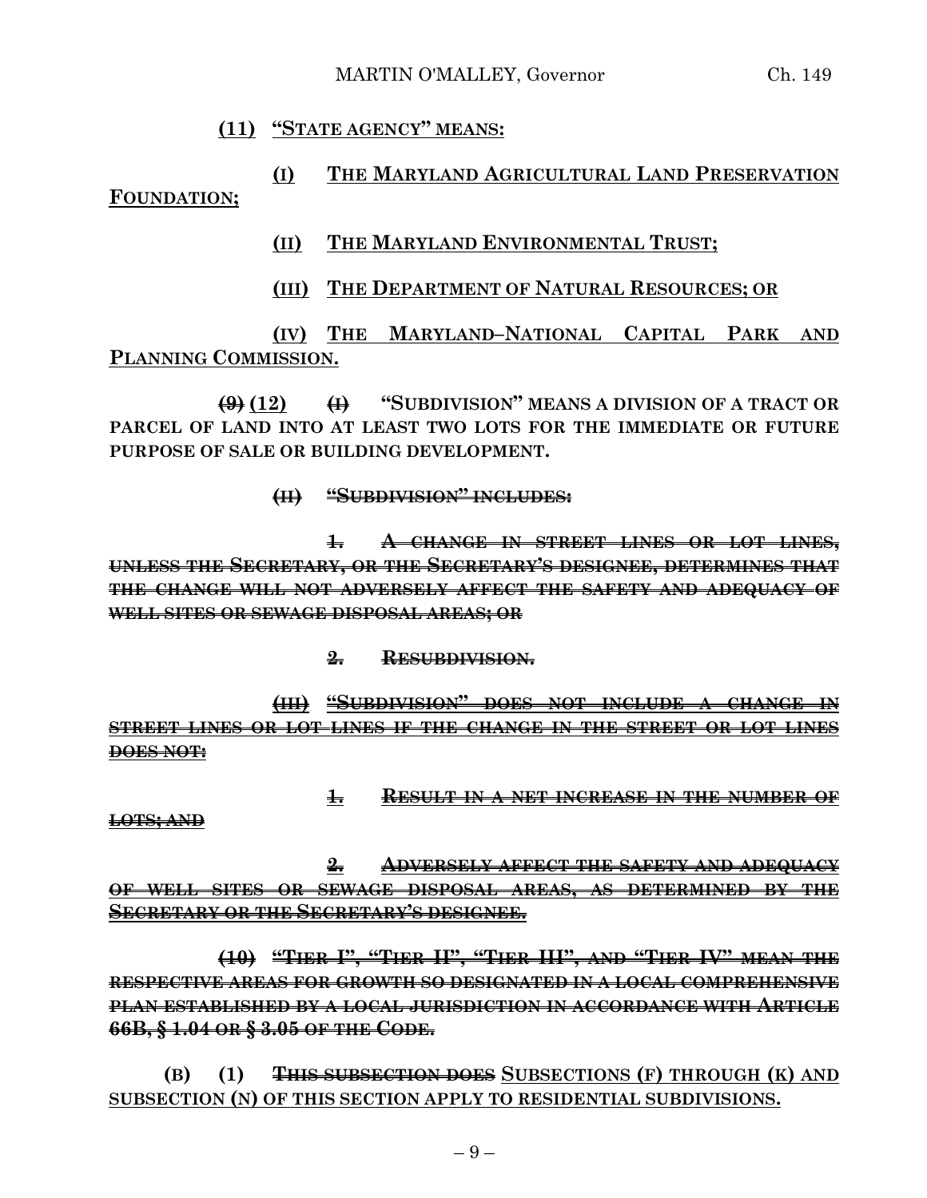**(11) "STATE AGENCY" MEANS:**

**(I) THE MARYLAND AGRICULTURAL LAND PRESERVATION FOUNDATION;**

**(II) THE MARYLAND ENVIRONMENTAL TRUST;**

**(III) THE DEPARTMENT OF NATURAL RESOURCES; OR**

**(IV) THE MARYLAND–NATIONAL CAPITAL PARK AND PLANNING COMMISSION.**

~~**(9)**~~ **(12)** ~~**(I)**~~ **"SUBDIVISION" MEANS A DIVISION OF A TRACT OR PARCEL OF LAND INTO AT LEAST TWO LOTS FOR THE IMMEDIATE OR FUTURE PURPOSE OF SALE OR BUILDING DEVELOPMENT.**

~~**(II) "SUBDIVISION" INCLUDES:**~~

~~**1. A CHANGE IN STREET LINES OR LOT LINES, UNLESS THE SECRETARY, OR THE SECRETARY'S DESIGNEE, DETERMINES THAT THE CHANGE WILL NOT ADVERSELY AFFECT THE SAFETY AND ADEQUACY OF WELL SITES OR SEWAGE DISPOSAL AREAS; OR**~~

~~**2. RESUBDIVISION.**~~

~~**(III) "SUBDIVISION" DOES NOT INCLUDE A CHANGE IN STREET LINES OR LOT LINES IF THE CHANGE IN THE STREET OR LOT LINES DOES NOT:**~~

~~**1. RESULT IN A NET INCREASE IN THE NUMBER OF LOTS; AND**~~

~~**2. ADVERSELY AFFECT THE SAFETY AND ADEQUACY OF WELL SITES OR SEWAGE DISPOSAL AREAS, AS DETERMINED BY THE SECRETARY OR THE SECRETARY'S DESIGNEE.**~~

~~**(10) "TIER I", "TIER II", "TIER III", AND "TIER IV" MEAN THE RESPECTIVE AREAS FOR GROWTH SO DESIGNATED IN A LOCAL COMPREHENSIVE PLAN ESTABLISHED BY A LOCAL JURISDICTION IN ACCORDANCE WITH ARTICLE 66B, § 1.04 OR § 3.05 OF THE CODE.**~~

**(B) (1)** ~~**THIS SUBSECTION DOES**~~ **SUBSECTIONS (F) THROUGH (K) AND SUBSECTION (N) OF THIS SECTION APPLY TO RESIDENTIAL SUBDIVISIONS.**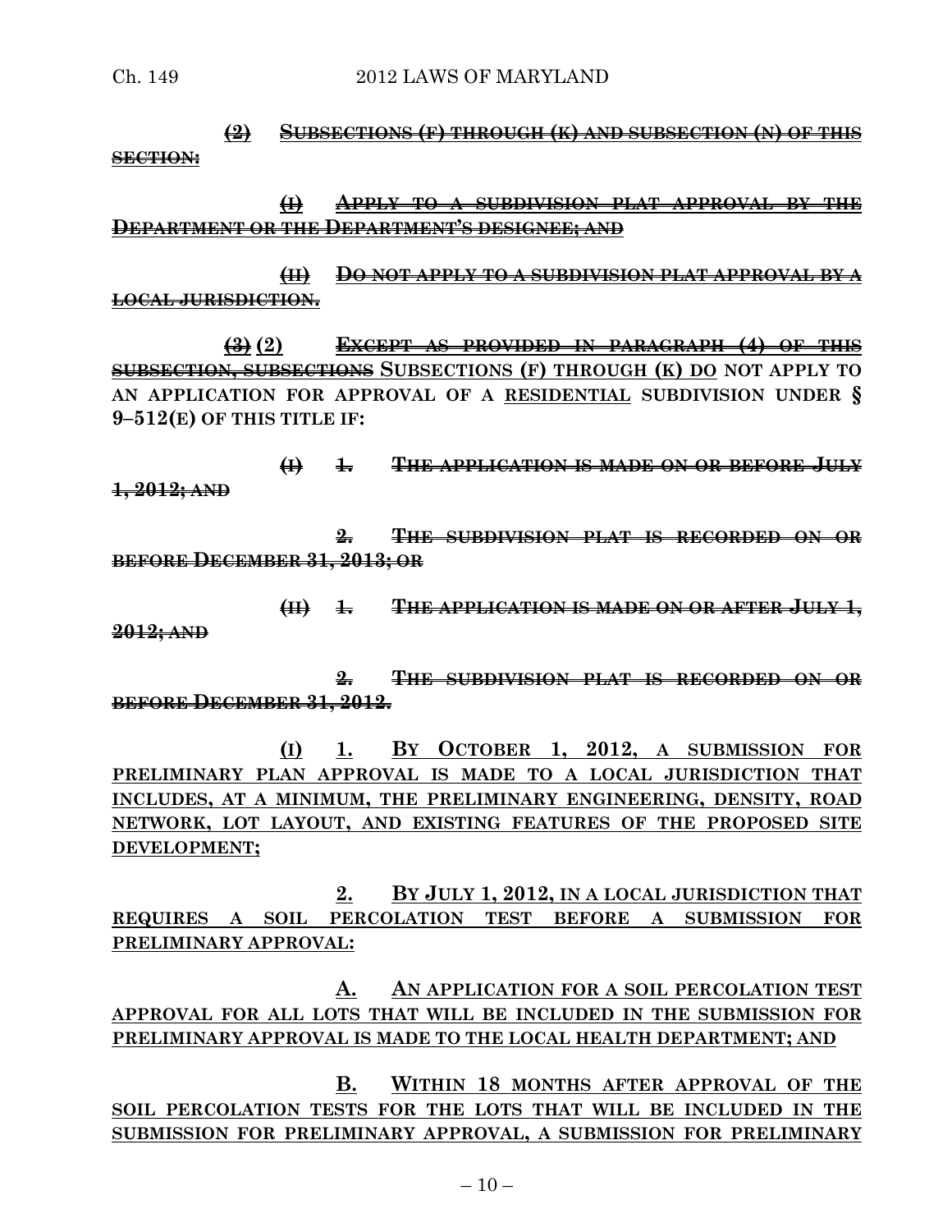~~**(2) SUBSECTIONS (F) THROUGH (K) AND SUBSECTION (N) OF THIS SECTION:**~~

~~**(I) APPLY TO A SUBDIVISION PLAT APPROVAL BY THE DEPARTMENT OR THE DEPARTMENT'S DESIGNEE; AND**~~

~~**(II) DO NOT APPLY TO A SUBDIVISION PLAT APPROVAL BY A LOCAL JURISDICTION.**~~

~~**(3)**~~ **(2)** ~~**EXCEPT AS PROVIDED IN PARAGRAPH (4) OF THIS SUBSECTION, SUBSECTIONS**~~ **SUBSECTIONS (F) THROUGH <u>(K)</u> <u>DO</u> NOT APPLY TO AN APPLICATION FOR APPROVAL OF A <u>RESIDENTIAL</u> SUBDIVISION UNDER § 9–512(E) OF THIS TITLE IF:**

~~**(I) 1. THE APPLICATION IS MADE ON OR BEFORE JULY 1, 2012; AND**~~

~~**2. THE SUBDIVISION PLAT IS RECORDED ON OR BEFORE DECEMBER 31, 2013; OR**~~

~~**(II) 1. THE APPLICATION IS MADE ON OR AFTER JULY 1, 2012; AND**~~

~~**2. THE SUBDIVISION PLAT IS RECORDED ON OR BEFORE DECEMBER 31, 2012.**~~

<u>**(I) 1. BY OCTOBER 1, 2012, A SUBMISSION FOR PRELIMINARY PLAN APPROVAL IS MADE TO A LOCAL JURISDICTION THAT INCLUDES, AT A MINIMUM, THE PRELIMINARY ENGINEERING, DENSITY, ROAD NETWORK, LOT LAYOUT, AND EXISTING FEATURES OF THE PROPOSED SITE DEVELOPMENT;**</u>

<u>**2.**</u> **<u>BY</u> <u>JULY 1, 2012,</u> <u>IN A LOCAL JURISDICTION THAT REQUIRES A SOIL PERCOLATION TEST BEFORE A SUBMISSION FOR PRELIMINARY APPROVAL:</u>**

<u>**A. AN APPLICATION FOR A SOIL PERCOLATION TEST APPROVAL FOR ALL LOTS THAT WILL BE INCLUDED IN THE SUBMISSION FOR PRELIMINARY APPROVAL IS MADE TO THE LOCAL HEALTH DEPARTMENT; AND**</u>

<u>**B. WITHIN 18 MONTHS AFTER APPROVAL OF THE SOIL PERCOLATION TESTS FOR THE LOTS THAT WILL BE INCLUDED IN THE SUBMISSION FOR PRELIMINARY APPROVAL, A SUBMISSION FOR PRELIMINARY**</u>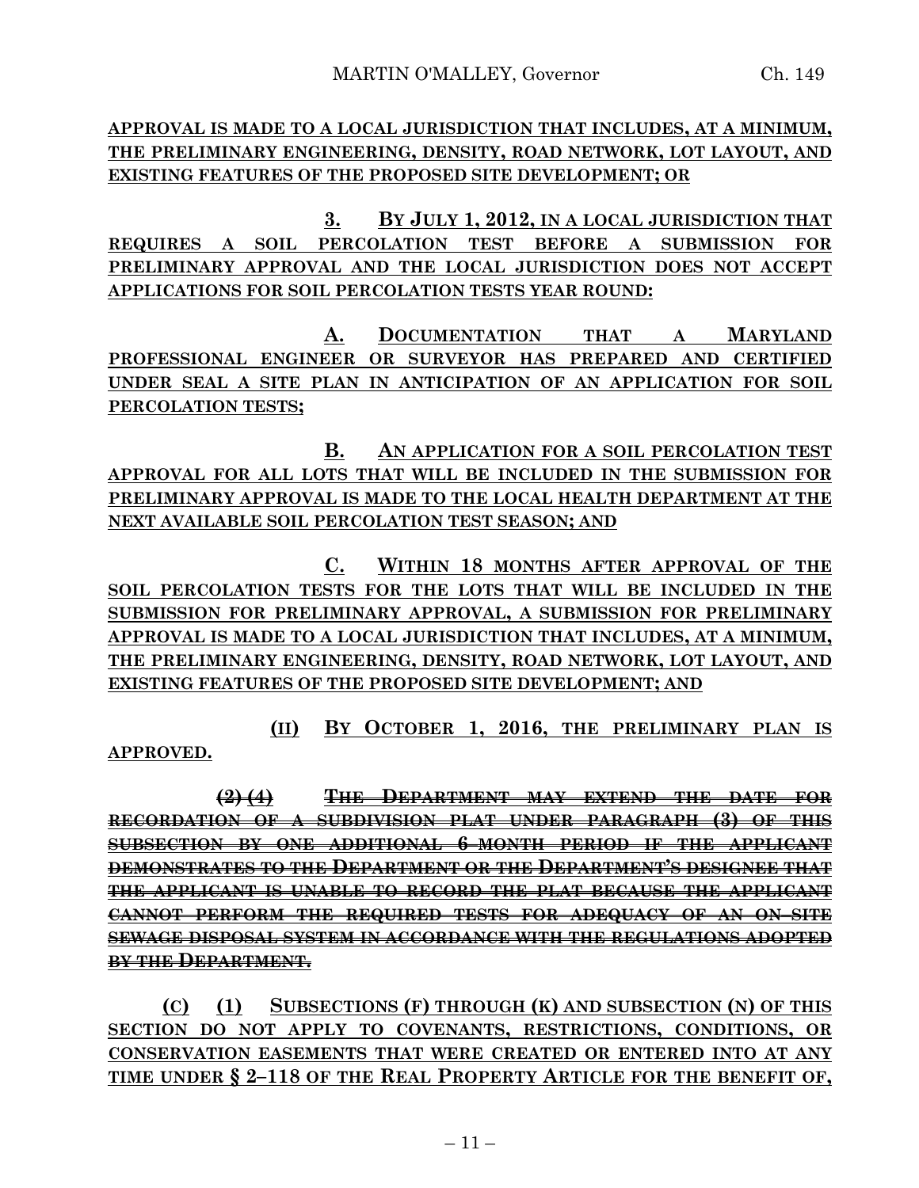**APPROVAL IS MADE TO A LOCAL JURISDICTION THAT INCLUDES, AT A MINIMUM, THE PRELIMINARY ENGINEERING, DENSITY, ROAD NETWORK, LOT LAYOUT, AND EXISTING FEATURES OF THE PROPOSED SITE DEVELOPMENT; OR**

**3. BY JULY 1, 2012, IN A LOCAL JURISDICTION THAT REQUIRES A SOIL PERCOLATION TEST BEFORE A SUBMISSION FOR PRELIMINARY APPROVAL AND THE LOCAL JURISDICTION DOES NOT ACCEPT APPLICATIONS FOR SOIL PERCOLATION TESTS YEAR ROUND:**

**A. DOCUMENTATION THAT A MARYLAND PROFESSIONAL ENGINEER OR SURVEYOR HAS PREPARED AND CERTIFIED UNDER SEAL A SITE PLAN IN ANTICIPATION OF AN APPLICATION FOR SOIL PERCOLATION TESTS;**

**B. AN APPLICATION FOR A SOIL PERCOLATION TEST APPROVAL FOR ALL LOTS THAT WILL BE INCLUDED IN THE SUBMISSION FOR PRELIMINARY APPROVAL IS MADE TO THE LOCAL HEALTH DEPARTMENT AT THE NEXT AVAILABLE SOIL PERCOLATION TEST SEASON; AND**

**C. WITHIN 18 MONTHS AFTER APPROVAL OF THE SOIL PERCOLATION TESTS FOR THE LOTS THAT WILL BE INCLUDED IN THE SUBMISSION FOR PRELIMINARY APPROVAL, A SUBMISSION FOR PRELIMINARY APPROVAL IS MADE TO A LOCAL JURISDICTION THAT INCLUDES, AT A MINIMUM, THE PRELIMINARY ENGINEERING, DENSITY, ROAD NETWORK, LOT LAYOUT, AND EXISTING FEATURES OF THE PROPOSED SITE DEVELOPMENT; AND**

**(II) BY OCTOBER 1, 2016, THE PRELIMINARY PLAN IS APPROVED.**

~~**(2) (4) THE DEPARTMENT MAY EXTEND THE DATE FOR RECORDATION OF A SUBDIVISION PLAT UNDER PARAGRAPH (3) OF THIS SUBSECTION BY ONE ADDITIONAL 6-MONTH PERIOD IF THE APPLICANT DEMONSTRATES TO THE DEPARTMENT OR THE DEPARTMENT'S DESIGNEE THAT THE APPLICANT IS UNABLE TO RECORD THE PLAT BECAUSE THE APPLICANT CANNOT PERFORM THE REQUIRED TESTS FOR ADEQUACY OF AN ON-SITE SEWAGE DISPOSAL SYSTEM IN ACCORDANCE WITH THE REGULATIONS ADOPTED BY THE DEPARTMENT.**~~

**(C) (1) SUBSECTIONS (F) THROUGH (K) AND SUBSECTION (N) OF THIS SECTION DO NOT APPLY TO COVENANTS, RESTRICTIONS, CONDITIONS, OR CONSERVATION EASEMENTS THAT WERE CREATED OR ENTERED INTO AT ANY TIME UNDER § 2–118 OF THE REAL PROPERTY ARTICLE FOR THE BENEFIT OF,**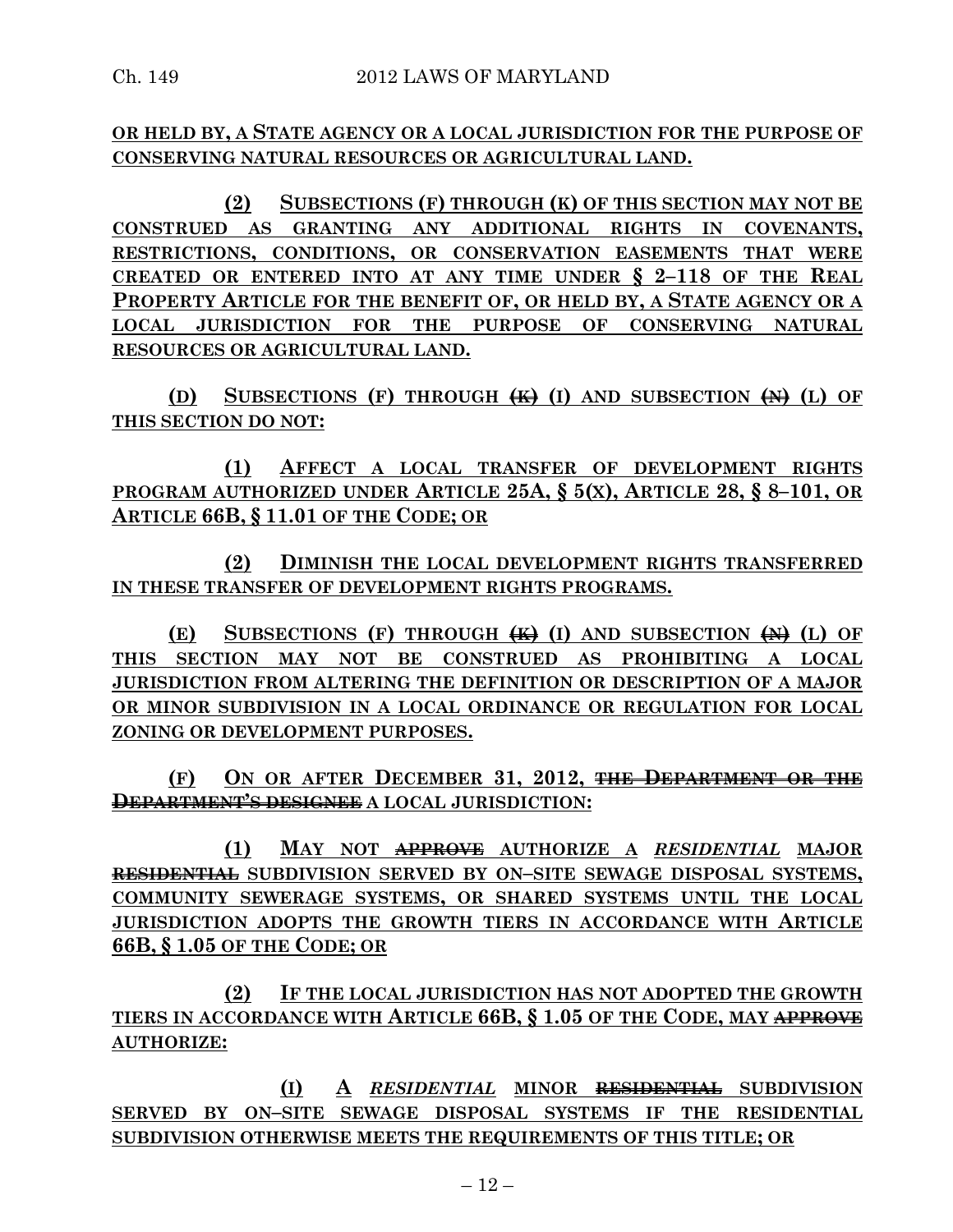**OR HELD BY, A STATE AGENCY OR A LOCAL JURISDICTION FOR THE PURPOSE OF CONSERVING NATURAL RESOURCES OR AGRICULTURAL LAND.**

**(2) SUBSECTIONS (F) THROUGH (K) OF THIS SECTION MAY NOT BE CONSTRUED AS GRANTING ANY ADDITIONAL RIGHTS IN COVENANTS, RESTRICTIONS, CONDITIONS, OR CONSERVATION EASEMENTS THAT WERE CREATED OR ENTERED INTO AT ANY TIME UNDER § 2–118 OF THE REAL PROPERTY ARTICLE FOR THE BENEFIT OF, OR HELD BY, A STATE AGENCY OR A LOCAL JURISDICTION FOR THE PURPOSE OF CONSERVING NATURAL RESOURCES OR AGRICULTURAL LAND.**

**(D) SUBSECTIONS (F) THROUGH ~~(K)~~ (I) AND SUBSECTION ~~(N)~~ (L) OF THIS SECTION DO NOT:**

**(1) AFFECT A LOCAL TRANSFER OF DEVELOPMENT RIGHTS PROGRAM AUTHORIZED UNDER ARTICLE 25A, § 5(X), ARTICLE 28, § 8–101, OR ARTICLE 66B, § 11.01 OF THE CODE; OR**

**(2) DIMINISH THE LOCAL DEVELOPMENT RIGHTS TRANSFERRED IN THESE TRANSFER OF DEVELOPMENT RIGHTS PROGRAMS.**

**(E) SUBSECTIONS (F) THROUGH ~~(K)~~ (I) AND SUBSECTION ~~(N)~~ (L) OF THIS SECTION MAY NOT BE CONSTRUED AS PROHIBITING A LOCAL JURISDICTION FROM ALTERING THE DEFINITION OR DESCRIPTION OF A MAJOR OR MINOR SUBDIVISION IN A LOCAL ORDINANCE OR REGULATION FOR LOCAL ZONING OR DEVELOPMENT PURPOSES.**

**(F) ON OR AFTER DECEMBER 31, 2012, ~~THE DEPARTMENT OR THE DEPARTMENT'S DESIGNEE~~ A LOCAL JURISDICTION:**

**(1) MAY NOT ~~APPROVE~~ AUTHORIZE A *RESIDENTIAL* MAJOR ~~RESIDENTIAL~~ SUBDIVISION SERVED BY ON–SITE SEWAGE DISPOSAL SYSTEMS, COMMUNITY SEWERAGE SYSTEMS, OR SHARED SYSTEMS UNTIL THE LOCAL JURISDICTION ADOPTS THE GROWTH TIERS IN ACCORDANCE WITH ARTICLE 66B, § 1.05 OF THE CODE; OR**

**(2) IF THE LOCAL JURISDICTION HAS NOT ADOPTED THE GROWTH TIERS IN ACCORDANCE WITH ARTICLE 66B, § 1.05 OF THE CODE, MAY ~~APPROVE~~ AUTHORIZE:**

**(I) A *RESIDENTIAL* MINOR ~~RESIDENTIAL~~ SUBDIVISION SERVED BY ON–SITE SEWAGE DISPOSAL SYSTEMS IF THE RESIDENTIAL SUBDIVISION OTHERWISE MEETS THE REQUIREMENTS OF THIS TITLE; OR**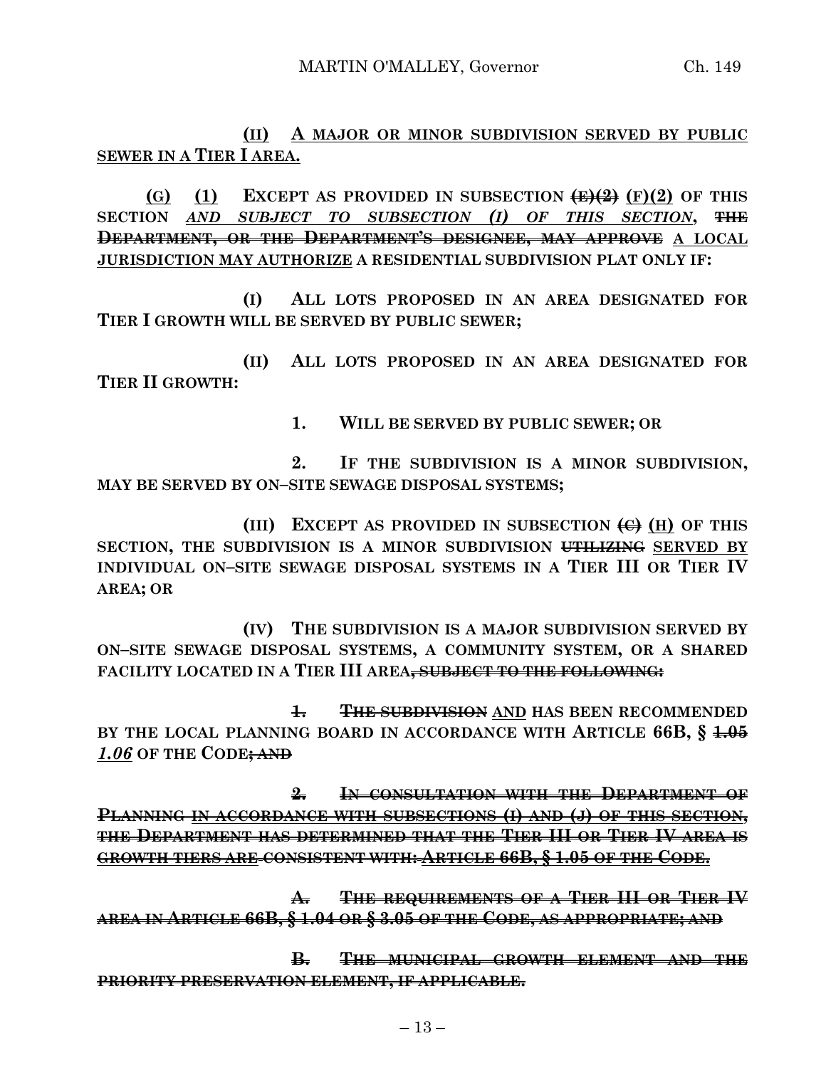**<u>(II) A MAJOR OR MINOR SUBDIVISION SERVED BY PUBLIC SEWER IN A TIER I AREA.</u>**

**<u>(G)</u> <u>(1)</u> EXCEPT AS PROVIDED IN SUBSECTION ~~(E)(2)~~ <u>(F)(2)</u> OF THIS SECTION *<u>AND SUBJECT TO SUBSECTION (I) OF THIS SECTION</u>*, ~~THE DEPARTMENT, OR THE DEPARTMENT'S DESIGNEE, MAY APPROVE~~ <u>A LOCAL JURISDICTION MAY AUTHORIZE</u> A RESIDENTIAL SUBDIVISION PLAT ONLY IF:**

**(I) ALL LOTS PROPOSED IN AN AREA DESIGNATED FOR TIER I GROWTH WILL BE SERVED BY PUBLIC SEWER;**

**(II) ALL LOTS PROPOSED IN AN AREA DESIGNATED FOR TIER II GROWTH:**

**1. WILL BE SERVED BY PUBLIC SEWER; OR**

**2. IF THE SUBDIVISION IS A MINOR SUBDIVISION, MAY BE SERVED BY ON–SITE SEWAGE DISPOSAL SYSTEMS;**

**(III) EXCEPT AS PROVIDED IN SUBSECTION ~~(C)~~ <u>(H)</u> OF THIS SECTION, THE SUBDIVISION IS A MINOR SUBDIVISION ~~UTILIZING~~ <u>SERVED BY</u> INDIVIDUAL ON–SITE SEWAGE DISPOSAL SYSTEMS IN A TIER III OR TIER IV AREA; OR**

**(IV) THE SUBDIVISION IS A MAJOR SUBDIVISION SERVED BY ON–SITE SEWAGE DISPOSAL SYSTEMS, A COMMUNITY SYSTEM, OR A SHARED FACILITY LOCATED IN A TIER III AREA~~, SUBJECT TO THE FOLLOWING:~~**

**~~1. THE SUBDIVISION~~ <u>AND</u> HAS BEEN RECOMMENDED BY THE LOCAL PLANNING BOARD IN ACCORDANCE WITH ARTICLE 66B, § ~~1.05~~ *<u>1.06</u>* OF THE CODE~~; AND~~**

**~~2. IN CONSULTATION WITH THE DEPARTMENT OF PLANNING <u>IN ACCORDANCE WITH SUBSECTIONS (I) AND (J) OF THIS SECTION</u>, THE DEPARTMENT HAS DETERMINED THAT THE TIER III OR TIER IV AREA IS <u>GROWTH TIERS ARE</u> CONSISTENT WITH: <u>ARTICLE 66B, § 1.05 OF THE CODE.</u>~~**

**~~A. THE REQUIREMENTS OF A TIER III OR TIER IV AREA IN ARTICLE 66B, § 1.04 OR § 3.05 OF THE CODE, AS APPROPRIATE; AND~~**

**~~B. THE MUNICIPAL GROWTH ELEMENT AND THE PRIORITY PRESERVATION ELEMENT, IF APPLICABLE.~~**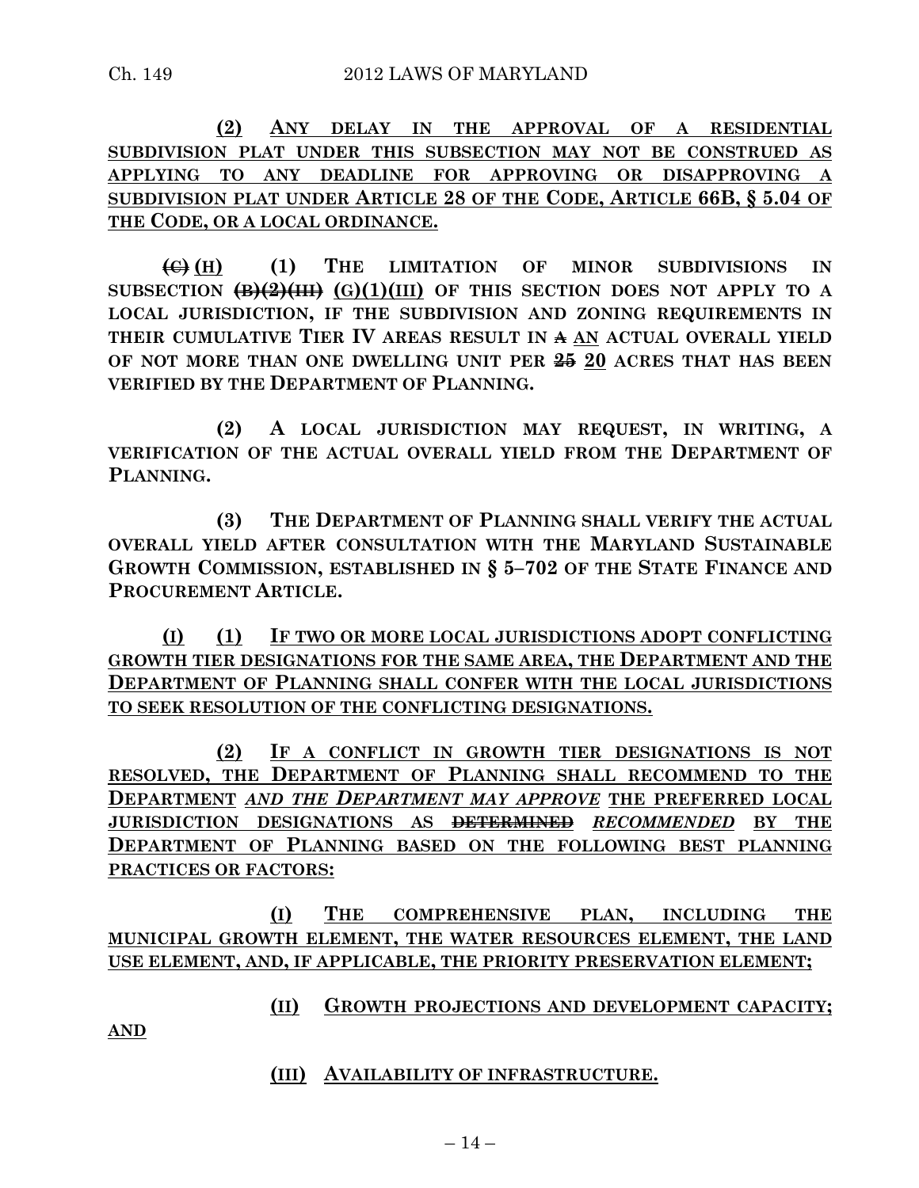**(2)** <u>**ANY DELAY IN THE APPROVAL OF A RESIDENTIAL SUBDIVISION PLAT UNDER THIS SUBSECTION MAY NOT BE CONSTRUED AS APPLYING TO ANY DEADLINE FOR APPROVING OR DISAPPROVING A SUBDIVISION PLAT UNDER ARTICLE 28 OF THE CODE, ARTICLE 66B, § 5.04 OF THE CODE, OR A LOCAL ORDINANCE.**</u>

~~**(C)**~~ <u>**(H)**</u> **(1) THE LIMITATION OF MINOR SUBDIVISIONS IN SUBSECTION** ~~**(B)(2)(III)**~~ <u>**(G)(1)(III)**</u> **OF THIS SECTION DOES NOT APPLY TO A LOCAL JURISDICTION, IF THE SUBDIVISION AND ZONING REQUIREMENTS IN THEIR CUMULATIVE TIER IV AREAS RESULT IN** ~~**A**~~ <u>**AN**</u> **ACTUAL OVERALL YIELD OF NOT MORE THAN ONE DWELLING UNIT PER** ~~**25**~~ <u>**20**</u> **ACRES THAT HAS BEEN VERIFIED BY THE DEPARTMENT OF PLANNING.**

**(2) A LOCAL JURISDICTION MAY REQUEST, IN WRITING, A VERIFICATION OF THE ACTUAL OVERALL YIELD FROM THE DEPARTMENT OF PLANNING.**

**(3) THE DEPARTMENT OF PLANNING SHALL VERIFY THE ACTUAL OVERALL YIELD AFTER CONSULTATION WITH THE MARYLAND SUSTAINABLE GROWTH COMMISSION, ESTABLISHED IN § 5–702 OF THE STATE FINANCE AND PROCUREMENT ARTICLE.**

<u>**(I)**</u> **(1)** <u>**IF TWO OR MORE LOCAL JURISDICTIONS ADOPT CONFLICTING GROWTH TIER DESIGNATIONS FOR THE SAME AREA, THE DEPARTMENT AND THE DEPARTMENT OF PLANNING SHALL CONFER WITH THE LOCAL JURISDICTIONS TO SEEK RESOLUTION OF THE CONFLICTING DESIGNATIONS.**</u>

<u>**(2)**</u> <u>**IF A CONFLICT IN GROWTH TIER DESIGNATIONS IS NOT RESOLVED, THE DEPARTMENT OF PLANNING SHALL RECOMMEND TO THE DEPARTMENT** ***AND THE DEPARTMENT MAY APPROVE*** **THE PREFERRED LOCAL JURISDICTION DESIGNATIONS AS** ~~**DETERMINED**~~ ***RECOMMENDED*** **BY THE DEPARTMENT OF PLANNING BASED ON THE FOLLOWING BEST PLANNING PRACTICES OR FACTORS:**</u>

<u>**(I)**</u> <u>**THE COMPREHENSIVE PLAN, INCLUDING THE MUNICIPAL GROWTH ELEMENT, THE WATER RESOURCES ELEMENT, THE LAND USE ELEMENT, AND, IF APPLICABLE, THE PRIORITY PRESERVATION ELEMENT;**</u>

<u>**(II)**</u> <u>**GROWTH PROJECTIONS AND DEVELOPMENT CAPACITY; AND**</u>

<u>**(III)**</u> <u>**AVAILABILITY OF INFRASTRUCTURE.**</u>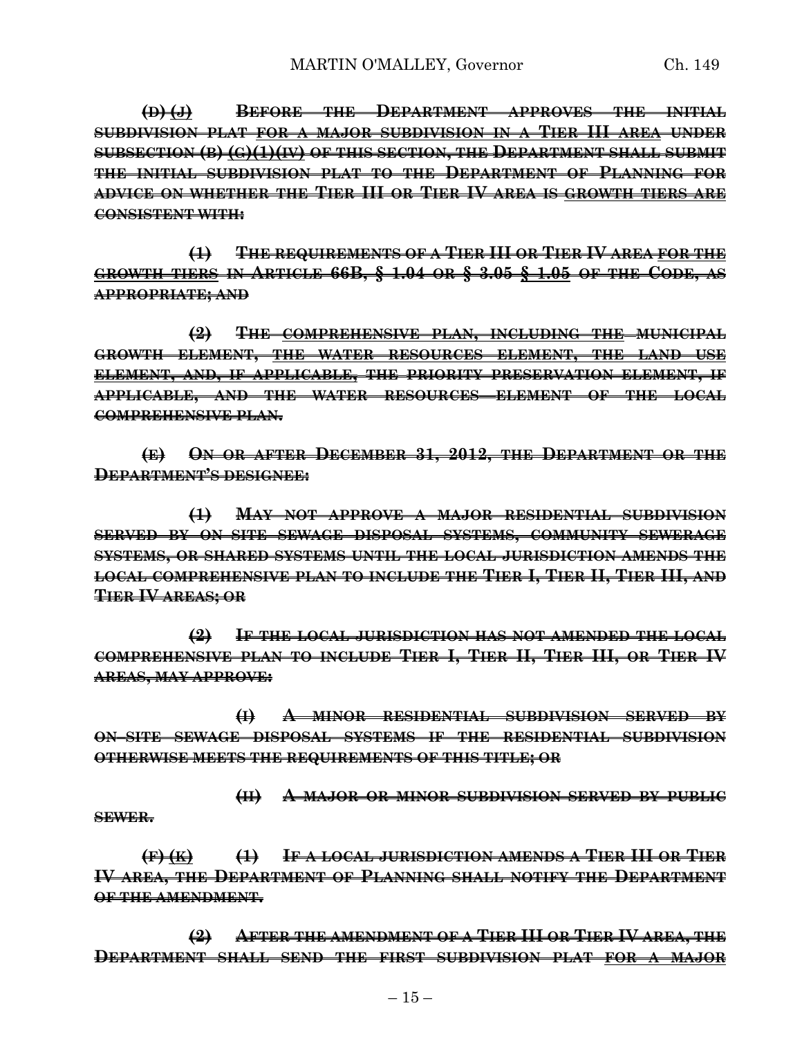~~**(D)**~~ ~~**(J)**~~ ~~**BEFORE THE DEPARTMENT APPROVES THE INITIAL SUBDIVISION PLAT FOR A MAJOR SUBDIVISION IN A TIER III AREA UNDER SUBSECTION (B) (C)(1)(IV) OF THIS SECTION, THE DEPARTMENT SHALL SUBMIT THE INITIAL SUBDIVISION PLAT TO THE DEPARTMENT OF PLANNING FOR ADVICE ON WHETHER THE TIER III OR TIER IV AREA IS GROWTH TIERS ARE CONSISTENT WITH:**~~

~~**(1) THE REQUIREMENTS OF A TIER III OR TIER IV AREA FOR THE GROWTH TIERS IN ARTICLE 66B, § 1.04 OR § 3.05 § 1.05 OF THE CODE, AS APPROPRIATE; AND**~~

~~**(2) THE COMPREHENSIVE PLAN, INCLUDING THE MUNICIPAL GROWTH ELEMENT, THE WATER RESOURCES ELEMENT, THE LAND USE ELEMENT, AND, IF APPLICABLE, THE PRIORITY PRESERVATION ELEMENT, IF APPLICABLE, AND THE WATER RESOURCES ELEMENT OF THE LOCAL COMPREHENSIVE PLAN.**~~

~~**(E) ON OR AFTER DECEMBER 31, 2012, THE DEPARTMENT OR THE DEPARTMENT'S DESIGNEE:**~~

~~**(1) MAY NOT APPROVE A MAJOR RESIDENTIAL SUBDIVISION SERVED BY ON SITE SEWAGE DISPOSAL SYSTEMS, COMMUNITY SEWERAGE SYSTEMS, OR SHARED SYSTEMS UNTIL THE LOCAL JURISDICTION AMENDS THE LOCAL COMPREHENSIVE PLAN TO INCLUDE THE TIER I, TIER II, TIER III, AND TIER IV AREAS; OR**~~

~~**(2) IF THE LOCAL JURISDICTION HAS NOT AMENDED THE LOCAL COMPREHENSIVE PLAN TO INCLUDE TIER I, TIER II, TIER III, OR TIER IV AREAS, MAY APPROVE:**~~

~~**(I) A MINOR RESIDENTIAL SUBDIVISION SERVED BY ON-SITE SEWAGE DISPOSAL SYSTEMS IF THE RESIDENTIAL SUBDIVISION OTHERWISE MEETS THE REQUIREMENTS OF THIS TITLE; OR**~~

~~**(II) A MAJOR OR MINOR SUBDIVISION SERVED BY PUBLIC SEWER.**~~

~~**(F)**~~ ~~**(K)**~~ ~~**(1) IF A LOCAL JURISDICTION AMENDS A TIER III OR TIER IV AREA, THE DEPARTMENT OF PLANNING SHALL NOTIFY THE DEPARTMENT OF THE AMENDMENT.**~~

~~**(2) AFTER THE AMENDMENT OF A TIER III OR TIER IV AREA, THE DEPARTMENT SHALL SEND THE FIRST SUBDIVISION PLAT FOR A MAJOR**~~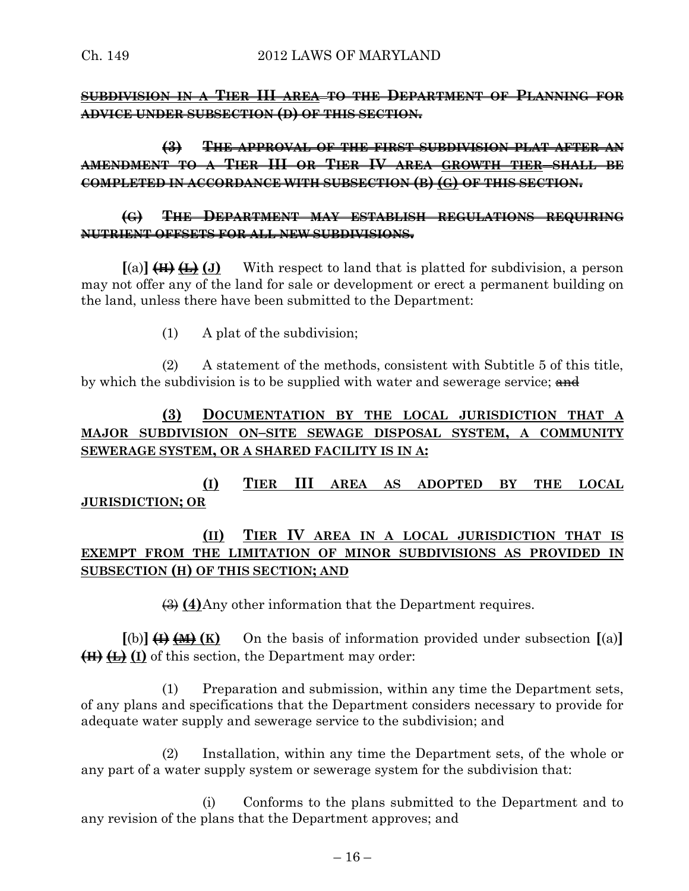~~**SUBDIVISION IN A TIER III AREA TO THE DEPARTMENT OF PLANNING FOR ADVICE UNDER SUBSECTION (D) OF THIS SECTION.**~~

~~**(3) THE APPROVAL OF THE FIRST SUBDIVISION PLAT AFTER AN AMENDMENT TO A TIER III OR TIER IV AREA**~~ ~~<u>**GROWTH TIER**</u>~~ ~~**SHALL BE COMPLETED IN ACCORDANCE WITH SUBSECTION (B)**~~ ~~<u>**(G)**</u>~~ ~~**OF THIS SECTION.**~~

~~**(G) THE DEPARTMENT MAY ESTABLISH REGULATIONS REQUIRING NUTRIENT OFFSETS FOR ALL NEW SUBDIVISIONS.**~~

**[**(a)**]** ~~**(H)**~~ ~~<u>**(L)**</u>~~ <u>**(J)**</u> With respect to land that is platted for subdivision, a person may not offer any of the land for sale or development or erect a permanent building on the land, unless there have been submitted to the Department:

(1) A plat of the subdivision;

(2) A statement of the methods, consistent with Subtitle 5 of this title, by which the subdivision is to be supplied with water and sewerage service; ~~and~~

<u>**(3) DOCUMENTATION BY THE LOCAL JURISDICTION THAT A MAJOR SUBDIVISION ON–SITE SEWAGE DISPOSAL SYSTEM, A COMMUNITY SEWERAGE SYSTEM, OR A SHARED FACILITY IS IN A:**</u>

<u>**(I) TIER III AREA AS ADOPTED BY THE LOCAL JURISDICTION; OR**</u>

<u>**(II) TIER IV AREA IN A LOCAL JURISDICTION THAT IS EXEMPT FROM THE LIMITATION OF MINOR SUBDIVISIONS AS PROVIDED IN SUBSECTION (H) OF THIS SECTION; AND**</u>

~~(3)~~ **(4)** Any other information that the Department requires.

**[**(b)**]** ~~**(I)**~~ ~~<u>**(M)**</u>~~ <u>**(K)**</u> On the basis of information provided under subsection **[**(a)**]** ~~**(H)**~~ ~~<u>**(L)**</u>~~ <u>**(I)**</u> of this section, the Department may order:

(1) Preparation and submission, within any time the Department sets, of any plans and specifications that the Department considers necessary to provide for adequate water supply and sewerage service to the subdivision; and

(2) Installation, within any time the Department sets, of the whole or any part of a water supply system or sewerage system for the subdivision that:

(i) Conforms to the plans submitted to the Department and to any revision of the plans that the Department approves; and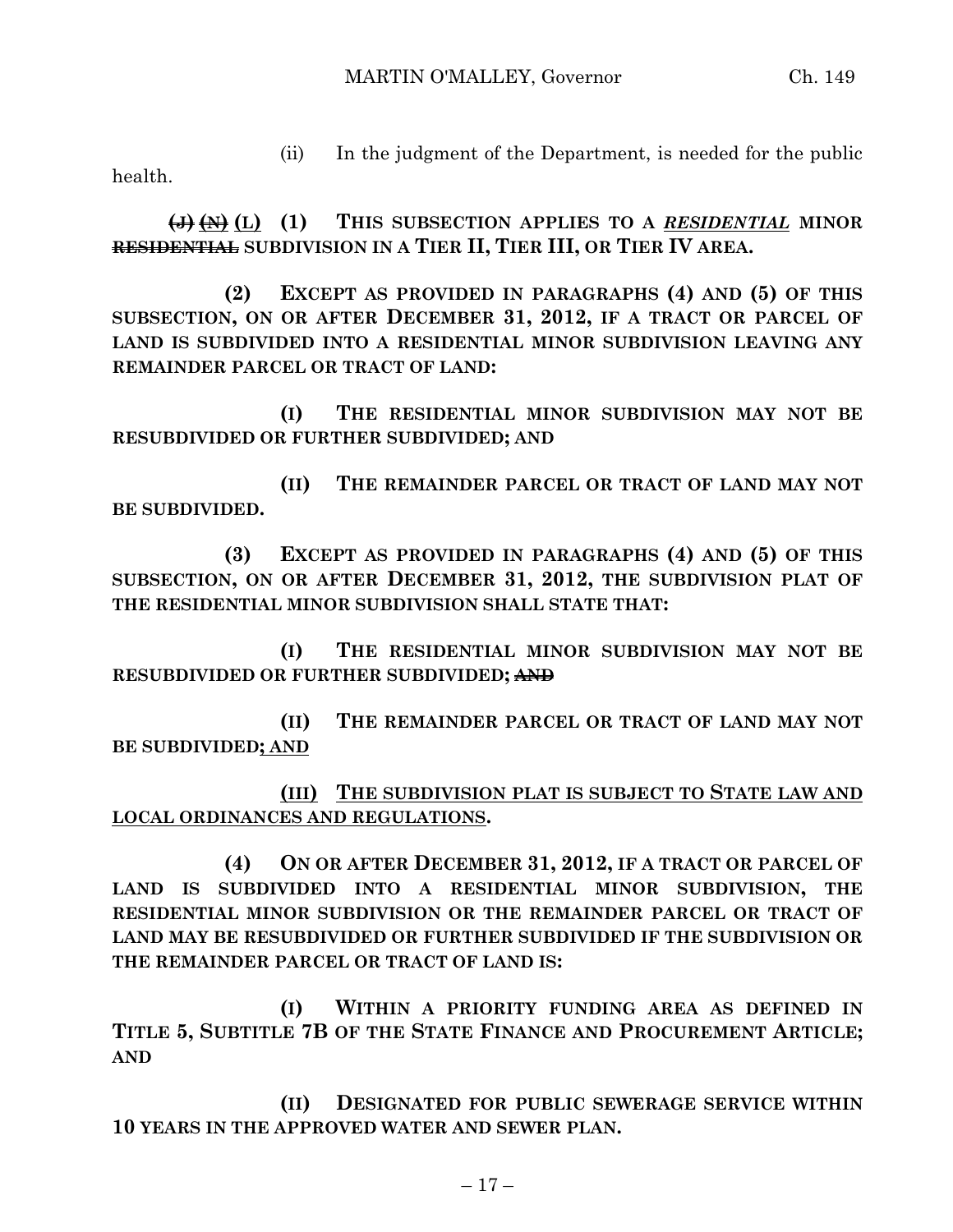(ii) In the judgment of the Department, is needed for the public health.

~~(J)~~ ~~(N)~~ <u>(L)</u> **(1) THIS SUBSECTION APPLIES TO A *<u>RESIDENTIAL</u>* MINOR ~~RESIDENTIAL~~ SUBDIVISION IN A TIER II, TIER III, OR TIER IV AREA.**

**(2) EXCEPT AS PROVIDED IN PARAGRAPHS (4) AND (5) OF THIS SUBSECTION, ON OR AFTER DECEMBER 31, 2012, IF A TRACT OR PARCEL OF LAND IS SUBDIVIDED INTO A RESIDENTIAL MINOR SUBDIVISION LEAVING ANY REMAINDER PARCEL OR TRACT OF LAND:**

**(I) THE RESIDENTIAL MINOR SUBDIVISION MAY NOT BE RESUBDIVIDED OR FURTHER SUBDIVIDED; AND**

**(II) THE REMAINDER PARCEL OR TRACT OF LAND MAY NOT BE SUBDIVIDED.**

**(3) EXCEPT AS PROVIDED IN PARAGRAPHS (4) AND (5) OF THIS SUBSECTION, ON OR AFTER DECEMBER 31, 2012, THE SUBDIVISION PLAT OF THE RESIDENTIAL MINOR SUBDIVISION SHALL STATE THAT:**

**(I) THE RESIDENTIAL MINOR SUBDIVISION MAY NOT BE RESUBDIVIDED OR FURTHER SUBDIVIDED; ~~AND~~**

**(II) THE REMAINDER PARCEL OR TRACT OF LAND MAY NOT BE SUBDIVIDED<u>; AND</u>**

**<u>(III) THE SUBDIVISION PLAT IS SUBJECT TO STATE LAW AND LOCAL ORDINANCES AND REGULATIONS</u>.**

**(4) ON OR AFTER DECEMBER 31, 2012, IF A TRACT OR PARCEL OF LAND IS SUBDIVIDED INTO A RESIDENTIAL MINOR SUBDIVISION, THE RESIDENTIAL MINOR SUBDIVISION OR THE REMAINDER PARCEL OR TRACT OF LAND MAY BE RESUBDIVIDED OR FURTHER SUBDIVIDED IF THE SUBDIVISION OR THE REMAINDER PARCEL OR TRACT OF LAND IS:**

**(I) WITHIN A PRIORITY FUNDING AREA AS DEFINED IN TITLE 5, SUBTITLE 7B OF THE STATE FINANCE AND PROCUREMENT ARTICLE; AND**

**(II) DESIGNATED FOR PUBLIC SEWERAGE SERVICE WITHIN 10 YEARS IN THE APPROVED WATER AND SEWER PLAN.**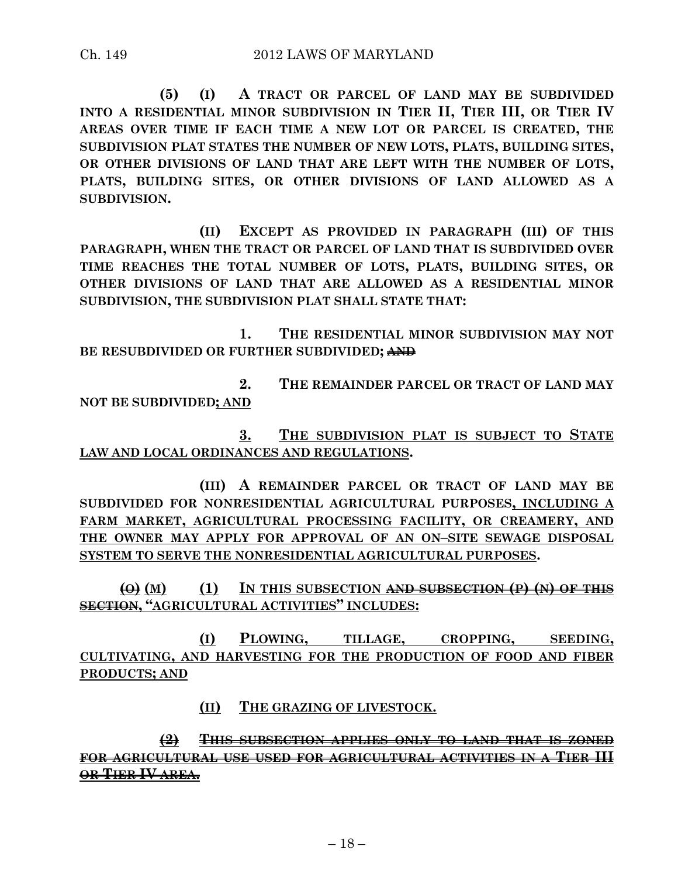**(5) (I) A TRACT OR PARCEL OF LAND MAY BE SUBDIVIDED INTO A RESIDENTIAL MINOR SUBDIVISION IN TIER II, TIER III, OR TIER IV AREAS OVER TIME IF EACH TIME A NEW LOT OR PARCEL IS CREATED, THE SUBDIVISION PLAT STATES THE NUMBER OF NEW LOTS, PLATS, BUILDING SITES, OR OTHER DIVISIONS OF LAND THAT ARE LEFT WITH THE NUMBER OF LOTS, PLATS, BUILDING SITES, OR OTHER DIVISIONS OF LAND ALLOWED AS A SUBDIVISION.**

**(II) EXCEPT AS PROVIDED IN PARAGRAPH (III) OF THIS PARAGRAPH, WHEN THE TRACT OR PARCEL OF LAND THAT IS SUBDIVIDED OVER TIME REACHES THE TOTAL NUMBER OF LOTS, PLATS, BUILDING SITES, OR OTHER DIVISIONS OF LAND THAT ARE ALLOWED AS A RESIDENTIAL MINOR SUBDIVISION, THE SUBDIVISION PLAT SHALL STATE THAT:**

**1. THE RESIDENTIAL MINOR SUBDIVISION MAY NOT BE RESUBDIVIDED OR FURTHER SUBDIVIDED; ~~AND~~**

**2. THE REMAINDER PARCEL OR TRACT OF LAND MAY NOT BE SUBDIVIDED; AND**

**3. THE SUBDIVISION PLAT IS SUBJECT TO STATE LAW AND LOCAL ORDINANCES AND REGULATIONS.**

**(III) A REMAINDER PARCEL OR TRACT OF LAND MAY BE SUBDIVIDED FOR NONRESIDENTIAL AGRICULTURAL PURPOSES, INCLUDING A FARM MARKET, AGRICULTURAL PROCESSING FACILITY, OR CREAMERY, AND THE OWNER MAY APPLY FOR APPROVAL OF AN ON–SITE SEWAGE DISPOSAL SYSTEM TO SERVE THE NONRESIDENTIAL AGRICULTURAL PURPOSES.**

**~~(O)~~ (M) (1) IN THIS SUBSECTION ~~AND SUBSECTION (P) (N) OF THIS SECTION~~, "AGRICULTURAL ACTIVITIES" INCLUDES:**

**(I) PLOWING, TILLAGE, CROPPING, SEEDING, CULTIVATING, AND HARVESTING FOR THE PRODUCTION OF FOOD AND FIBER PRODUCTS; AND**

**(II) THE GRAZING OF LIVESTOCK.**

**~~(2) THIS SUBSECTION APPLIES ONLY TO LAND THAT IS ZONED FOR AGRICULTURAL USE USED FOR AGRICULTURAL ACTIVITIES IN A TIER III OR TIER IV AREA.~~**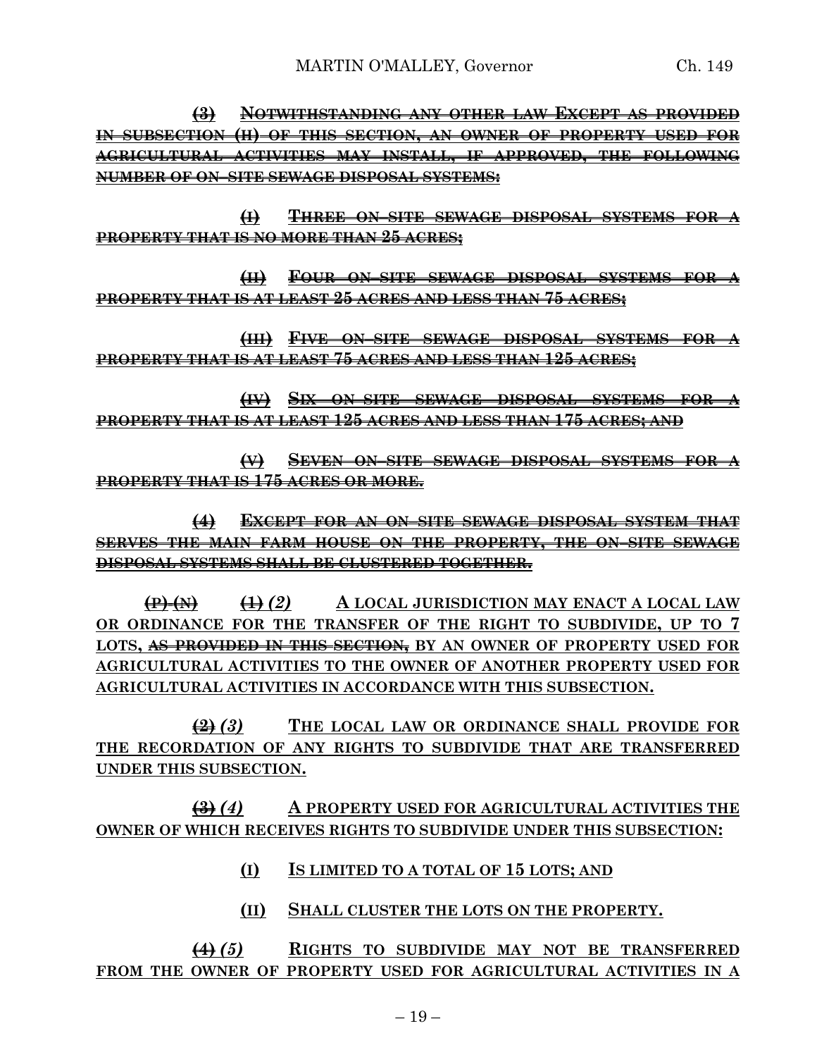~~(3) NOTWITHSTANDING ANY OTHER LAW EXCEPT AS PROVIDED IN SUBSECTION (H) OF THIS SECTION, AN OWNER OF PROPERTY USED FOR AGRICULTURAL ACTIVITIES MAY INSTALL, IF APPROVED, THE FOLLOWING NUMBER OF ON–SITE SEWAGE DISPOSAL SYSTEMS:~~

~~(I) THREE ON–SITE SEWAGE DISPOSAL SYSTEMS FOR A PROPERTY THAT IS NO MORE THAN 25 ACRES;~~

~~(II) FOUR ON–SITE SEWAGE DISPOSAL SYSTEMS FOR A PROPERTY THAT IS AT LEAST 25 ACRES AND LESS THAN 75 ACRES;~~

~~(III) FIVE ON–SITE SEWAGE DISPOSAL SYSTEMS FOR A PROPERTY THAT IS AT LEAST 75 ACRES AND LESS THAN 125 ACRES;~~

~~(IV) SIX ON–SITE SEWAGE DISPOSAL SYSTEMS FOR A PROPERTY THAT IS AT LEAST 125 ACRES AND LESS THAN 175 ACRES; AND~~

~~(V) SEVEN ON–SITE SEWAGE DISPOSAL SYSTEMS FOR A PROPERTY THAT IS 175 ACRES OR MORE.~~

~~(4) EXCEPT FOR AN ON–SITE SEWAGE DISPOSAL SYSTEM THAT SERVES THE MAIN FARM HOUSE ON THE PROPERTY, THE ON–SITE SEWAGE DISPOSAL SYSTEMS SHALL BE CLUSTERED TOGETHER.~~

~~(P)~~ ~~(N)~~ ~~(1)~~ *(2)* A LOCAL JURISDICTION MAY ENACT A LOCAL LAW OR ORDINANCE FOR THE TRANSFER OF THE RIGHT TO SUBDIVIDE, UP TO 7 LOTS, ~~AS PROVIDED IN THIS SECTION,~~ BY AN OWNER OF PROPERTY USED FOR AGRICULTURAL ACTIVITIES TO THE OWNER OF ANOTHER PROPERTY USED FOR AGRICULTURAL ACTIVITIES IN ACCORDANCE WITH THIS SUBSECTION.

~~(2)~~ *(3)* THE LOCAL LAW OR ORDINANCE SHALL PROVIDE FOR THE RECORDATION OF ANY RIGHTS TO SUBDIVIDE THAT ARE TRANSFERRED UNDER THIS SUBSECTION.

~~(3)~~ *(4)* A PROPERTY USED FOR AGRICULTURAL ACTIVITIES THE OWNER OF WHICH RECEIVES RIGHTS TO SUBDIVIDE UNDER THIS SUBSECTION:

(I) IS LIMITED TO A TOTAL OF 15 LOTS; AND

(II) SHALL CLUSTER THE LOTS ON THE PROPERTY.

~~(4)~~ *(5)* RIGHTS TO SUBDIVIDE MAY NOT BE TRANSFERRED FROM THE OWNER OF PROPERTY USED FOR AGRICULTURAL ACTIVITIES IN A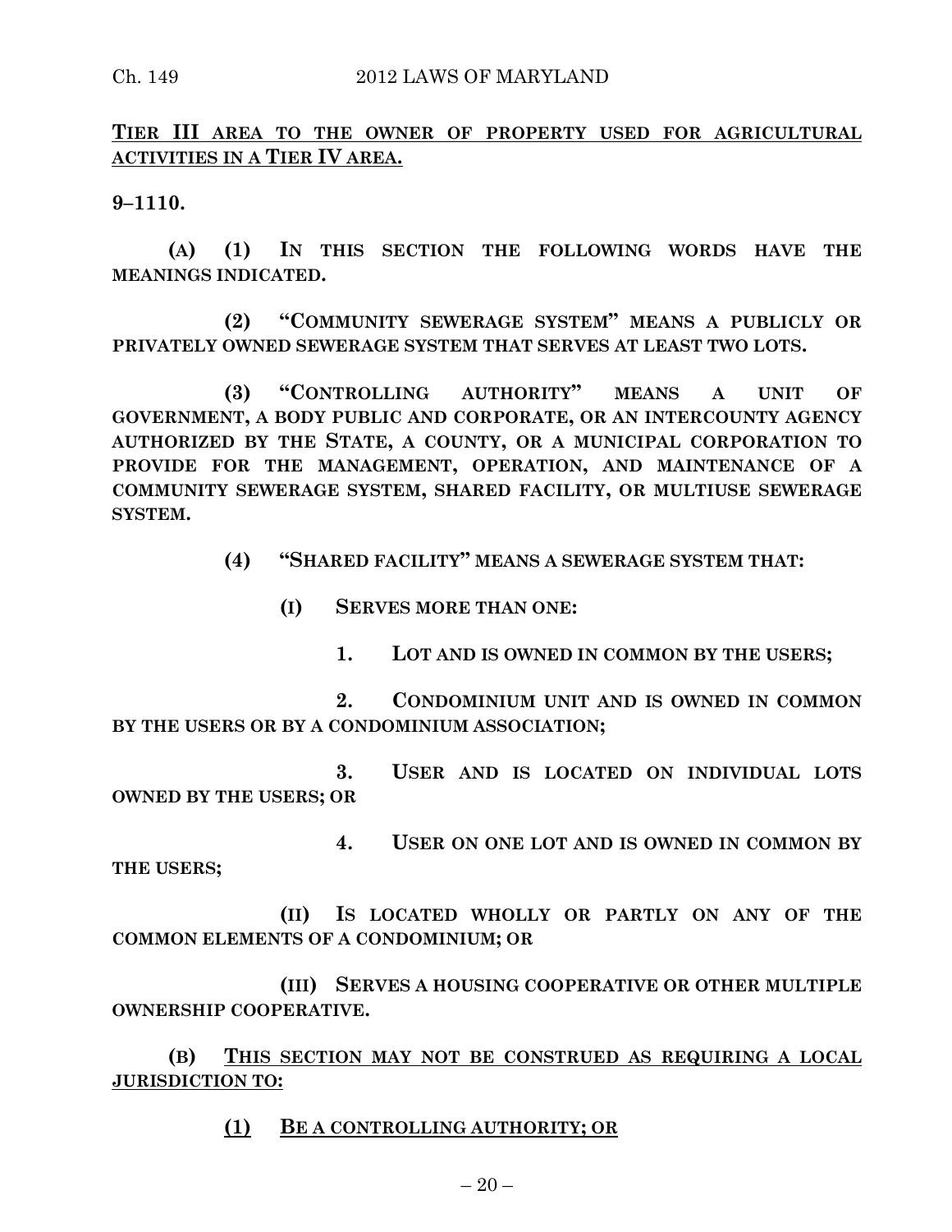TIER III AREA TO THE OWNER OF PROPERTY USED FOR AGRICULTURAL ACTIVITIES IN A TIER IV AREA.

**9–1110.**

**(A) (1) IN THIS SECTION THE FOLLOWING WORDS HAVE THE MEANINGS INDICATED.**

**(2) "COMMUNITY SEWERAGE SYSTEM" MEANS A PUBLICLY OR PRIVATELY OWNED SEWERAGE SYSTEM THAT SERVES AT LEAST TWO LOTS.**

**(3) "CONTROLLING AUTHORITY" MEANS A UNIT OF GOVERNMENT, A BODY PUBLIC AND CORPORATE, OR AN INTERCOUNTY AGENCY AUTHORIZED BY THE STATE, A COUNTY, OR A MUNICIPAL CORPORATION TO PROVIDE FOR THE MANAGEMENT, OPERATION, AND MAINTENANCE OF A COMMUNITY SEWERAGE SYSTEM, SHARED FACILITY, OR MULTIUSE SEWERAGE SYSTEM.**

**(4) "SHARED FACILITY" MEANS A SEWERAGE SYSTEM THAT:**

**(I) SERVES MORE THAN ONE:**

**1. LOT AND IS OWNED IN COMMON BY THE USERS;**

**2. CONDOMINIUM UNIT AND IS OWNED IN COMMON BY THE USERS OR BY A CONDOMINIUM ASSOCIATION;**

**3. USER AND IS LOCATED ON INDIVIDUAL LOTS OWNED BY THE USERS; OR**

**4. USER ON ONE LOT AND IS OWNED IN COMMON BY THE USERS;**

**(II) IS LOCATED WHOLLY OR PARTLY ON ANY OF THE COMMON ELEMENTS OF A CONDOMINIUM; OR**

**(III) SERVES A HOUSING COOPERATIVE OR OTHER MULTIPLE OWNERSHIP COOPERATIVE.**

**(B) THIS SECTION MAY NOT BE CONSTRUED AS REQUIRING A LOCAL JURISDICTION TO:**

**(1) BE A CONTROLLING AUTHORITY; OR**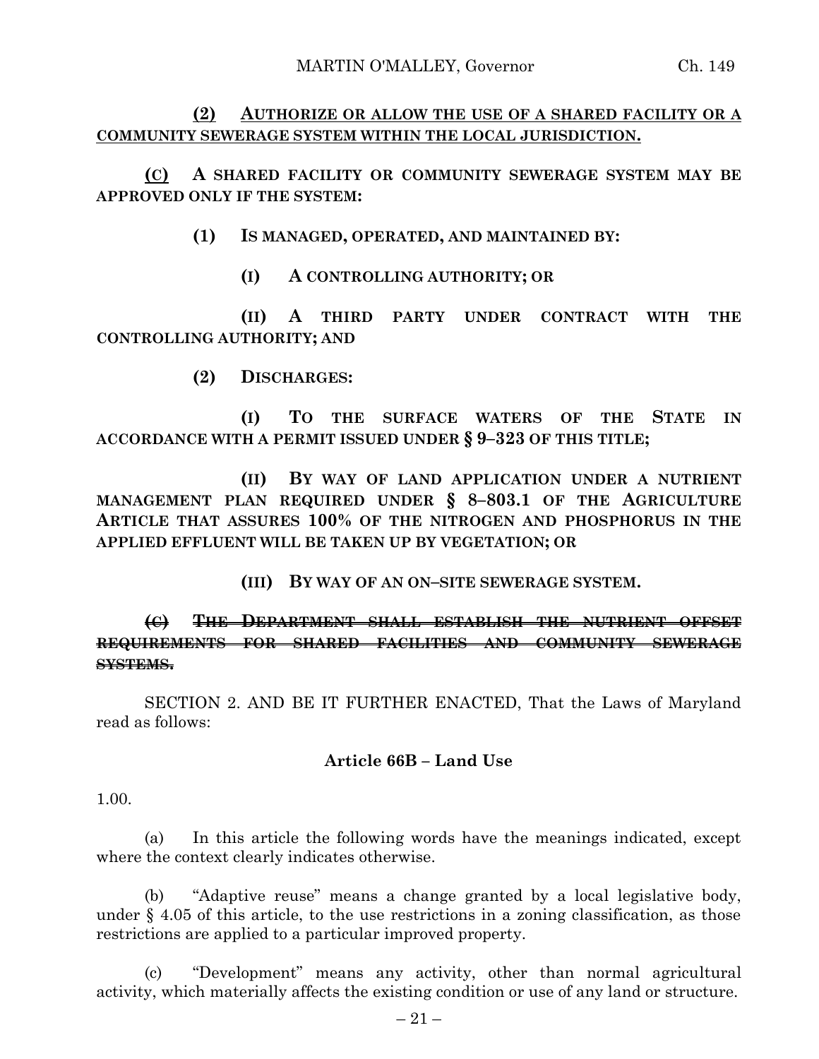**(2) AUTHORIZE OR ALLOW THE USE OF A SHARED FACILITY OR A COMMUNITY SEWERAGE SYSTEM WITHIN THE LOCAL JURISDICTION.**

**(C) A SHARED FACILITY OR COMMUNITY SEWERAGE SYSTEM MAY BE APPROVED ONLY IF THE SYSTEM:**

**(1) IS MANAGED, OPERATED, AND MAINTAINED BY:**

**(I) A CONTROLLING AUTHORITY; OR**

**(II) A THIRD PARTY UNDER CONTRACT WITH THE CONTROLLING AUTHORITY; AND**

**(2) DISCHARGES:**

**(I) TO THE SURFACE WATERS OF THE STATE IN ACCORDANCE WITH A PERMIT ISSUED UNDER § 9–323 OF THIS TITLE;**

**(II) BY WAY OF LAND APPLICATION UNDER A NUTRIENT MANAGEMENT PLAN REQUIRED UNDER § 8–803.1 OF THE AGRICULTURE ARTICLE THAT ASSURES 100% OF THE NITROGEN AND PHOSPHORUS IN THE APPLIED EFFLUENT WILL BE TAKEN UP BY VEGETATION; OR**

**(III) BY WAY OF AN ON–SITE SEWERAGE SYSTEM.**

~~**(C) THE DEPARTMENT SHALL ESTABLISH THE NUTRIENT OFFSET REQUIREMENTS FOR SHARED FACILITIES AND COMMUNITY SEWERAGE SYSTEMS.**~~

SECTION 2. AND BE IT FURTHER ENACTED, That the Laws of Maryland read as follows:

**Article 66B – Land Use**

1.00.

(a) In this article the following words have the meanings indicated, except where the context clearly indicates otherwise.

(b) "Adaptive reuse" means a change granted by a local legislative body, under § 4.05 of this article, to the use restrictions in a zoning classification, as those restrictions are applied to a particular improved property.

(c) "Development" means any activity, other than normal agricultural activity, which materially affects the existing condition or use of any land or structure.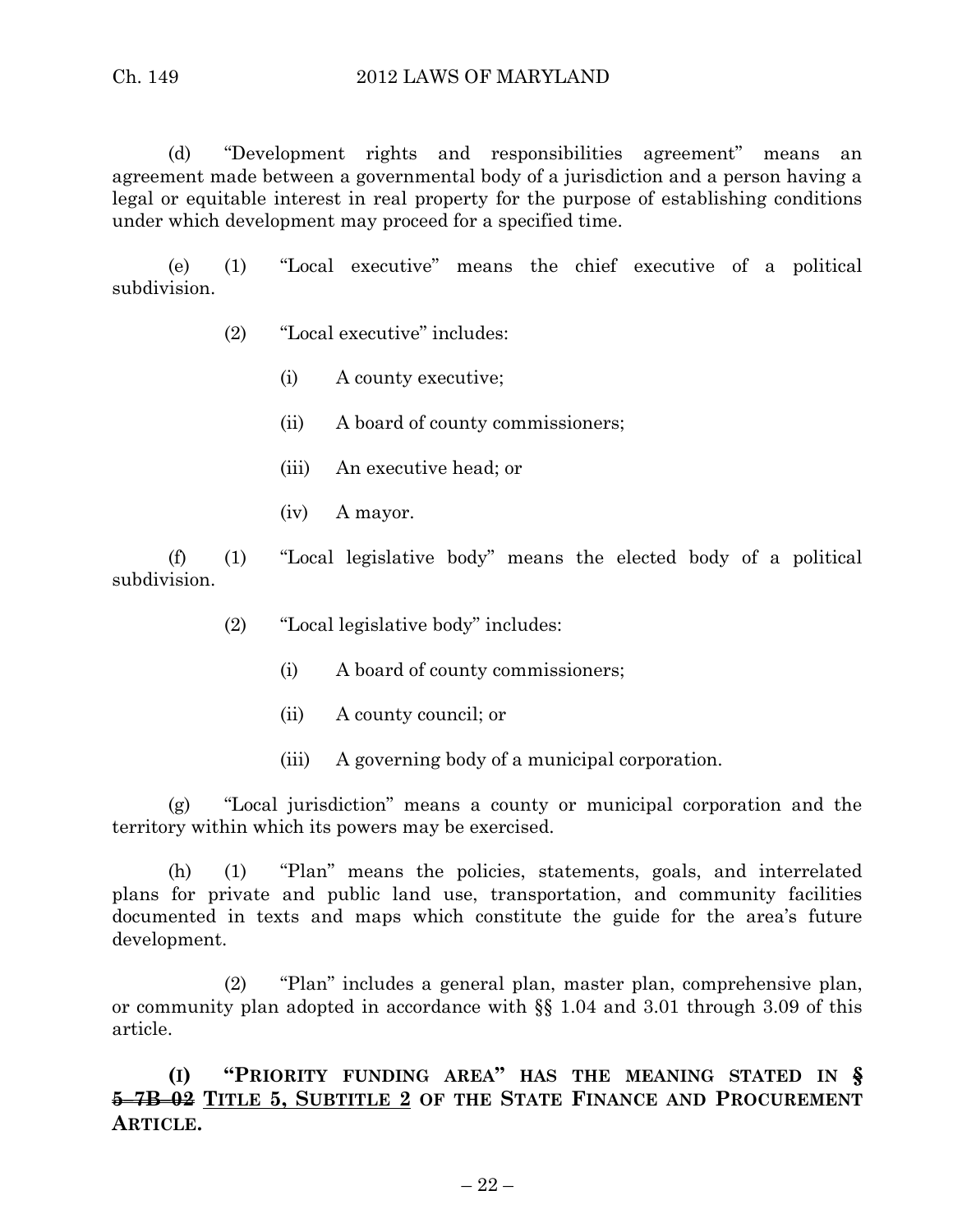(d) "Development rights and responsibilities agreement" means an agreement made between a governmental body of a jurisdiction and a person having a legal or equitable interest in real property for the purpose of establishing conditions under which development may proceed for a specified time.

(e) (1) "Local executive" means the chief executive of a political subdivision.

(2) "Local executive" includes:

(i) A county executive;

(ii) A board of county commissioners;

(iii) An executive head; or

(iv) A mayor.

(f) (1) "Local legislative body" means the elected body of a political subdivision.

(2) "Local legislative body" includes:

(i) A board of county commissioners;

(ii) A county council; or

(iii) A governing body of a municipal corporation.

(g) "Local jurisdiction" means a county or municipal corporation and the territory within which its powers may be exercised.

(h) (1) "Plan" means the policies, statements, goals, and interrelated plans for private and public land use, transportation, and community facilities documented in texts and maps which constitute the guide for the area's future development.

(2) "Plan" includes a general plan, master plan, comprehensive plan, or community plan adopted in accordance with §§ 1.04 and 3.01 through 3.09 of this article.

**(I) "PRIORITY FUNDING AREA" HAS THE MEANING STATED IN § ~~5–7B–02~~ <u>TITLE 5, SUBTITLE 2</u> OF THE STATE FINANCE AND PROCUREMENT ARTICLE.**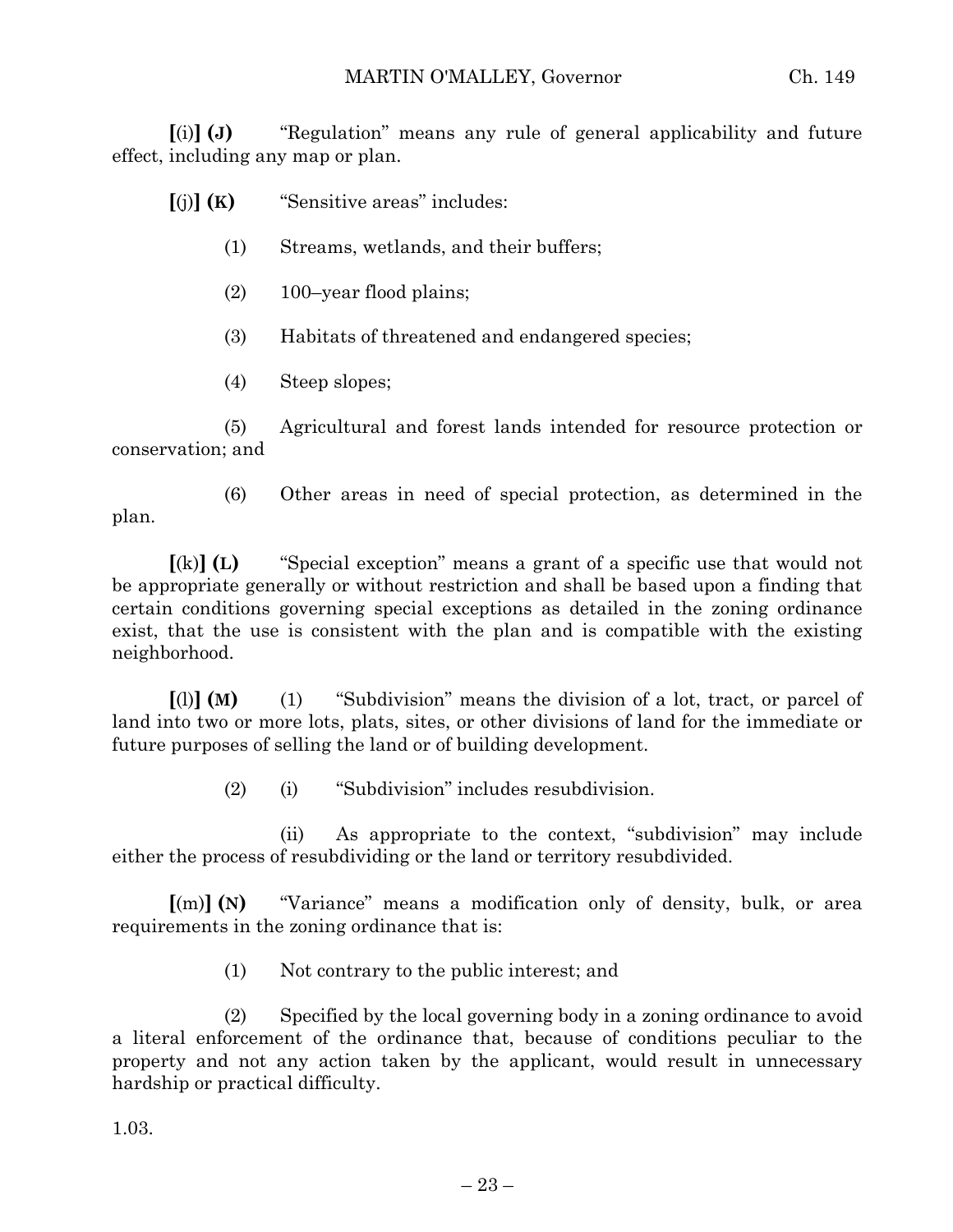**[**(i)**] (J)** "Regulation" means any rule of general applicability and future effect, including any map or plan.

**[**(j)**] (K)** "Sensitive areas" includes:

(1) Streams, wetlands, and their buffers;

(2) 100–year flood plains;

(3) Habitats of threatened and endangered species;

(4) Steep slopes;

(5) Agricultural and forest lands intended for resource protection or conservation; and

(6) Other areas in need of special protection, as determined in the plan.

**[**(k)**] (L)** "Special exception" means a grant of a specific use that would not be appropriate generally or without restriction and shall be based upon a finding that certain conditions governing special exceptions as detailed in the zoning ordinance exist, that the use is consistent with the plan and is compatible with the existing neighborhood.

**[**(l)**] (M)** (1) "Subdivision" means the division of a lot, tract, or parcel of land into two or more lots, plats, sites, or other divisions of land for the immediate or future purposes of selling the land or of building development.

(2) (i) "Subdivision" includes resubdivision.

(ii) As appropriate to the context, "subdivision" may include either the process of resubdividing or the land or territory resubdivided.

**[**(m)**] (N)** "Variance" means a modification only of density, bulk, or area requirements in the zoning ordinance that is:

(1) Not contrary to the public interest; and

(2) Specified by the local governing body in a zoning ordinance to avoid a literal enforcement of the ordinance that, because of conditions peculiar to the property and not any action taken by the applicant, would result in unnecessary hardship or practical difficulty.

1.03.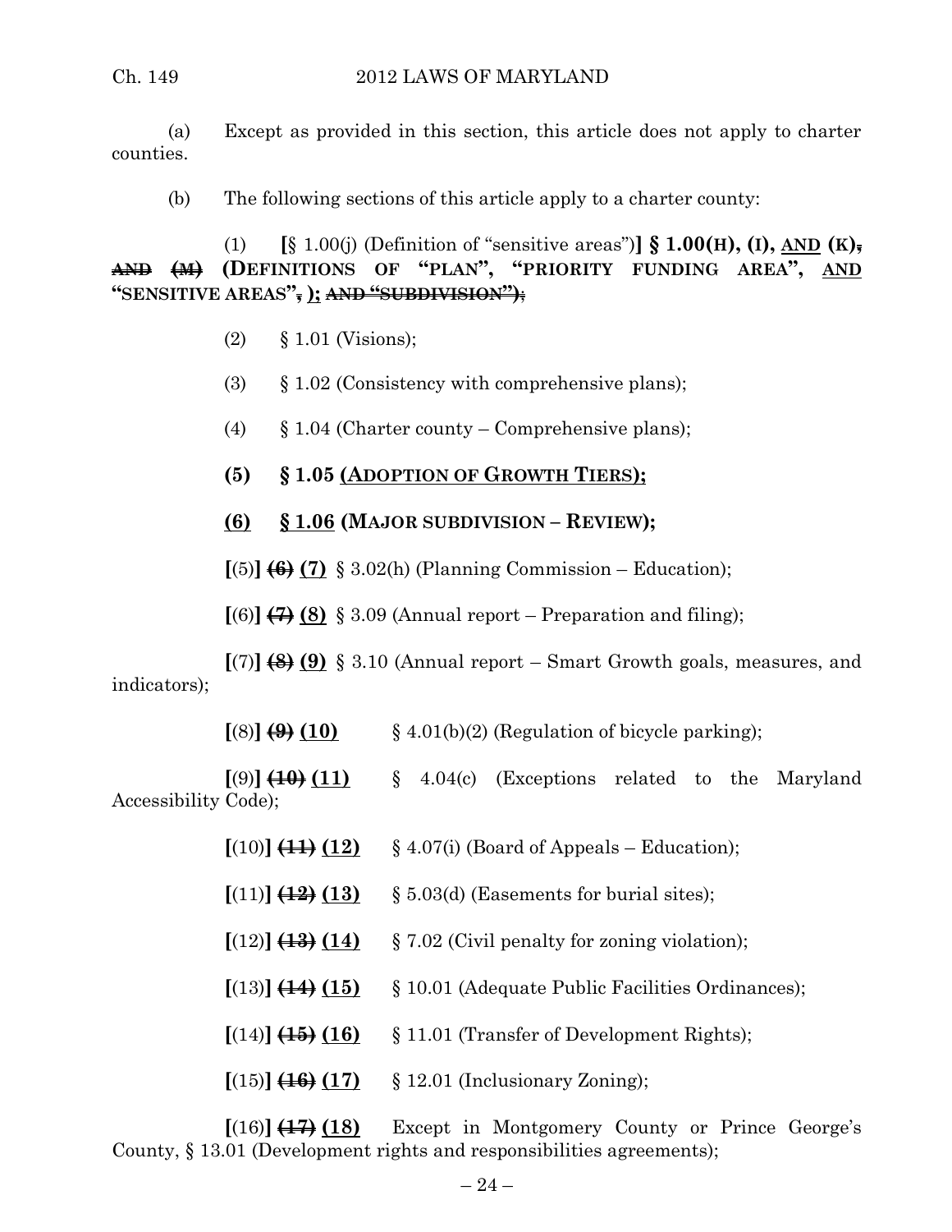(a) Except as provided in this section, this article does not apply to charter counties.

(b) The following sections of this article apply to a charter county:

(1) **[**§ 1.00(j) (Definition of "sensitive areas")**] § 1.00(H), (I), <u>AND</u> (K), ~~AND (M)~~ (DEFINITIONS OF "PLAN", "PRIORITY FUNDING AREA", <u>AND</u> "SENSITIVE AREAS"~~,~~ <u>);</u> ~~AND "SUBDIVISION");~~**

(2) § 1.01 (Visions);

(3) § 1.02 (Consistency with comprehensive plans);

(4) § 1.04 (Charter county – Comprehensive plans);

**(5) § 1.05 <u>(ADOPTION OF GROWTH TIERS);</u>**

**<u>(6)</u> <u>§ 1.06</u> (MAJOR SUBDIVISION – REVIEW);**

**[**(5)**] ~~(6)~~ <u>(7)</u>** § 3.02(h) (Planning Commission – Education);

**[**(6)**] ~~(7)~~ <u>(8)</u>** § 3.09 (Annual report – Preparation and filing);

**[**(7)**] ~~(8)~~ <u>(9)</u>** § 3.10 (Annual report – Smart Growth goals, measures, and indicators);

**[**(8)**] ~~(9)~~ <u>(10)</u>** § 4.01(b)(2) (Regulation of bicycle parking);

**[**(9)**] ~~(10)~~ <u>(11)</u>** § 4.04(c) (Exceptions related to the Maryland Accessibility Code);

**[**(10)**] ~~(11)~~ <u>(12)</u>** § 4.07(i) (Board of Appeals – Education);

**[**(11)**] ~~(12)~~ <u>(13)</u>** § 5.03(d) (Easements for burial sites);

**[**(12)**] ~~(13)~~ <u>(14)</u>** § 7.02 (Civil penalty for zoning violation);

**[**(13)**] ~~(14)~~ <u>(15)</u>** § 10.01 (Adequate Public Facilities Ordinances);

**[**(14)**] ~~(15)~~ <u>(16)</u>** § 11.01 (Transfer of Development Rights);

**[**(15)**] ~~(16)~~ <u>(17)</u>** § 12.01 (Inclusionary Zoning);

**[**(16)**] ~~(17)~~ <u>(18)</u>** Except in Montgomery County or Prince George's County, § 13.01 (Development rights and responsibilities agreements);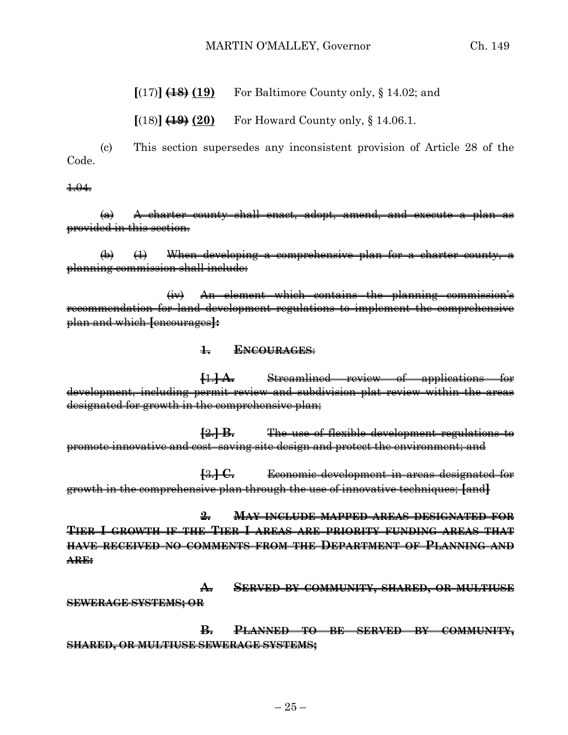**[**(17)**]** ~~(18)~~ **(19)** For Baltimore County only, § 14.02; and

**[**(18)**]** ~~(19)~~ **(20)** For Howard County only, § 14.06.1.

(c) This section supersedes any inconsistent provision of Article 28 of the Code.

~~1.04.~~

~~(a) A charter county shall enact, adopt, amend, and execute a plan as provided in this section.~~

~~(b) (1) When developing a comprehensive plan for a charter county, a planning commission shall include:~~

~~(iv) An element which contains the planning commission's recommendation for land development regulations to implement the comprehensive plan and which **[**encourages**]**:~~

~~**1. ENCOURAGES**:~~

~~**[**1.**]** **A.** Streamlined review of applications for development, including permit review and subdivision plat review within the areas designated for growth in the comprehensive plan;~~

~~**[**2.**]** **B.** The use of flexible development regulations to promote innovative and cost–saving site design and protect the environment; and~~

~~**[**3.**]** **C.** Economic development in areas designated for growth in the comprehensive plan through the use of innovative techniques; **[**and**]**~~

~~**2. MAY INCLUDE MAPPED AREAS DESIGNATED FOR TIER I GROWTH IF THE TIER I AREAS ARE PRIORITY FUNDING AREAS THAT HAVE RECEIVED NO COMMENTS FROM THE DEPARTMENT OF PLANNING AND ARE:**~~

~~**A. SERVED BY COMMUNITY, SHARED, OR MULTIUSE SEWERAGE SYSTEMS; OR**~~

~~**B. PLANNED TO BE SERVED BY COMMUNITY, SHARED, OR MULTIUSE SEWERAGE SYSTEMS;**~~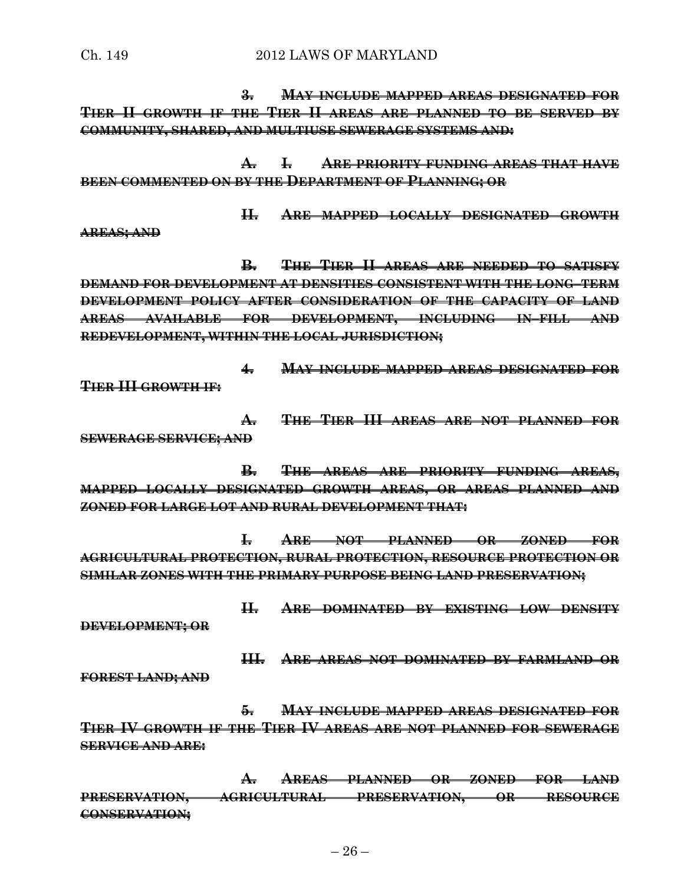~~**3. MAY INCLUDE MAPPED AREAS DESIGNATED FOR TIER II GROWTH IF THE TIER II AREAS ARE PLANNED TO BE SERVED BY COMMUNITY, SHARED, AND MULTIUSE SEWERAGE SYSTEMS AND:**~~

~~**A. I. ARE PRIORITY FUNDING AREAS THAT HAVE BEEN COMMENTED ON BY THE DEPARTMENT OF PLANNING; OR**~~

~~**II. ARE MAPPED LOCALLY DESIGNATED GROWTH AREAS; AND**~~

~~**B. THE TIER II AREAS ARE NEEDED TO SATISFY DEMAND FOR DEVELOPMENT AT DENSITIES CONSISTENT WITH THE LONG-TERM DEVELOPMENT POLICY AFTER CONSIDERATION OF THE CAPACITY OF LAND AREAS AVAILABLE FOR DEVELOPMENT, INCLUDING IN-FILL AND REDEVELOPMENT, WITHIN THE LOCAL JURISDICTION;**~~

~~**4. MAY INCLUDE MAPPED AREAS DESIGNATED FOR TIER III GROWTH IF:**~~

~~**A. THE TIER III AREAS ARE NOT PLANNED FOR SEWERAGE SERVICE; AND**~~

~~**B. THE AREAS ARE PRIORITY FUNDING AREAS, MAPPED LOCALLY DESIGNATED GROWTH AREAS, OR AREAS PLANNED AND ZONED FOR LARGE LOT AND RURAL DEVELOPMENT THAT:**~~

~~**I. ARE NOT PLANNED OR ZONED FOR AGRICULTURAL PROTECTION, RURAL PROTECTION, RESOURCE PROTECTION OR SIMILAR ZONES WITH THE PRIMARY PURPOSE BEING LAND PRESERVATION;**~~

~~**II. ARE DOMINATED BY EXISTING LOW DENSITY DEVELOPMENT; OR**~~

~~**III. ARE AREAS NOT DOMINATED BY FARMLAND OR FOREST LAND; AND**~~

~~**5. MAY INCLUDE MAPPED AREAS DESIGNATED FOR TIER IV GROWTH IF THE TIER IV AREAS ARE NOT PLANNED FOR SEWERAGE SERVICE AND ARE:**~~

~~**A. AREAS PLANNED OR ZONED FOR LAND PRESERVATION, AGRICULTURAL PRESERVATION, OR RESOURCE CONSERVATION;**~~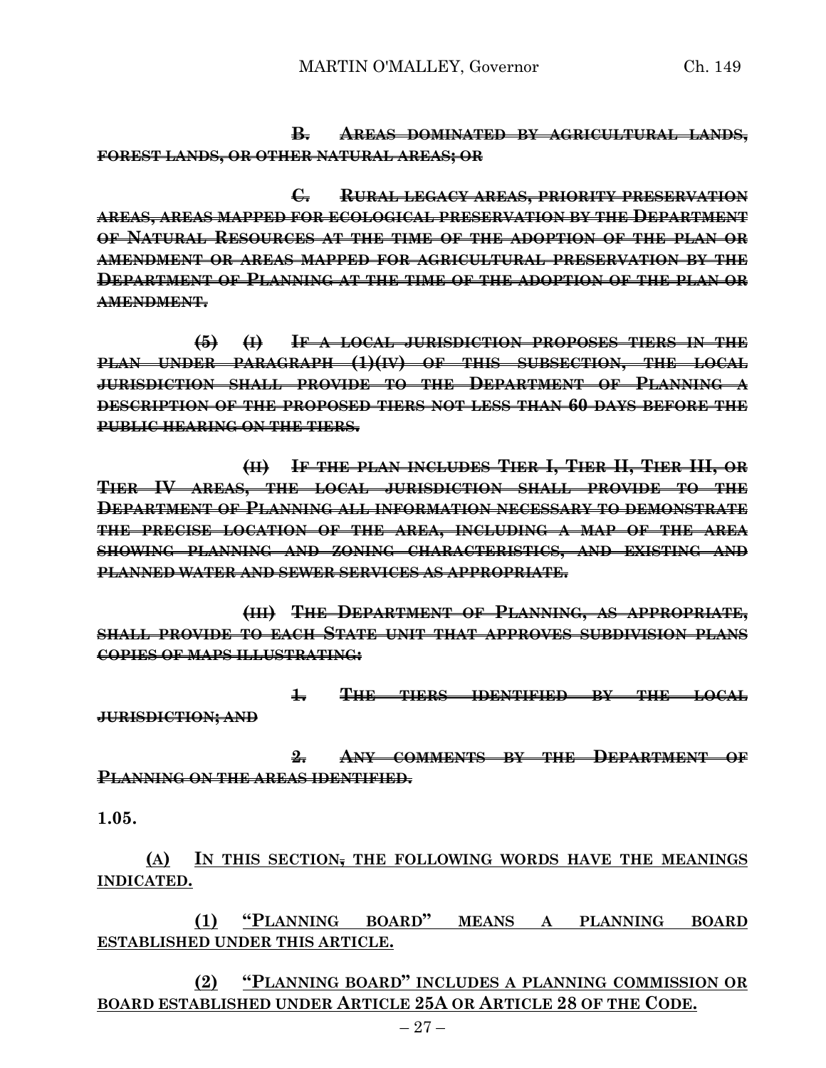~~**B. AREAS DOMINATED BY AGRICULTURAL LANDS, FOREST LANDS, OR OTHER NATURAL AREAS; OR**~~

~~**C. RURAL LEGACY AREAS, PRIORITY PRESERVATION AREAS, AREAS MAPPED FOR ECOLOGICAL PRESERVATION BY THE DEPARTMENT OF NATURAL RESOURCES AT THE TIME OF THE ADOPTION OF THE PLAN OR AMENDMENT OR AREAS MAPPED FOR AGRICULTURAL PRESERVATION BY THE DEPARTMENT OF PLANNING AT THE TIME OF THE ADOPTION OF THE PLAN OR AMENDMENT.**~~

~~**(5) (I) IF A LOCAL JURISDICTION PROPOSES TIERS IN THE PLAN UNDER PARAGRAPH (1)(IV) OF THIS SUBSECTION, THE LOCAL JURISDICTION SHALL PROVIDE TO THE DEPARTMENT OF PLANNING A DESCRIPTION OF THE PROPOSED TIERS NOT LESS THAN 60 DAYS BEFORE THE PUBLIC HEARING ON THE TIERS.**~~

~~**(II) IF THE PLAN INCLUDES TIER I, TIER II, TIER III, OR TIER IV AREAS, THE LOCAL JURISDICTION SHALL PROVIDE TO THE DEPARTMENT OF PLANNING ALL INFORMATION NECESSARY TO DEMONSTRATE THE PRECISE LOCATION OF THE AREA, INCLUDING A MAP OF THE AREA SHOWING PLANNING AND ZONING CHARACTERISTICS, AND EXISTING AND PLANNED WATER AND SEWER SERVICES AS APPROPRIATE.**~~

~~**(III) THE DEPARTMENT OF PLANNING, AS APPROPRIATE, SHALL PROVIDE TO EACH STATE UNIT THAT APPROVES SUBDIVISION PLANS COPIES OF MAPS ILLUSTRATING:**~~

~~**1. THE TIERS IDENTIFIED BY THE LOCAL JURISDICTION; AND**~~

~~**2. ANY COMMENTS BY THE DEPARTMENT OF PLANNING ON THE AREAS IDENTIFIED.**~~

**1.05.**

<u>**(A)**</u> **<u>IN THIS SECTION</u>~~,~~ <u>THE FOLLOWING WORDS HAVE THE MEANINGS INDICATED.</u>**

<u>**(1) "PLANNING BOARD" MEANS A PLANNING BOARD ESTABLISHED UNDER THIS ARTICLE.**</u>

<u>**(2) "PLANNING BOARD" INCLUDES A PLANNING COMMISSION OR BOARD ESTABLISHED UNDER ARTICLE 25A OR ARTICLE 28 OF THE CODE.**</u>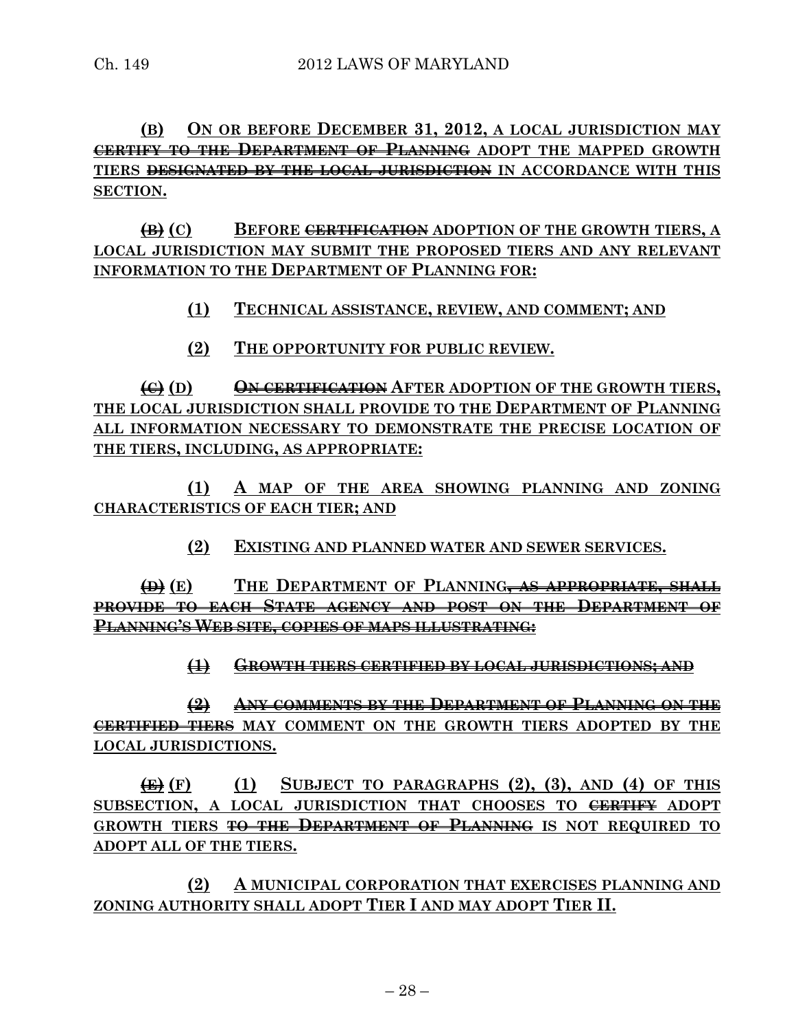**(B) ON OR BEFORE DECEMBER 31, 2012, A LOCAL JURISDICTION MAY ~~CERTIFY TO THE DEPARTMENT OF PLANNING~~ ADOPT THE MAPPED GROWTH TIERS ~~DESIGNATED BY THE LOCAL JURISDICTION~~ IN ACCORDANCE WITH THIS SECTION.**

**~~(B)~~ (C) BEFORE ~~CERTIFICATION~~ ADOPTION OF THE GROWTH TIERS, A LOCAL JURISDICTION MAY SUBMIT THE PROPOSED TIERS AND ANY RELEVANT INFORMATION TO THE DEPARTMENT OF PLANNING FOR:**

**(1) TECHNICAL ASSISTANCE, REVIEW, AND COMMENT; AND**

**(2) THE OPPORTUNITY FOR PUBLIC REVIEW.**

**~~(C)~~ (D) ~~ON CERTIFICATION~~ AFTER ADOPTION OF THE GROWTH TIERS, THE LOCAL JURISDICTION SHALL PROVIDE TO THE DEPARTMENT OF PLANNING ALL INFORMATION NECESSARY TO DEMONSTRATE THE PRECISE LOCATION OF THE TIERS, INCLUDING, AS APPROPRIATE:**

**(1) A MAP OF THE AREA SHOWING PLANNING AND ZONING CHARACTERISTICS OF EACH TIER; AND**

**(2) EXISTING AND PLANNED WATER AND SEWER SERVICES.**

**~~(D)~~ (E) THE DEPARTMENT OF PLANNING~~, AS APPROPRIATE, SHALL PROVIDE TO EACH STATE AGENCY AND POST ON THE DEPARTMENT OF PLANNING'S WEB SITE, COPIES OF MAPS ILLUSTRATING:~~**

**~~(1) GROWTH TIERS CERTIFIED BY LOCAL JURISDICTIONS; AND~~**

**~~(2) ANY COMMENTS BY THE DEPARTMENT OF PLANNING ON THE CERTIFIED TIERS~~ MAY COMMENT ON THE GROWTH TIERS ADOPTED BY THE LOCAL JURISDICTIONS.**

**~~(E)~~ (F) (1) SUBJECT TO PARAGRAPHS (2), (3), AND (4) OF THIS SUBSECTION, A LOCAL JURISDICTION THAT CHOOSES TO ~~CERTIFY~~ ADOPT GROWTH TIERS ~~TO THE DEPARTMENT OF PLANNING~~ IS NOT REQUIRED TO ADOPT ALL OF THE TIERS.**

**(2) A MUNICIPAL CORPORATION THAT EXERCISES PLANNING AND ZONING AUTHORITY SHALL ADOPT TIER I AND MAY ADOPT TIER II.**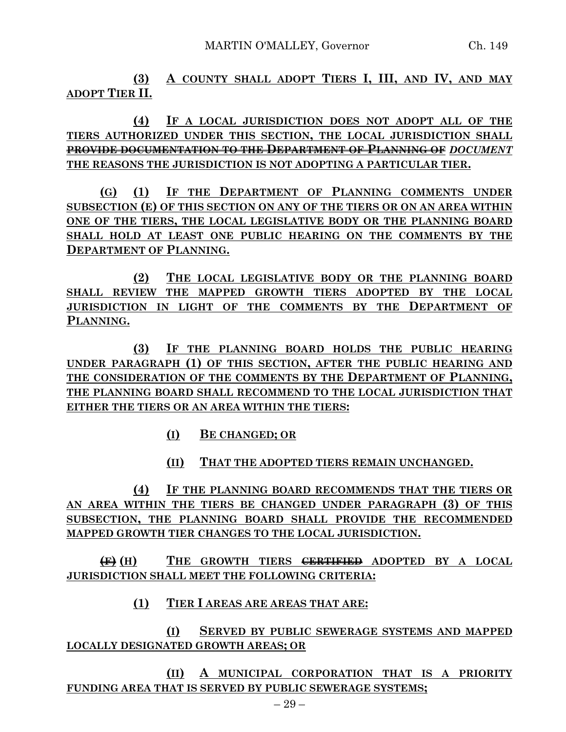**(3) A COUNTY SHALL ADOPT TIERS I, III, AND IV, AND MAY ADOPT TIER II.**

**(4) IF A LOCAL JURISDICTION DOES NOT ADOPT ALL OF THE TIERS AUTHORIZED UNDER THIS SECTION, THE LOCAL JURISDICTION SHALL ~~PROVIDE DOCUMENTATION TO THE DEPARTMENT OF PLANNING OF~~ *DOCUMENT* THE REASONS THE JURISDICTION IS NOT ADOPTING A PARTICULAR TIER.**

**(G) (1) IF THE DEPARTMENT OF PLANNING COMMENTS UNDER SUBSECTION (E) OF THIS SECTION ON ANY OF THE TIERS OR ON AN AREA WITHIN ONE OF THE TIERS, THE LOCAL LEGISLATIVE BODY OR THE PLANNING BOARD SHALL HOLD AT LEAST ONE PUBLIC HEARING ON THE COMMENTS BY THE DEPARTMENT OF PLANNING.**

**(2) THE LOCAL LEGISLATIVE BODY OR THE PLANNING BOARD SHALL REVIEW THE MAPPED GROWTH TIERS ADOPTED BY THE LOCAL JURISDICTION IN LIGHT OF THE COMMENTS BY THE DEPARTMENT OF PLANNING.**

**(3) IF THE PLANNING BOARD HOLDS THE PUBLIC HEARING UNDER PARAGRAPH (1) OF THIS SECTION, AFTER THE PUBLIC HEARING AND THE CONSIDERATION OF THE COMMENTS BY THE DEPARTMENT OF PLANNING, THE PLANNING BOARD SHALL RECOMMEND TO THE LOCAL JURISDICTION THAT EITHER THE TIERS OR AN AREA WITHIN THE TIERS:**

**(I) BE CHANGED; OR**

**(II) THAT THE ADOPTED TIERS REMAIN UNCHANGED.**

**(4) IF THE PLANNING BOARD RECOMMENDS THAT THE TIERS OR AN AREA WITHIN THE TIERS BE CHANGED UNDER PARAGRAPH (3) OF THIS SUBSECTION, THE PLANNING BOARD SHALL PROVIDE THE RECOMMENDED MAPPED GROWTH TIER CHANGES TO THE LOCAL JURISDICTION.**

**~~(F)~~ (H) THE GROWTH TIERS ~~CERTIFIED~~ ADOPTED BY A LOCAL JURISDICTION SHALL MEET THE FOLLOWING CRITERIA:**

**(1) TIER I AREAS ARE AREAS THAT ARE:**

**(I) SERVED BY PUBLIC SEWERAGE SYSTEMS AND MAPPED LOCALLY DESIGNATED GROWTH AREAS; OR**

**(II) A MUNICIPAL CORPORATION THAT IS A PRIORITY FUNDING AREA THAT IS SERVED BY PUBLIC SEWERAGE SYSTEMS;**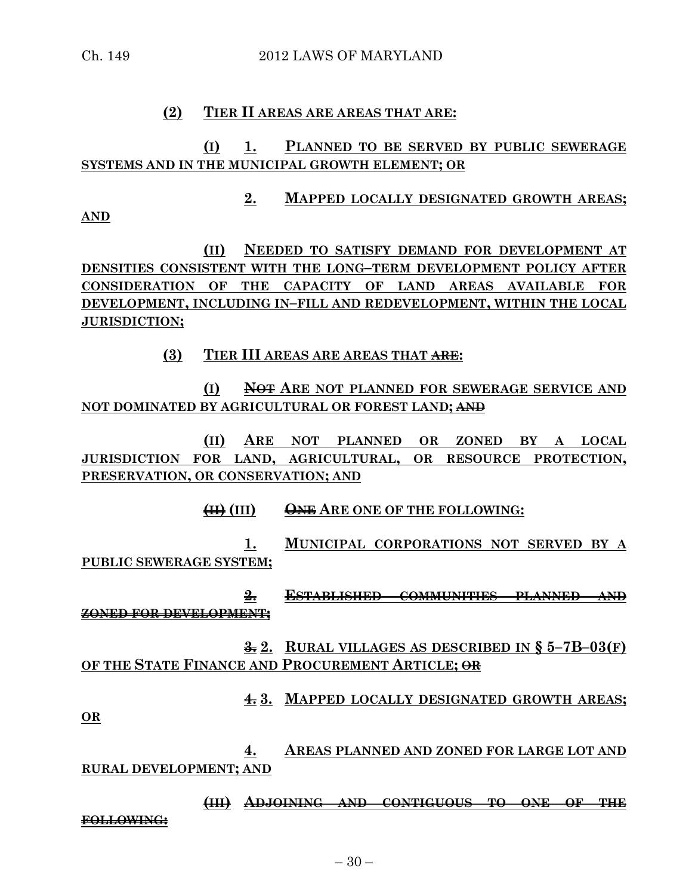(2) TIER II AREAS ARE AREAS THAT ARE:

(I) 1. PLANNED TO BE SERVED BY PUBLIC SEWERAGE SYSTEMS AND IN THE MUNICIPAL GROWTH ELEMENT; OR

2. MAPPED LOCALLY DESIGNATED GROWTH AREAS; AND

(II) NEEDED TO SATISFY DEMAND FOR DEVELOPMENT AT DENSITIES CONSISTENT WITH THE LONG–TERM DEVELOPMENT POLICY AFTER CONSIDERATION OF THE CAPACITY OF LAND AREAS AVAILABLE FOR DEVELOPMENT, INCLUDING IN–FILL AND REDEVELOPMENT, WITHIN THE LOCAL JURISDICTION;

(3) TIER III AREAS ARE AREAS THAT ~~ARE~~:

(I) ~~NOT~~ ARE NOT PLANNED FOR SEWERAGE SERVICE AND NOT DOMINATED BY AGRICULTURAL OR FOREST LAND; ~~AND~~

(II) ARE NOT PLANNED OR ZONED BY A LOCAL JURISDICTION FOR LAND, AGRICULTURAL, OR RESOURCE PROTECTION, PRESERVATION, OR CONSERVATION; AND

~~(II)~~ (III) ~~ONE~~ ARE ONE OF THE FOLLOWING:

1. MUNICIPAL CORPORATIONS NOT SERVED BY A PUBLIC SEWERAGE SYSTEM;

~~2. ESTABLISHED COMMUNITIES PLANNED AND ZONED FOR DEVELOPMENT;~~

~~3.~~ 2. RURAL VILLAGES AS DESCRIBED IN § 5–7B–03(F) OF THE STATE FINANCE AND PROCUREMENT ARTICLE; ~~OR~~

~~4.~~ 3. MAPPED LOCALLY DESIGNATED GROWTH AREAS; OR

4. AREAS PLANNED AND ZONED FOR LARGE LOT AND RURAL DEVELOPMENT; AND

~~(III) ADJOINING AND CONTIGUOUS TO ONE OF THE FOLLOWING:~~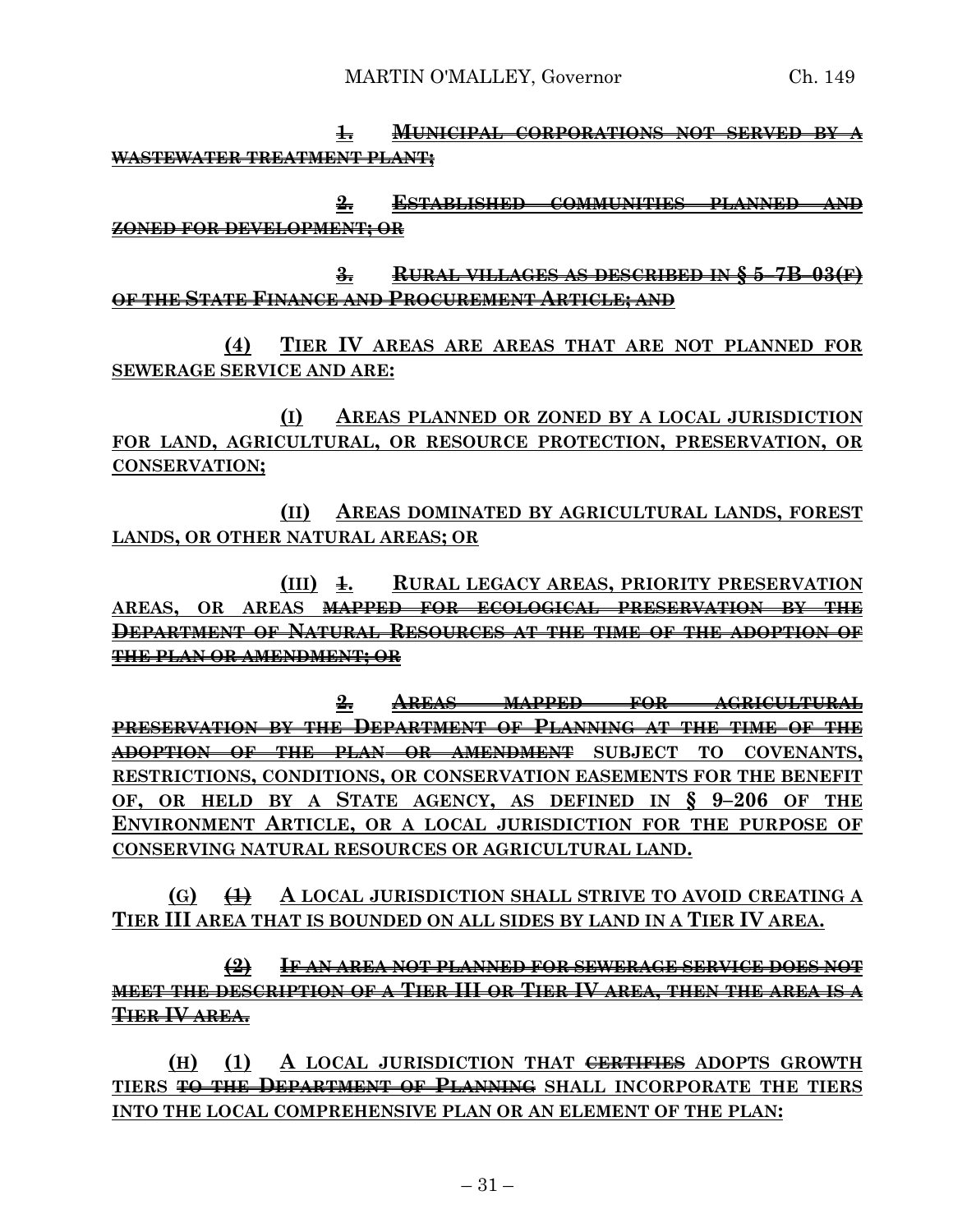~~1. MUNICIPAL CORPORATIONS NOT SERVED BY A WASTEWATER TREATMENT PLANT;~~

~~2. ESTABLISHED COMMUNITIES PLANNED AND ZONED FOR DEVELOPMENT; OR~~

~~3. RURAL VILLAGES AS DESCRIBED IN § 5–7B–03(F) OF THE STATE FINANCE AND PROCUREMENT ARTICLE; AND~~

**(4) TIER IV AREAS ARE AREAS THAT ARE NOT PLANNED FOR SEWERAGE SERVICE AND ARE:**

**(I) AREAS PLANNED OR ZONED BY A LOCAL JURISDICTION FOR LAND, AGRICULTURAL, OR RESOURCE PROTECTION, PRESERVATION, OR CONSERVATION;**

**(II) AREAS DOMINATED BY AGRICULTURAL LANDS, FOREST LANDS, OR OTHER NATURAL AREAS; OR**

**(III)** ~~1.~~ **RURAL LEGACY AREAS, PRIORITY PRESERVATION AREAS, OR AREAS** ~~MAPPED FOR ECOLOGICAL PRESERVATION BY THE DEPARTMENT OF NATURAL RESOURCES AT THE TIME OF THE ADOPTION OF THE PLAN OR AMENDMENT; OR~~

~~2. AREAS MAPPED FOR AGRICULTURAL PRESERVATION BY THE DEPARTMENT OF PLANNING AT THE TIME OF THE ADOPTION OF THE PLAN OR AMENDMENT~~ **SUBJECT TO COVENANTS, RESTRICTIONS, CONDITIONS, OR CONSERVATION EASEMENTS FOR THE BENEFIT OF, OR HELD BY A STATE AGENCY, AS DEFINED IN § 9–206 OF THE ENVIRONMENT ARTICLE, OR A LOCAL JURISDICTION FOR THE PURPOSE OF CONSERVING NATURAL RESOURCES OR AGRICULTURAL LAND.**

**(G)** ~~(1)~~ **A LOCAL JURISDICTION SHALL STRIVE TO AVOID CREATING A TIER III AREA THAT IS BOUNDED ON ALL SIDES BY LAND IN A TIER IV AREA.**

~~(2) IF AN AREA NOT PLANNED FOR SEWERAGE SERVICE DOES NOT MEET THE DESCRIPTION OF A TIER III OR TIER IV AREA, THEN THE AREA IS A TIER IV AREA.~~

**(H) (1) A LOCAL JURISDICTION THAT** ~~CERTIFIES~~ **ADOPTS GROWTH TIERS** ~~TO THE DEPARTMENT OF PLANNING~~ **SHALL INCORPORATE THE TIERS INTO THE LOCAL COMPREHENSIVE PLAN OR AN ELEMENT OF THE PLAN:**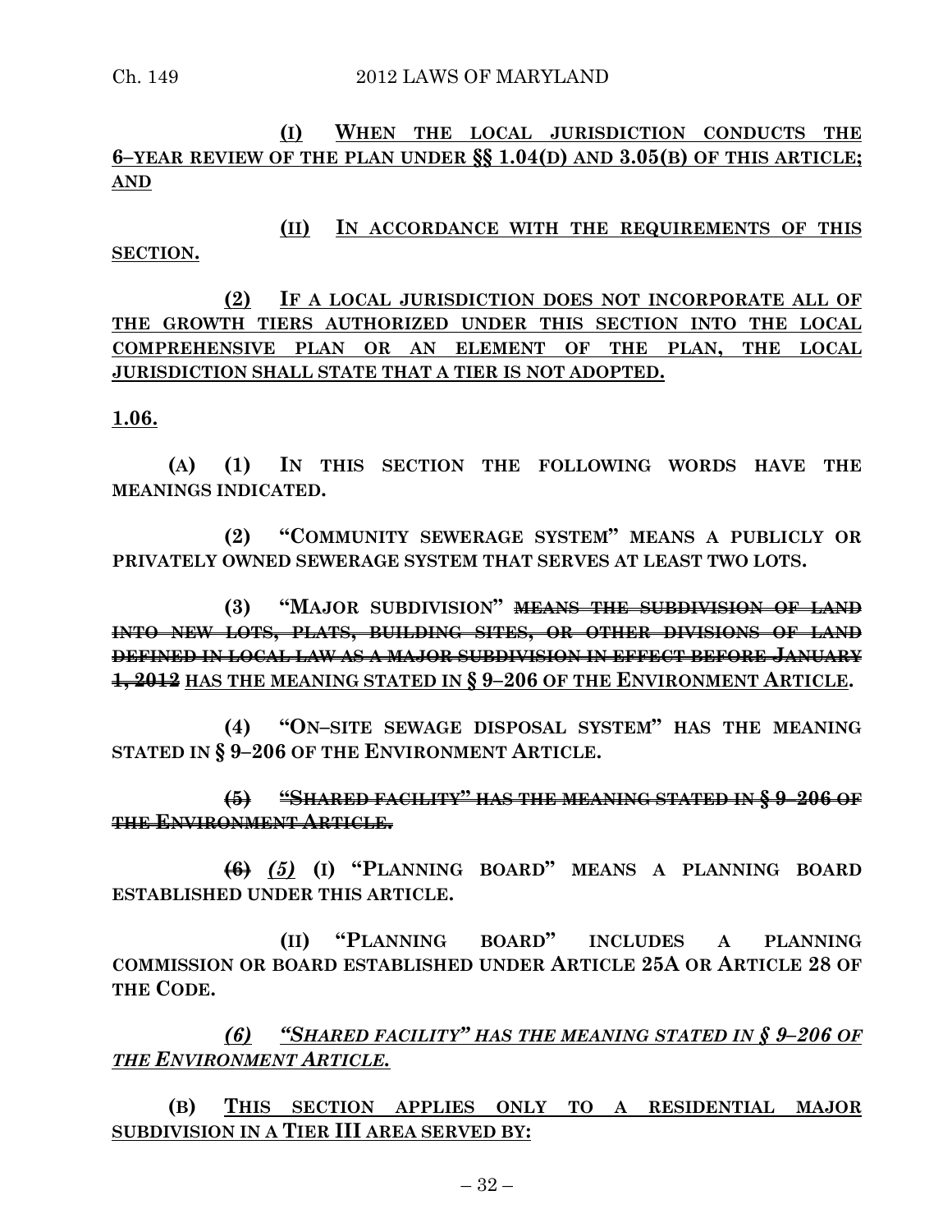**(I) WHEN THE LOCAL JURISDICTION CONDUCTS THE 6–YEAR REVIEW OF THE PLAN UNDER §§ 1.04(D) AND 3.05(B) OF THIS ARTICLE; AND**

**(II) IN ACCORDANCE WITH THE REQUIREMENTS OF THIS SECTION.**

**(2) IF A LOCAL JURISDICTION DOES NOT INCORPORATE ALL OF THE GROWTH TIERS AUTHORIZED UNDER THIS SECTION INTO THE LOCAL COMPREHENSIVE PLAN OR AN ELEMENT OF THE PLAN, THE LOCAL JURISDICTION SHALL STATE THAT A TIER IS NOT ADOPTED.**

**1.06.**

**(A) (1) IN THIS SECTION THE FOLLOWING WORDS HAVE THE MEANINGS INDICATED.**

**(2) "COMMUNITY SEWERAGE SYSTEM" MEANS A PUBLICLY OR PRIVATELY OWNED SEWERAGE SYSTEM THAT SERVES AT LEAST TWO LOTS.**

**(3) "MAJOR SUBDIVISION"** ~~**MEANS THE SUBDIVISION OF LAND INTO NEW LOTS, PLATS, BUILDING SITES, OR OTHER DIVISIONS OF LAND DEFINED IN LOCAL LAW AS A MAJOR SUBDIVISION IN EFFECT BEFORE JANUARY 1, 2012**~~ **HAS THE MEANING STATED IN § 9–206 OF THE ENVIRONMENT ARTICLE.**

**(4) "ON–SITE SEWAGE DISPOSAL SYSTEM" HAS THE MEANING STATED IN § 9–206 OF THE ENVIRONMENT ARTICLE.**

~~**(5) "SHARED FACILITY" HAS THE MEANING STATED IN § 9–206 OF THE ENVIRONMENT ARTICLE.**~~

~~**(6)**~~ ***(5)*** **(I) "PLANNING BOARD" MEANS A PLANNING BOARD ESTABLISHED UNDER THIS ARTICLE.**

**(II) "PLANNING BOARD" INCLUDES A PLANNING COMMISSION OR BOARD ESTABLISHED UNDER ARTICLE 25A OR ARTICLE 28 OF THE CODE.**

***(6) "SHARED FACILITY" HAS THE MEANING STATED IN § 9–206 OF THE ENVIRONMENT ARTICLE.***

**(B) THIS SECTION APPLIES ONLY TO A RESIDENTIAL MAJOR SUBDIVISION IN A TIER III AREA SERVED BY:**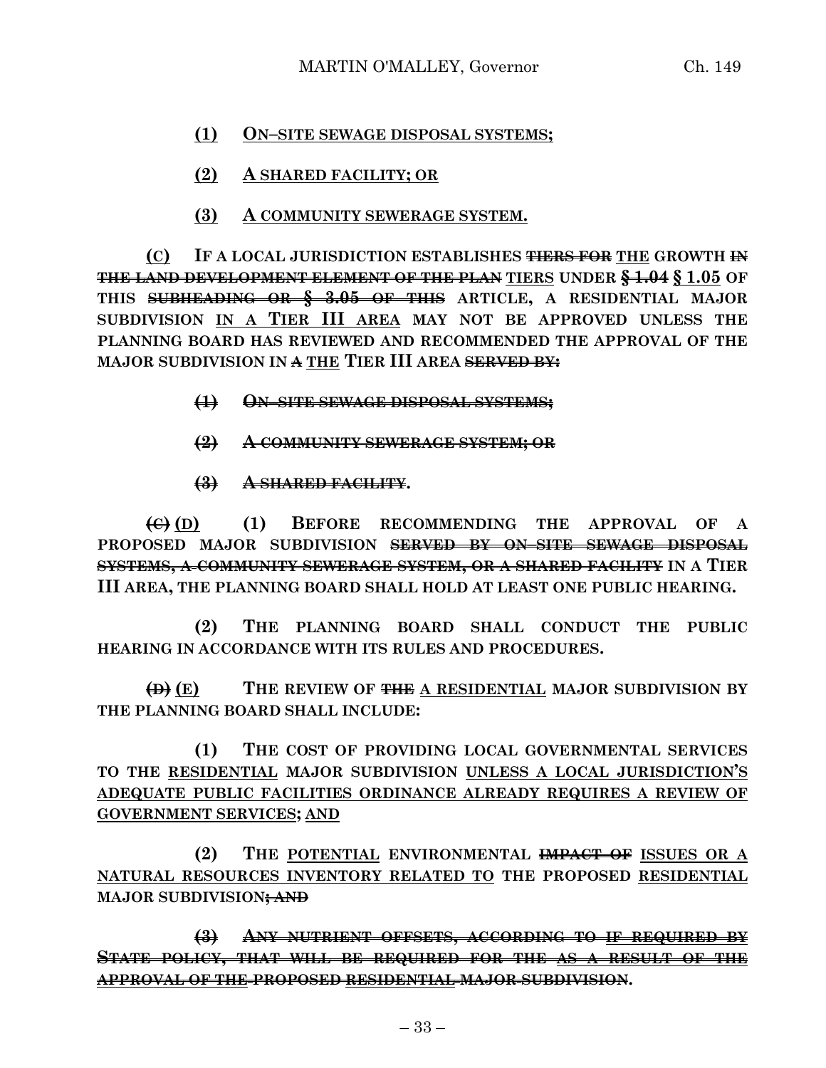**(1)** **ON–SITE SEWAGE DISPOSAL SYSTEMS;**

**(2)** **A SHARED FACILITY; OR**

**(3)** **A COMMUNITY SEWERAGE SYSTEM.**

**(C)** **IF A LOCAL JURISDICTION ESTABLISHES ~~TIERS FOR~~ THE GROWTH ~~IN THE LAND DEVELOPMENT ELEMENT OF THE PLAN~~ TIERS UNDER ~~§ 1.04~~ § 1.05 OF THIS ~~SUBHEADING OR § 3.05 OF THIS~~ ARTICLE, A RESIDENTIAL MAJOR SUBDIVISION IN A TIER III AREA MAY NOT BE APPROVED UNLESS THE PLANNING BOARD HAS REVIEWED AND RECOMMENDED THE APPROVAL OF THE MAJOR SUBDIVISION IN ~~A~~ THE TIER III AREA ~~SERVED BY:~~**

~~**(1)** **ON–SITE SEWAGE DISPOSAL SYSTEMS;**~~

~~**(2)** **A COMMUNITY SEWERAGE SYSTEM; OR**~~

~~**(3)** **A SHARED FACILITY**~~**.**

~~**(C)**~~ **(D)** **(1)** **BEFORE RECOMMENDING THE APPROVAL OF A PROPOSED MAJOR SUBDIVISION ~~SERVED BY ON–SITE SEWAGE DISPOSAL SYSTEMS, A COMMUNITY SEWERAGE SYSTEM, OR A SHARED FACILITY~~ IN A TIER III AREA, THE PLANNING BOARD SHALL HOLD AT LEAST ONE PUBLIC HEARING.**

**(2)** **THE PLANNING BOARD SHALL CONDUCT THE PUBLIC HEARING IN ACCORDANCE WITH ITS RULES AND PROCEDURES.**

~~**(D)**~~ **(E)** **THE REVIEW OF ~~THE~~ A RESIDENTIAL MAJOR SUBDIVISION BY THE PLANNING BOARD SHALL INCLUDE:**

**(1)** **THE COST OF PROVIDING LOCAL GOVERNMENTAL SERVICES TO THE RESIDENTIAL MAJOR SUBDIVISION UNLESS A LOCAL JURISDICTION'S ADEQUATE PUBLIC FACILITIES ORDINANCE ALREADY REQUIRES A REVIEW OF GOVERNMENT SERVICES; AND**

**(2)** **THE POTENTIAL ENVIRONMENTAL ~~IMPACT OF~~ ISSUES OR A NATURAL RESOURCES INVENTORY RELATED TO THE PROPOSED RESIDENTIAL MAJOR SUBDIVISION~~; AND~~**

~~**(3)** **ANY NUTRIENT OFFSETS, ACCORDING TO IF REQUIRED BY STATE POLICY, THAT WILL BE REQUIRED FOR THE AS A RESULT OF THE APPROVAL OF THE PROPOSED RESIDENTIAL MAJOR SUBDIVISION**~~**.**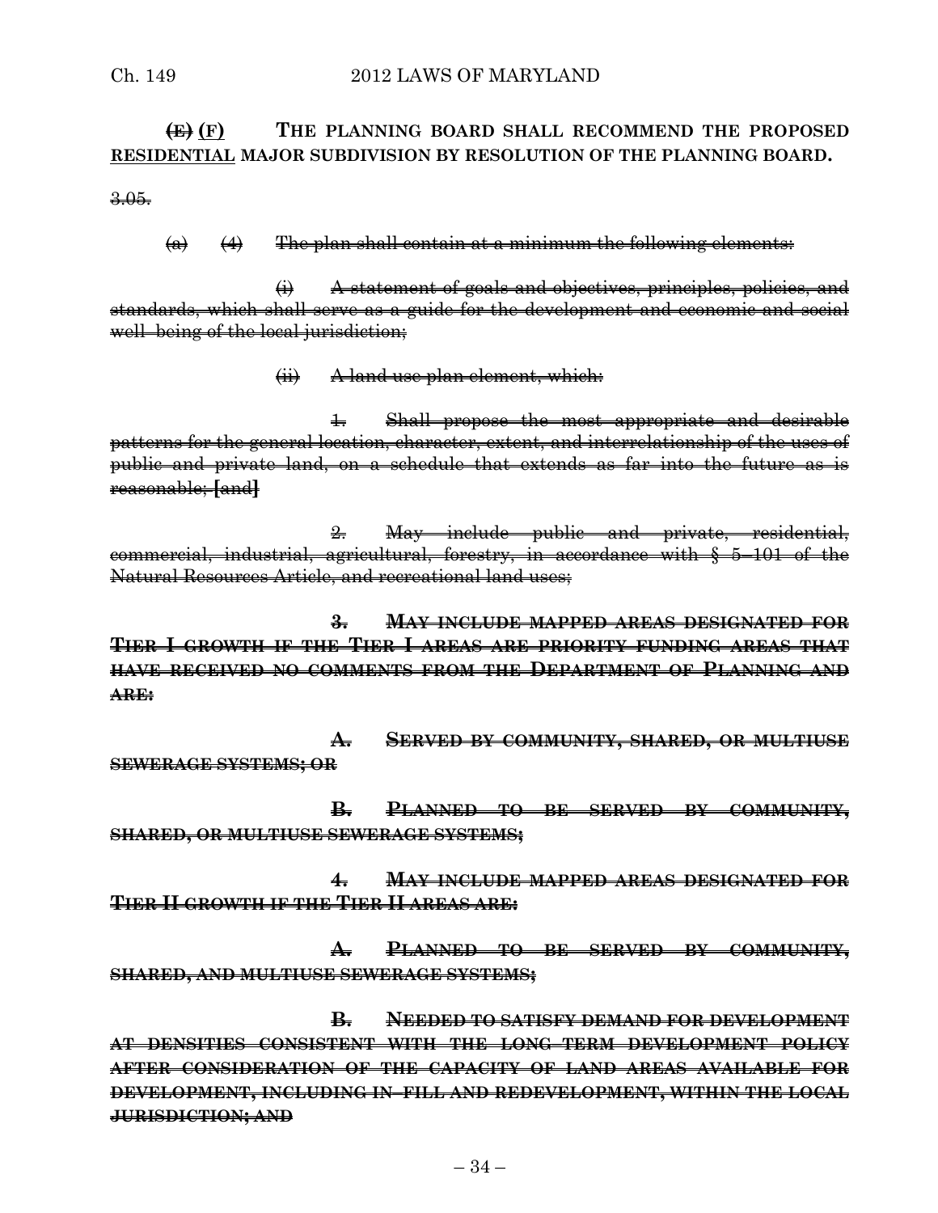~~(E)~~ <u>(F)</u> **THE PLANNING BOARD SHALL RECOMMEND THE PROPOSED <u>RESIDENTIAL</u> MAJOR SUBDIVISION BY RESOLUTION OF THE PLANNING BOARD.**

~~3.05.~~

~~(a) (4) The plan shall contain at a minimum the following elements:~~

~~(i) A statement of goals and objectives, principles, policies, and standards, which shall serve as a guide for the development and economic and social well–being of the local jurisdiction;~~

~~(ii) A land use plan element, which:~~

~~1. Shall propose the most appropriate and desirable patterns for the general location, character, extent, and interrelationship of the uses of public and private land, on a schedule that extends as far into the future as is reasonable; **[**and**]**~~

~~2. May include public and private, residential, commercial, industrial, agricultural, forestry, in accordance with § 5–101 of the Natural Resources Article, and recreational land uses;~~

~~**3. MAY INCLUDE MAPPED AREAS DESIGNATED FOR TIER I GROWTH IF THE TIER I AREAS ARE PRIORITY FUNDING AREAS THAT HAVE RECEIVED NO COMMENTS FROM THE DEPARTMENT OF PLANNING AND ARE:**~~

~~**A. SERVED BY COMMUNITY, SHARED, OR MULTIUSE SEWERAGE SYSTEMS; OR**~~

~~**B. PLANNED TO BE SERVED BY COMMUNITY, SHARED, OR MULTIUSE SEWERAGE SYSTEMS;**~~

~~**4. MAY INCLUDE MAPPED AREAS DESIGNATED FOR TIER II GROWTH IF THE TIER II AREAS ARE:**~~

~~**A. PLANNED TO BE SERVED BY COMMUNITY, SHARED, AND MULTIUSE SEWERAGE SYSTEMS;**~~

~~**B. NEEDED TO SATISFY DEMAND FOR DEVELOPMENT AT DENSITIES CONSISTENT WITH THE LONG–TERM DEVELOPMENT POLICY AFTER CONSIDERATION OF THE CAPACITY OF LAND AREAS AVAILABLE FOR DEVELOPMENT, INCLUDING IN–FILL AND REDEVELOPMENT, WITHIN THE LOCAL JURISDICTION; AND**~~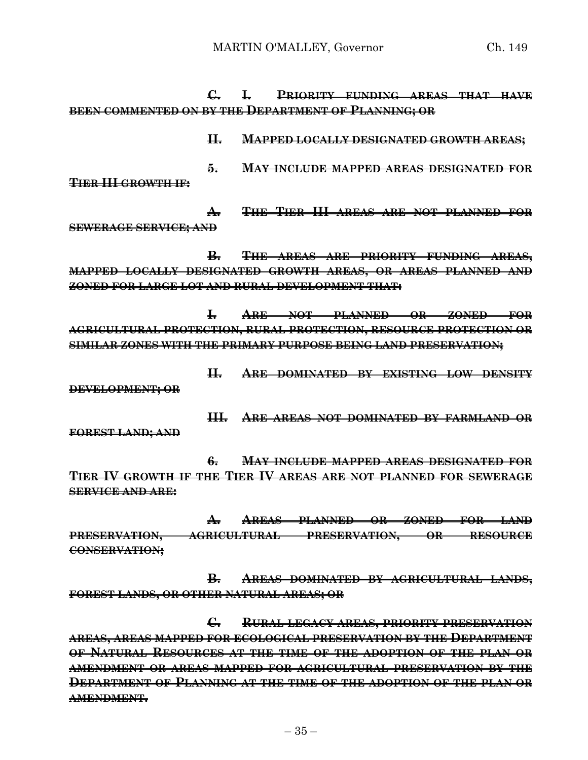~~C. I. PRIORITY FUNDING AREAS THAT HAVE BEEN COMMENTED ON BY THE DEPARTMENT OF PLANNING; OR~~

~~II. MAPPED LOCALLY DESIGNATED GROWTH AREAS;~~

~~5. MAY INCLUDE MAPPED AREAS DESIGNATED FOR TIER III GROWTH IF:~~

~~A. THE TIER III AREAS ARE NOT PLANNED FOR SEWERAGE SERVICE; AND~~

~~B. THE AREAS ARE PRIORITY FUNDING AREAS, MAPPED LOCALLY DESIGNATED GROWTH AREAS, OR AREAS PLANNED AND ZONED FOR LARGE LOT AND RURAL DEVELOPMENT THAT:~~

~~I. ARE NOT PLANNED OR ZONED FOR AGRICULTURAL PROTECTION, RURAL PROTECTION, RESOURCE PROTECTION OR SIMILAR ZONES WITH THE PRIMARY PURPOSE BEING LAND PRESERVATION;~~

~~II. ARE DOMINATED BY EXISTING LOW DENSITY DEVELOPMENT; OR~~

~~III. ARE AREAS NOT DOMINATED BY FARMLAND OR FOREST LAND; AND~~

~~6. MAY INCLUDE MAPPED AREAS DESIGNATED FOR TIER IV GROWTH IF THE TIER IV AREAS ARE NOT PLANNED FOR SEWERAGE SERVICE AND ARE:~~

~~A. AREAS PLANNED OR ZONED FOR LAND PRESERVATION, AGRICULTURAL PRESERVATION, OR RESOURCE CONSERVATION;~~

~~B. AREAS DOMINATED BY AGRICULTURAL LANDS, FOREST LANDS, OR OTHER NATURAL AREAS; OR~~

~~C. RURAL LEGACY AREAS, PRIORITY PRESERVATION AREAS, AREAS MAPPED FOR ECOLOGICAL PRESERVATION BY THE DEPARTMENT OF NATURAL RESOURCES AT THE TIME OF THE ADOPTION OF THE PLAN OR AMENDMENT OR AREAS MAPPED FOR AGRICULTURAL PRESERVATION BY THE DEPARTMENT OF PLANNING AT THE TIME OF THE ADOPTION OF THE PLAN OR AMENDMENT.~~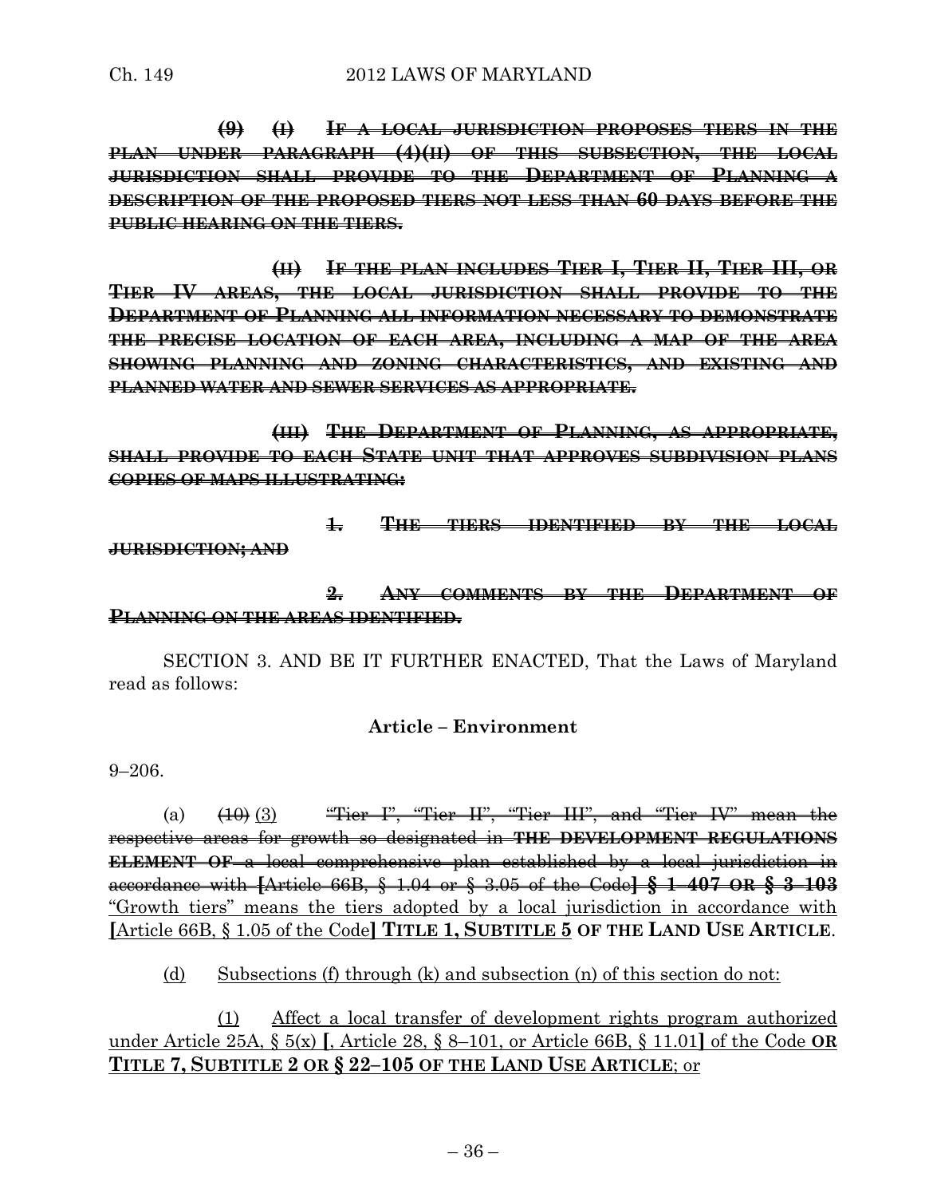~~**(9) (I) IF A LOCAL JURISDICTION PROPOSES TIERS IN THE PLAN UNDER PARAGRAPH (4)(II) OF THIS SUBSECTION, THE LOCAL JURISDICTION SHALL PROVIDE TO THE DEPARTMENT OF PLANNING A DESCRIPTION OF THE PROPOSED TIERS NOT LESS THAN 60 DAYS BEFORE THE PUBLIC HEARING ON THE TIERS.**~~

~~**(II) IF THE PLAN INCLUDES TIER I, TIER II, TIER III, OR TIER IV AREAS, THE LOCAL JURISDICTION SHALL PROVIDE TO THE DEPARTMENT OF PLANNING ALL INFORMATION NECESSARY TO DEMONSTRATE THE PRECISE LOCATION OF EACH AREA, INCLUDING A MAP OF THE AREA SHOWING PLANNING AND ZONING CHARACTERISTICS, AND EXISTING AND PLANNED WATER AND SEWER SERVICES AS APPROPRIATE.**~~

~~**(III) THE DEPARTMENT OF PLANNING, AS APPROPRIATE, SHALL PROVIDE TO EACH STATE UNIT THAT APPROVES SUBDIVISION PLANS COPIES OF MAPS ILLUSTRATING:**~~

~~**1. THE TIERS IDENTIFIED BY THE LOCAL JURISDICTION; AND**~~

~~**2. ANY COMMENTS BY THE DEPARTMENT OF PLANNING ON THE AREAS IDENTIFIED.**~~

SECTION 3. AND BE IT FURTHER ENACTED, That the Laws of Maryland read as follows:

**Article – Environment**

9–206.

(a) ~~(10)~~ (3) ~~"Tier I", "Tier II", "Tier III", and "Tier IV" mean the respective areas for growth so designated in **THE DEVELOPMENT REGULATIONS ELEMENT OF** a local comprehensive plan established by a local jurisdiction in accordance with **[**Article 66B, § 1.04 or § 3.05 of the Code**] § 1–407 OR § 3–103**~~ "Growth tiers" means the tiers adopted by a local jurisdiction in accordance with **[**Article 66B, § 1.05 of the Code**] TITLE 1, SUBTITLE 5 OF THE LAND USE ARTICLE**.

(d) Subsections (f) through (k) and subsection (n) of this section do not:

(1) Affect a local transfer of development rights program authorized under Article 25A, § 5(x) **[**, Article 28, § 8–101, or Article 66B, § 11.01**]** of the Code **OR TITLE 7, SUBTITLE 2 OR § 22–105 OF THE LAND USE ARTICLE**; or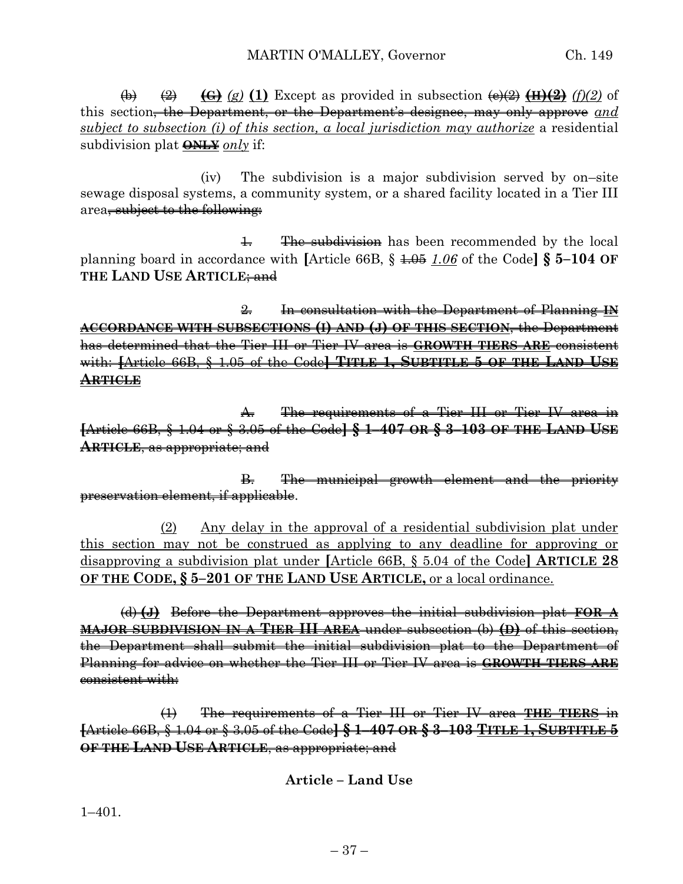(b) (2) **(G)** *(g)* **(1)** Except as provided in subsection (e)(2) **(H)(2)** *(f)(2)* of this section~~, the Department, or the Department's designee, may only approve~~ *and subject to subsection (i) of this section, a local jurisdiction may authorize* a residential subdivision plat ~~**ONLY**~~ *only* if:

(iv) The subdivision is a major subdivision served by on–site sewage disposal systems, a community system, or a shared facility located in a Tier III area~~, subject to the following:~~

~~1. The subdivision~~ has been recommended by the local planning board in accordance with **[**Article 66B, § ~~1.05~~ *1.06* of the Code**] § 5–104 OF THE LAND USE ARTICLE**~~; and~~

~~2. In consultation with the Department of Planning **IN ACCORDANCE WITH SUBSECTIONS (I) AND (J) OF THIS SECTION**, the Department has determined that the Tier III or Tier IV area is **GROWTH TIERS ARE** consistent with: **[**Article 66B, § 1.05 of the Code**] TITLE 1, SUBTITLE 5 OF THE LAND USE ARTICLE**~~

~~A. The requirements of a Tier III or Tier IV area in **[**Article 66B, § 1.04 or § 3.05 of the Code**] § 1–407 OR § 3–103 OF THE LAND USE ARTICLE**, as appropriate; and~~

~~B. The municipal growth element and the priority preservation element, if applicable~~.

(2) Any delay in the approval of a residential subdivision plat under this section may not be construed as applying to any deadline for approving or disapproving a subdivision plat under **[**Article 66B, § 5.04 of the Code**] ARTICLE 28 OF THE CODE, § 5–201 OF THE LAND USE ARTICLE,** or a local ordinance.

~~(d) **(J)** Before the Department approves the initial subdivision plat **FOR A MAJOR SUBDIVISION IN A TIER III AREA** under subsection (b) **(D)** of this section, the Department shall submit the initial subdivision plat to the Department of Planning for advice on whether the Tier III or Tier IV area is **GROWTH TIERS ARE** consistent with:~~

~~(1) The requirements of a Tier III or Tier IV area **THE TIERS** in **[**Article 66B, § 1.04 or § 3.05 of the Code**] § 1–407 OR § 3–103 TITLE 1, SUBTITLE 5 OF THE LAND USE ARTICLE**, as appropriate; and~~

**Article – Land Use**

1–401.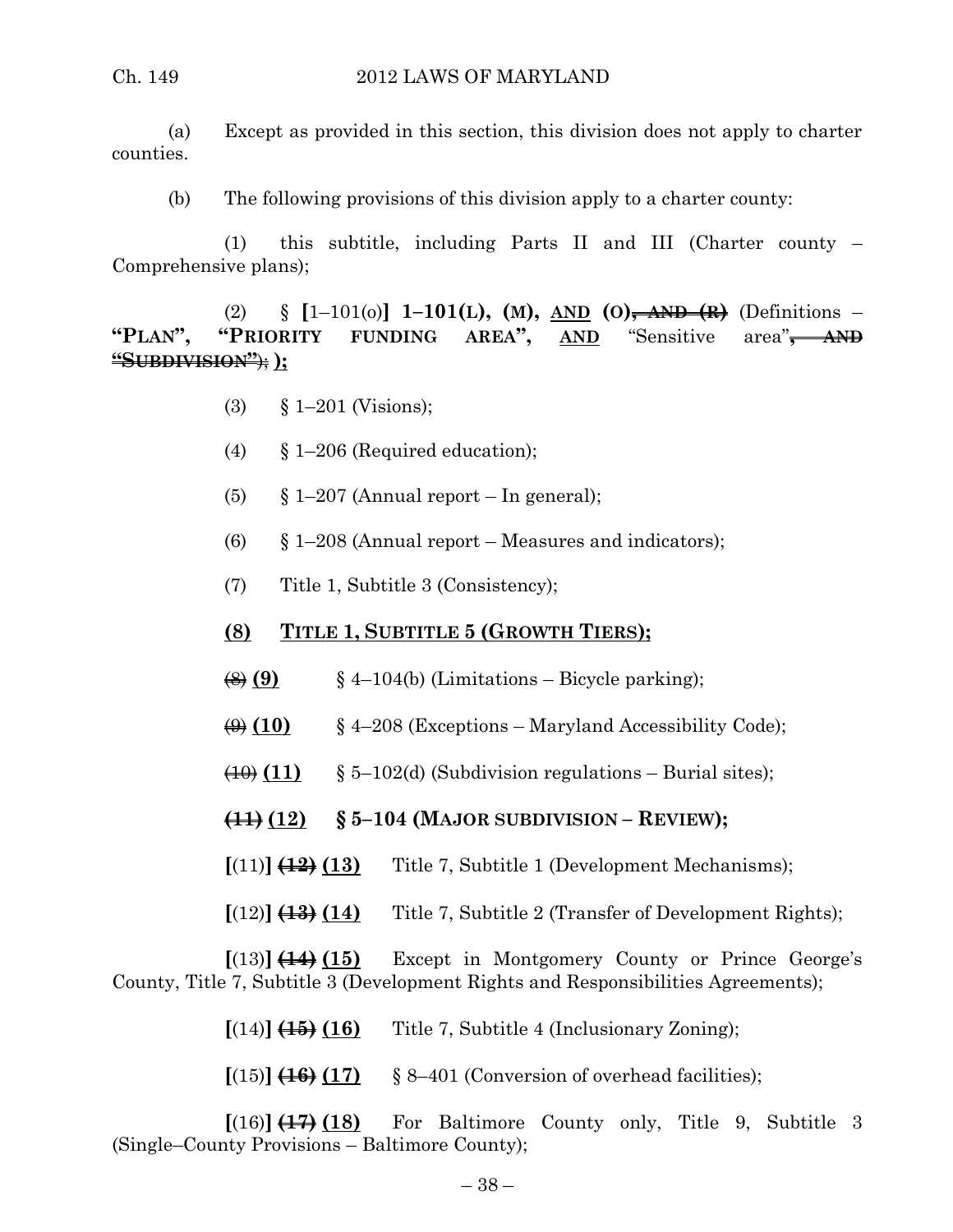(a) Except as provided in this section, this division does not apply to charter counties.

(b) The following provisions of this division apply to a charter county:

(1) this subtitle, including Parts II and III (Charter county – Comprehensive plans);

(2) § [1–101(o)] **1–101(L), (M),** AND **(O), AND (R)** (Definitions – **"PLAN", "PRIORITY FUNDING AREA",** AND "Sensitive area"**, AND "SUBDIVISION"**); **);**

(3) § 1–201 (Visions);

(4) § 1–206 (Required education);

(5) § 1–207 (Annual report – In general);

(6) § 1–208 (Annual report – Measures and indicators);

(7) Title 1, Subtitle 3 (Consistency);

**(8) TITLE 1, SUBTITLE 5 (GROWTH TIERS);**

(8) **(9)** § 4–104(b) (Limitations – Bicycle parking);

(9) **(10)** § 4–208 (Exceptions – Maryland Accessibility Code);

(10) **(11)** § 5–102(d) (Subdivision regulations – Burial sites);

**(11) (12) § 5–104 (MAJOR SUBDIVISION – REVIEW);**

[(11)] **(12) (13)** Title 7, Subtitle 1 (Development Mechanisms);

[(12)] **(13) (14)** Title 7, Subtitle 2 (Transfer of Development Rights);

[(13)] **(14) (15)** Except in Montgomery County or Prince George's County, Title 7, Subtitle 3 (Development Rights and Responsibilities Agreements);

[(14)] **(15) (16)** Title 7, Subtitle 4 (Inclusionary Zoning);

[(15)] **(16) (17)** § 8–401 (Conversion of overhead facilities);

[(16)] **(17) (18)** For Baltimore County only, Title 9, Subtitle 3 (Single–County Provisions – Baltimore County);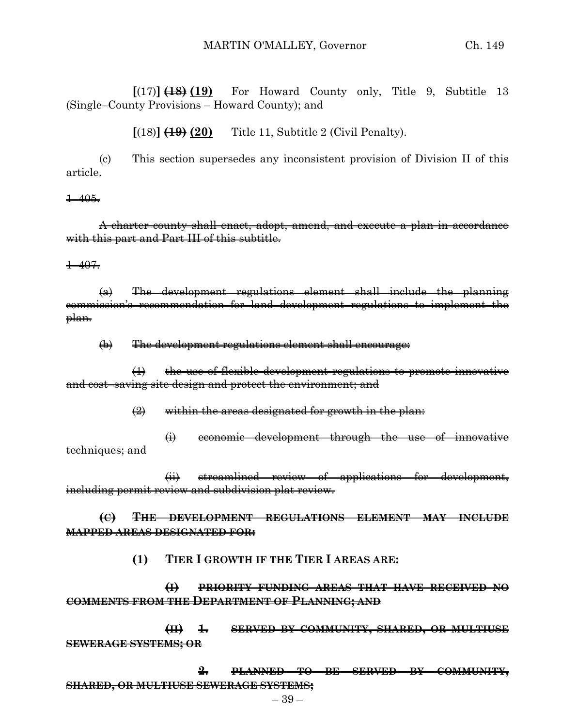**[**(17)**]** ~~(18)~~ **(19)** For Howard County only, Title 9, Subtitle 13 (Single–County Provisions – Howard County); and

**[**(18)**]** ~~(19)~~ **(20)** Title 11, Subtitle 2 (Civil Penalty).

(c) This section supersedes any inconsistent provision of Division II of this article.

~~1–405.~~

~~A charter county shall enact, adopt, amend, and execute a plan in accordance with this part and Part III of this subtitle.~~

~~1–407.~~

~~(a) The development regulations element shall include the planning commission's recommendation for land development regulations to implement the plan.~~

~~(b) The development regulations element shall encourage:~~

~~(1) the use of flexible development regulations to promote innovative and cost–saving site design and protect the environment; and~~

~~(2) within the areas designated for growth in the plan:~~

~~(i) economic development through the use of innovative techniques; and~~

~~(ii) streamlined review of applications for development, including permit review and subdivision plat review.~~

~~**(C) THE DEVELOPMENT REGULATIONS ELEMENT MAY INCLUDE MAPPED AREAS DESIGNATED FOR:**~~

~~**(1) TIER I GROWTH IF THE TIER I AREAS ARE:**~~

~~**(I) PRIORITY FUNDING AREAS THAT HAVE RECEIVED NO COMMENTS FROM THE DEPARTMENT OF PLANNING; AND**~~

~~**(II) 1. SERVED BY COMMUNITY, SHARED, OR MULTIUSE SEWERAGE SYSTEMS; OR**~~

~~**2. PLANNED TO BE SERVED BY COMMUNITY, SHARED, OR MULTIUSE SEWERAGE SYSTEMS;**~~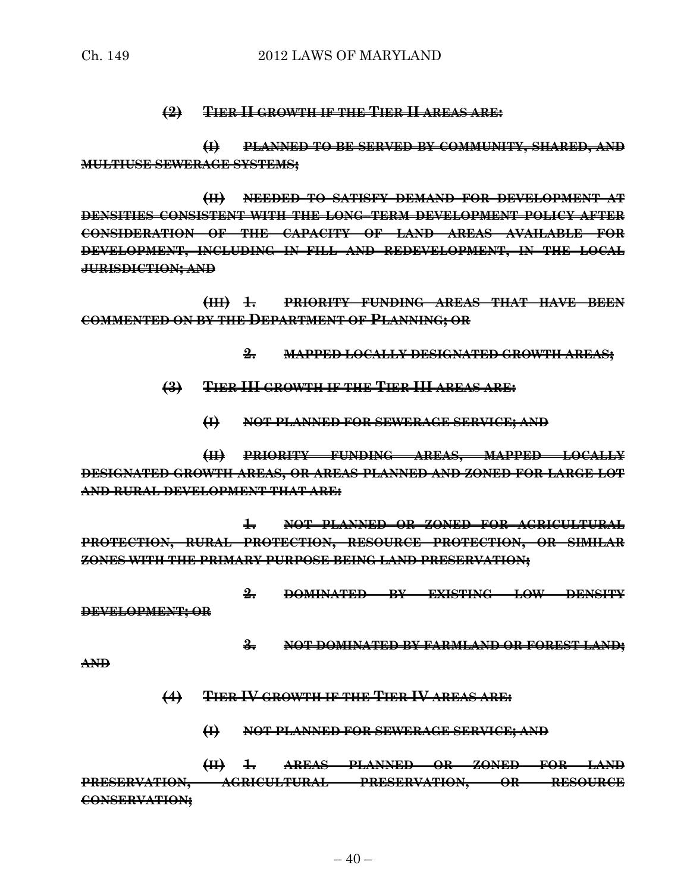~~**(2) TIER II GROWTH IF THE TIER II AREAS ARE:**~~

~~**(I) PLANNED TO BE SERVED BY COMMUNITY, SHARED, AND MULTIUSE SEWERAGE SYSTEMS;**~~

~~**(II) NEEDED TO SATISFY DEMAND FOR DEVELOPMENT AT DENSITIES CONSISTENT WITH THE LONG–TERM DEVELOPMENT POLICY AFTER CONSIDERATION OF THE CAPACITY OF LAND AREAS AVAILABLE FOR DEVELOPMENT, INCLUDING IN–FILL AND REDEVELOPMENT, IN THE LOCAL JURISDICTION; AND**~~

~~**(III) 1. PRIORITY FUNDING AREAS THAT HAVE BEEN COMMENTED ON BY THE DEPARTMENT OF PLANNING; OR**~~

~~**2. MAPPED LOCALLY DESIGNATED GROWTH AREAS;**~~

~~**(3) TIER III GROWTH IF THE TIER III AREAS ARE:**~~

~~**(I) NOT PLANNED FOR SEWERAGE SERVICE; AND**~~

~~**(II) PRIORITY FUNDING AREAS, MAPPED LOCALLY DESIGNATED GROWTH AREAS, OR AREAS PLANNED AND ZONED FOR LARGE LOT AND RURAL DEVELOPMENT THAT ARE:**~~

~~**1. NOT PLANNED OR ZONED FOR AGRICULTURAL PROTECTION, RURAL PROTECTION, RESOURCE PROTECTION, OR SIMILAR ZONES WITH THE PRIMARY PURPOSE BEING LAND PRESERVATION;**~~

~~**2. DOMINATED BY EXISTING LOW DENSITY DEVELOPMENT; OR**~~

~~**3. NOT DOMINATED BY FARMLAND OR FOREST LAND; AND**~~

~~**(4) TIER IV GROWTH IF THE TIER IV AREAS ARE:**~~

~~**(I) NOT PLANNED FOR SEWERAGE SERVICE; AND**~~

~~**(II) 1. AREAS PLANNED OR ZONED FOR LAND PRESERVATION, AGRICULTURAL PRESERVATION, OR RESOURCE CONSERVATION;**~~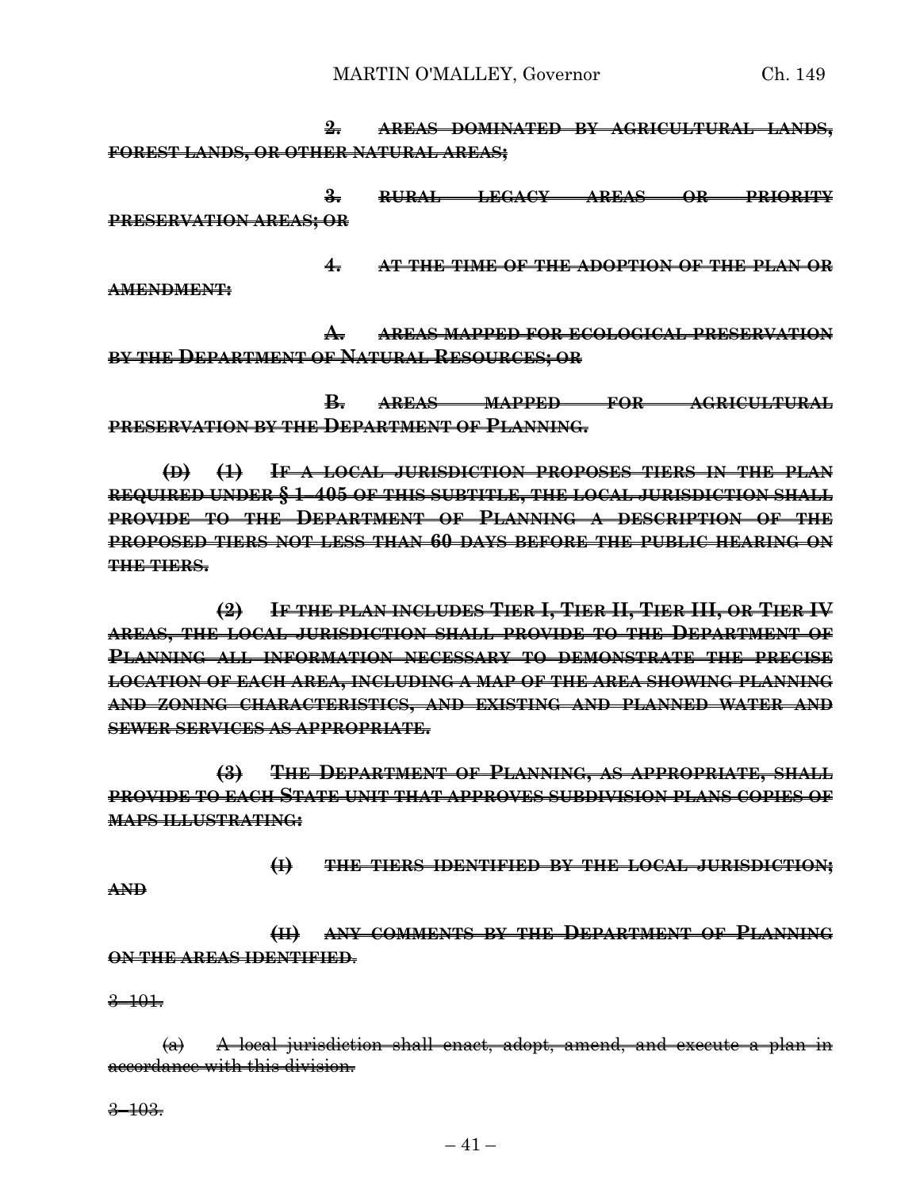~~**2. AREAS DOMINATED BY AGRICULTURAL LANDS, FOREST LANDS, OR OTHER NATURAL AREAS;**~~

~~**3. RURAL LEGACY AREAS OR PRIORITY PRESERVATION AREAS; OR**~~

~~**4. AT THE TIME OF THE ADOPTION OF THE PLAN OR AMENDMENT:**~~

~~**A. AREAS MAPPED FOR ECOLOGICAL PRESERVATION BY THE DEPARTMENT OF NATURAL RESOURCES; OR**~~

~~**B. AREAS MAPPED FOR AGRICULTURAL PRESERVATION BY THE DEPARTMENT OF PLANNING.**~~

~~**(D) (1) IF A LOCAL JURISDICTION PROPOSES TIERS IN THE PLAN REQUIRED UNDER § 1–405 OF THIS SUBTITLE, THE LOCAL JURISDICTION SHALL PROVIDE TO THE DEPARTMENT OF PLANNING A DESCRIPTION OF THE PROPOSED TIERS NOT LESS THAN 60 DAYS BEFORE THE PUBLIC HEARING ON THE TIERS.**~~

~~**(2) IF THE PLAN INCLUDES TIER I, TIER II, TIER III, OR TIER IV AREAS, THE LOCAL JURISDICTION SHALL PROVIDE TO THE DEPARTMENT OF PLANNING ALL INFORMATION NECESSARY TO DEMONSTRATE THE PRECISE LOCATION OF EACH AREA, INCLUDING A MAP OF THE AREA SHOWING PLANNING AND ZONING CHARACTERISTICS, AND EXISTING AND PLANNED WATER AND SEWER SERVICES AS APPROPRIATE.**~~

~~**(3) THE DEPARTMENT OF PLANNING, AS APPROPRIATE, SHALL PROVIDE TO EACH STATE UNIT THAT APPROVES SUBDIVISION PLANS COPIES OF MAPS ILLUSTRATING:**~~

~~**(I) THE TIERS IDENTIFIED BY THE LOCAL JURISDICTION; AND**~~

~~**(II) ANY COMMENTS BY THE DEPARTMENT OF PLANNING ON THE AREAS IDENTIFIED.**~~

~~3–101.~~

~~(a) A local jurisdiction shall enact, adopt, amend, and execute a plan in accordance with this division.~~

~~3–103.~~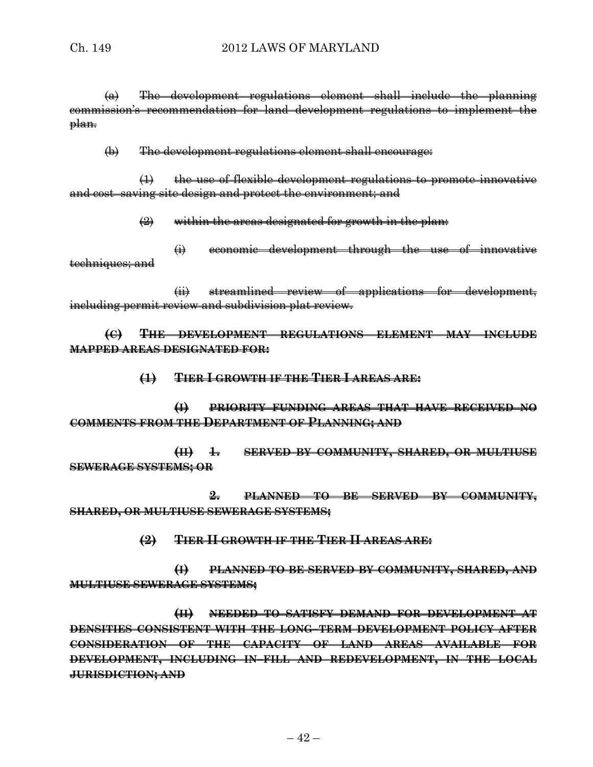~~(a) The development regulations element shall include the planning commission's recommendation for land development regulations to implement the plan.~~

~~(b) The development regulations element shall encourage:~~

~~(1) the use of flexible development regulations to promote innovative and cost–saving site design and protect the environment; and~~

~~(2) within the areas designated for growth in the plan:~~

~~(i) economic development through the use of innovative techniques; and~~

~~(ii) streamlined review of applications for development, including permit review and subdivision plat review.~~

~~**(C) THE DEVELOPMENT REGULATIONS ELEMENT MAY INCLUDE MAPPED AREAS DESIGNATED FOR:**~~

~~**(1) TIER I GROWTH IF THE TIER I AREAS ARE:**~~

~~**(I) PRIORITY FUNDING AREAS THAT HAVE RECEIVED NO COMMENTS FROM THE DEPARTMENT OF PLANNING; AND**~~

~~**(II) 1. SERVED BY COMMUNITY, SHARED, OR MULTIUSE SEWERAGE SYSTEMS; OR**~~

~~**2. PLANNED TO BE SERVED BY COMMUNITY, SHARED, OR MULTIUSE SEWERAGE SYSTEMS;**~~

~~**(2) TIER II GROWTH IF THE TIER II AREAS ARE:**~~

~~**(I) PLANNED TO BE SERVED BY COMMUNITY, SHARED, AND MULTIUSE SEWERAGE SYSTEMS;**~~

~~**(II) NEEDED TO SATISFY DEMAND FOR DEVELOPMENT AT DENSITIES CONSISTENT WITH THE LONG–TERM DEVELOPMENT POLICY AFTER CONSIDERATION OF THE CAPACITY OF LAND AREAS AVAILABLE FOR DEVELOPMENT, INCLUDING IN–FILL AND REDEVELOPMENT, IN THE LOCAL JURISDICTION; AND**~~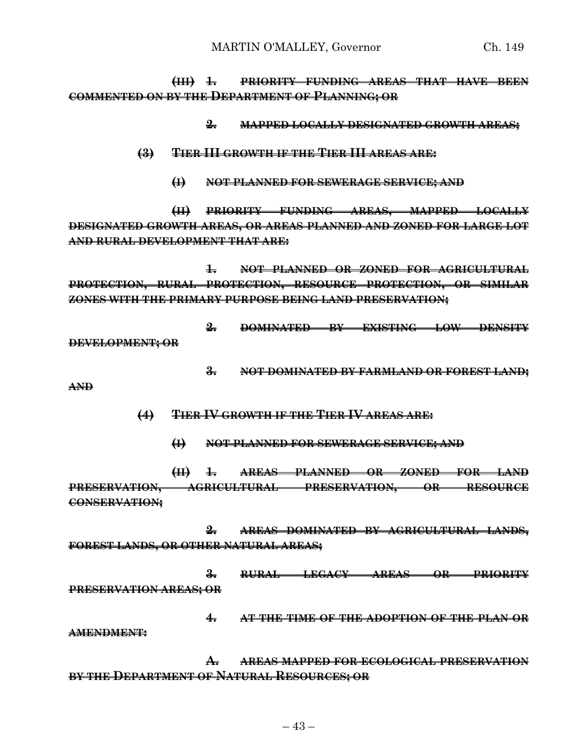~~**(III) 1. PRIORITY FUNDING AREAS THAT HAVE BEEN COMMENTED ON BY THE DEPARTMENT OF PLANNING; OR**~~

~~**2. MAPPED LOCALLY DESIGNATED GROWTH AREAS;**~~

~~**(3) TIER III GROWTH IF THE TIER III AREAS ARE:**~~

~~**(I) NOT PLANNED FOR SEWERAGE SERVICE; AND**~~

~~**(II) PRIORITY FUNDING AREAS, MAPPED LOCALLY DESIGNATED GROWTH AREAS, OR AREAS PLANNED AND ZONED FOR LARGE LOT AND RURAL DEVELOPMENT THAT ARE:**~~

~~**1. NOT PLANNED OR ZONED FOR AGRICULTURAL PROTECTION, RURAL PROTECTION, RESOURCE PROTECTION, OR SIMILAR ZONES WITH THE PRIMARY PURPOSE BEING LAND PRESERVATION;**~~

~~**2. DOMINATED BY EXISTING LOW DENSITY DEVELOPMENT; OR**~~

~~**3. NOT DOMINATED BY FARMLAND OR FOREST LAND; AND**~~

~~**(4) TIER IV GROWTH IF THE TIER IV AREAS ARE:**~~

~~**(I) NOT PLANNED FOR SEWERAGE SERVICE; AND**~~

~~**(II) 1. AREAS PLANNED OR ZONED FOR LAND PRESERVATION, AGRICULTURAL PRESERVATION, OR RESOURCE CONSERVATION;**~~

~~**2. AREAS DOMINATED BY AGRICULTURAL LANDS, FOREST LANDS, OR OTHER NATURAL AREAS;**~~

~~**3. RURAL LEGACY AREAS OR PRIORITY PRESERVATION AREAS; OR**~~

~~**4. AT THE TIME OF THE ADOPTION OF THE PLAN OR AMENDMENT:**~~

~~**A. AREAS MAPPED FOR ECOLOGICAL PRESERVATION BY THE DEPARTMENT OF NATURAL RESOURCES; OR**~~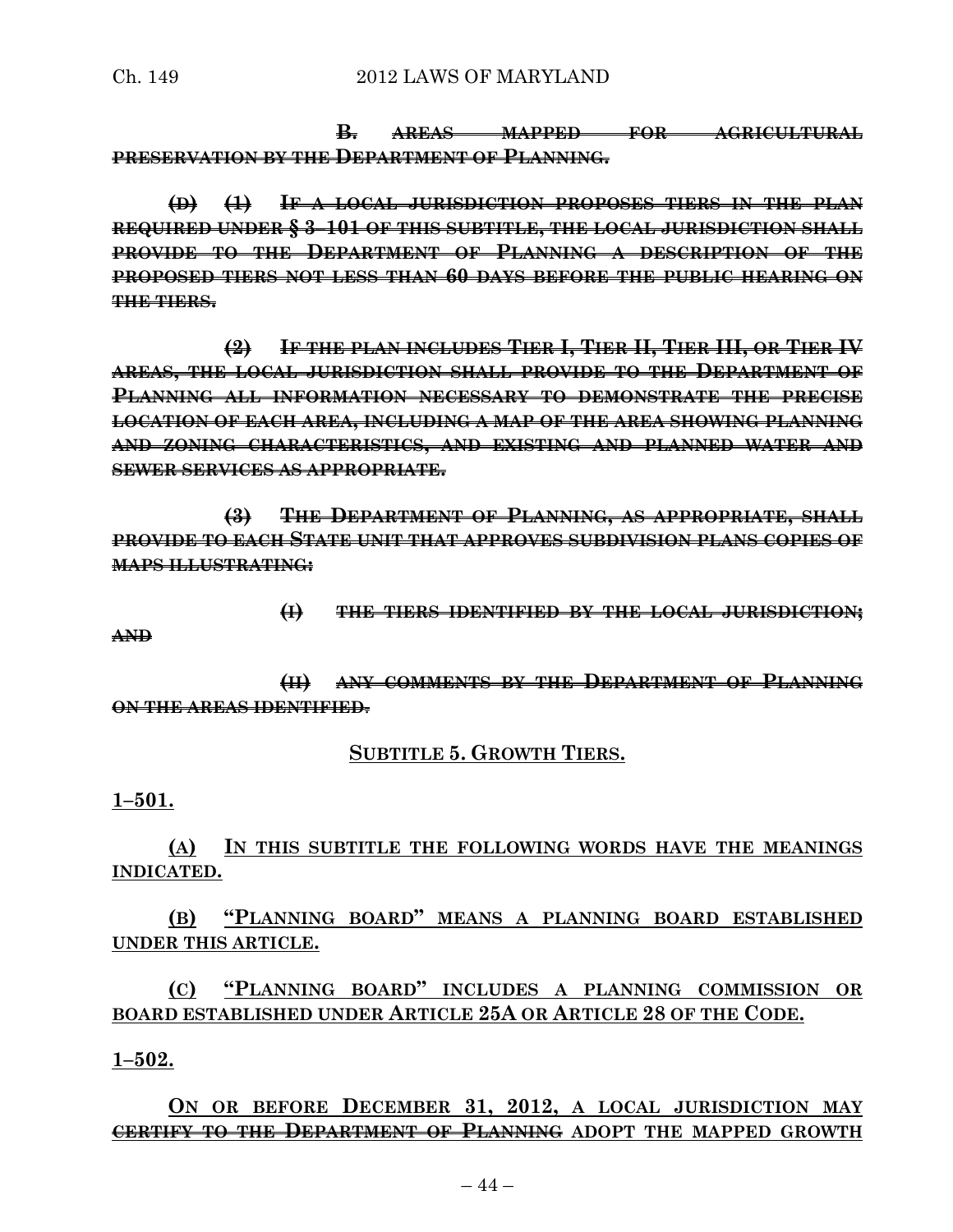~~**B. AREAS MAPPED FOR AGRICULTURAL PRESERVATION BY THE DEPARTMENT OF PLANNING.**~~

~~**(D) (1) IF A LOCAL JURISDICTION PROPOSES TIERS IN THE PLAN REQUIRED UNDER § 3–101 OF THIS SUBTITLE, THE LOCAL JURISDICTION SHALL PROVIDE TO THE DEPARTMENT OF PLANNING A DESCRIPTION OF THE PROPOSED TIERS NOT LESS THAN 60 DAYS BEFORE THE PUBLIC HEARING ON THE TIERS.**~~

~~**(2) IF THE PLAN INCLUDES TIER I, TIER II, TIER III, OR TIER IV AREAS, THE LOCAL JURISDICTION SHALL PROVIDE TO THE DEPARTMENT OF PLANNING ALL INFORMATION NECESSARY TO DEMONSTRATE THE PRECISE LOCATION OF EACH AREA, INCLUDING A MAP OF THE AREA SHOWING PLANNING AND ZONING CHARACTERISTICS, AND EXISTING AND PLANNED WATER AND SEWER SERVICES AS APPROPRIATE.**~~

~~**(3) THE DEPARTMENT OF PLANNING, AS APPROPRIATE, SHALL PROVIDE TO EACH STATE UNIT THAT APPROVES SUBDIVISION PLANS COPIES OF MAPS ILLUSTRATING:**~~

~~**(I) THE TIERS IDENTIFIED BY THE LOCAL JURISDICTION; AND**~~

~~**(II) ANY COMMENTS BY THE DEPARTMENT OF PLANNING ON THE AREAS IDENTIFIED.**~~

<u>**SUBTITLE 5. GROWTH TIERS.**</u>

<u>**1–501.**</u>

**<u>(A)</u> <u>IN THIS SUBTITLE THE FOLLOWING WORDS HAVE THE MEANINGS INDICATED.</u>**

**<u>(B)</u> <u>"PLANNING BOARD" MEANS A PLANNING BOARD ESTABLISHED UNDER THIS ARTICLE.</u>**

**<u>(C)</u> <u>"PLANNING BOARD" INCLUDES A PLANNING COMMISSION OR BOARD ESTABLISHED UNDER ARTICLE 25A OR ARTICLE 28 OF THE CODE.</u>**

<u>**1–502.**</u>

**<u>ON OR BEFORE DECEMBER 31, 2012, A LOCAL JURISDICTION MAY</u> ~~<u>CERTIFY TO THE DEPARTMENT OF PLANNING</u>~~ <u>ADOPT THE MAPPED GROWTH</u>**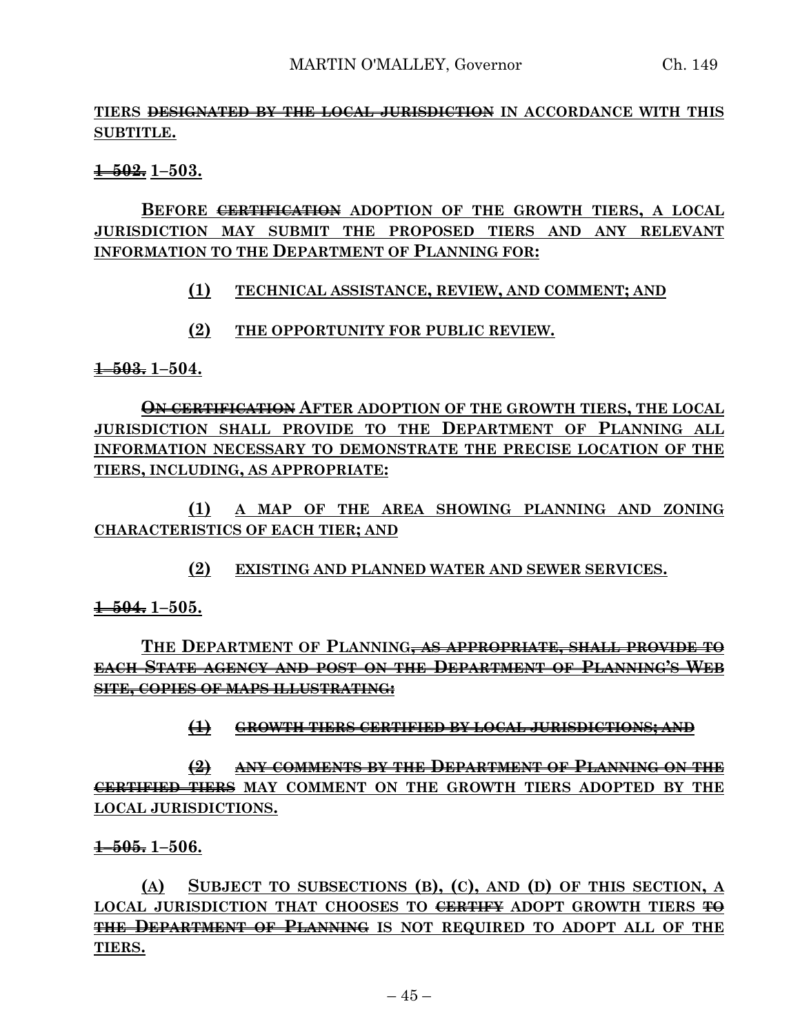TIERS ~~DESIGNATED BY THE LOCAL JURISDICTION~~ IN ACCORDANCE WITH THIS SUBTITLE.

~~1–502.~~ 1–503.

BEFORE ~~CERTIFICATION~~ ADOPTION OF THE GROWTH TIERS, A LOCAL JURISDICTION MAY SUBMIT THE PROPOSED TIERS AND ANY RELEVANT INFORMATION TO THE DEPARTMENT OF PLANNING FOR:

(1) TECHNICAL ASSISTANCE, REVIEW, AND COMMENT; AND

(2) THE OPPORTUNITY FOR PUBLIC REVIEW.

~~1–503.~~ 1–504.

~~ON CERTIFICATION~~ AFTER ADOPTION OF THE GROWTH TIERS, THE LOCAL JURISDICTION SHALL PROVIDE TO THE DEPARTMENT OF PLANNING ALL INFORMATION NECESSARY TO DEMONSTRATE THE PRECISE LOCATION OF THE TIERS, INCLUDING, AS APPROPRIATE:

(1) A MAP OF THE AREA SHOWING PLANNING AND ZONING CHARACTERISTICS OF EACH TIER; AND

(2) EXISTING AND PLANNED WATER AND SEWER SERVICES.

~~1–504.~~ 1–505.

THE DEPARTMENT OF PLANNING~~, AS APPROPRIATE, SHALL PROVIDE TO EACH STATE AGENCY AND POST ON THE DEPARTMENT OF PLANNING'S WEB SITE, COPIES OF MAPS ILLUSTRATING:~~

~~(1) GROWTH TIERS CERTIFIED BY LOCAL JURISDICTIONS; AND~~

~~(2) ANY COMMENTS BY THE DEPARTMENT OF PLANNING ON THE CERTIFIED TIERS~~ MAY COMMENT ON THE GROWTH TIERS ADOPTED BY THE LOCAL JURISDICTIONS.

~~1–505.~~ 1–506.

(A) SUBJECT TO SUBSECTIONS (B), (C), AND (D) OF THIS SECTION, A LOCAL JURISDICTION THAT CHOOSES TO ~~CERTIFY~~ ADOPT GROWTH TIERS ~~TO THE DEPARTMENT OF PLANNING~~ IS NOT REQUIRED TO ADOPT ALL OF THE TIERS.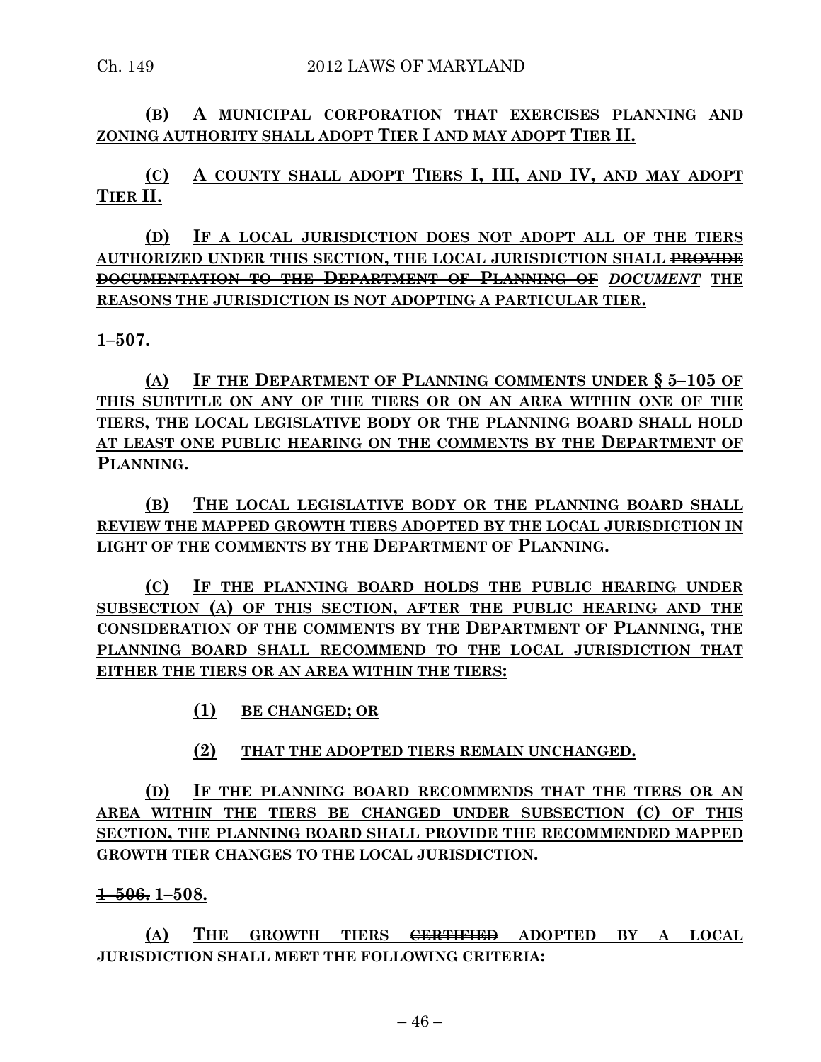**(B) A MUNICIPAL CORPORATION THAT EXERCISES PLANNING AND ZONING AUTHORITY SHALL ADOPT TIER I AND MAY ADOPT TIER II.**

**(C) A COUNTY SHALL ADOPT TIERS I, III, AND IV, AND MAY ADOPT TIER II.**

**(D) IF A LOCAL JURISDICTION DOES NOT ADOPT ALL OF THE TIERS AUTHORIZED UNDER THIS SECTION, THE LOCAL JURISDICTION SHALL ~~PROVIDE DOCUMENTATION TO THE DEPARTMENT OF PLANNING OF~~ *DOCUMENT* THE REASONS THE JURISDICTION IS NOT ADOPTING A PARTICULAR TIER.**

**1–507.**

**(A) IF THE DEPARTMENT OF PLANNING COMMENTS UNDER § 5–105 OF THIS SUBTITLE ON ANY OF THE TIERS OR ON AN AREA WITHIN ONE OF THE TIERS, THE LOCAL LEGISLATIVE BODY OR THE PLANNING BOARD SHALL HOLD AT LEAST ONE PUBLIC HEARING ON THE COMMENTS BY THE DEPARTMENT OF PLANNING.**

**(B) THE LOCAL LEGISLATIVE BODY OR THE PLANNING BOARD SHALL REVIEW THE MAPPED GROWTH TIERS ADOPTED BY THE LOCAL JURISDICTION IN LIGHT OF THE COMMENTS BY THE DEPARTMENT OF PLANNING.**

**(C) IF THE PLANNING BOARD HOLDS THE PUBLIC HEARING UNDER SUBSECTION (A) OF THIS SECTION, AFTER THE PUBLIC HEARING AND THE CONSIDERATION OF THE COMMENTS BY THE DEPARTMENT OF PLANNING, THE PLANNING BOARD SHALL RECOMMEND TO THE LOCAL JURISDICTION THAT EITHER THE TIERS OR AN AREA WITHIN THE TIERS:**

**(1) BE CHANGED; OR**

**(2) THAT THE ADOPTED TIERS REMAIN UNCHANGED.**

**(D) IF THE PLANNING BOARD RECOMMENDS THAT THE TIERS OR AN AREA WITHIN THE TIERS BE CHANGED UNDER SUBSECTION (C) OF THIS SECTION, THE PLANNING BOARD SHALL PROVIDE THE RECOMMENDED MAPPED GROWTH TIER CHANGES TO THE LOCAL JURISDICTION.**

**~~1–506.~~ 1–508.**

**(A) THE GROWTH TIERS ~~CERTIFIED~~ ADOPTED BY A LOCAL JURISDICTION SHALL MEET THE FOLLOWING CRITERIA:**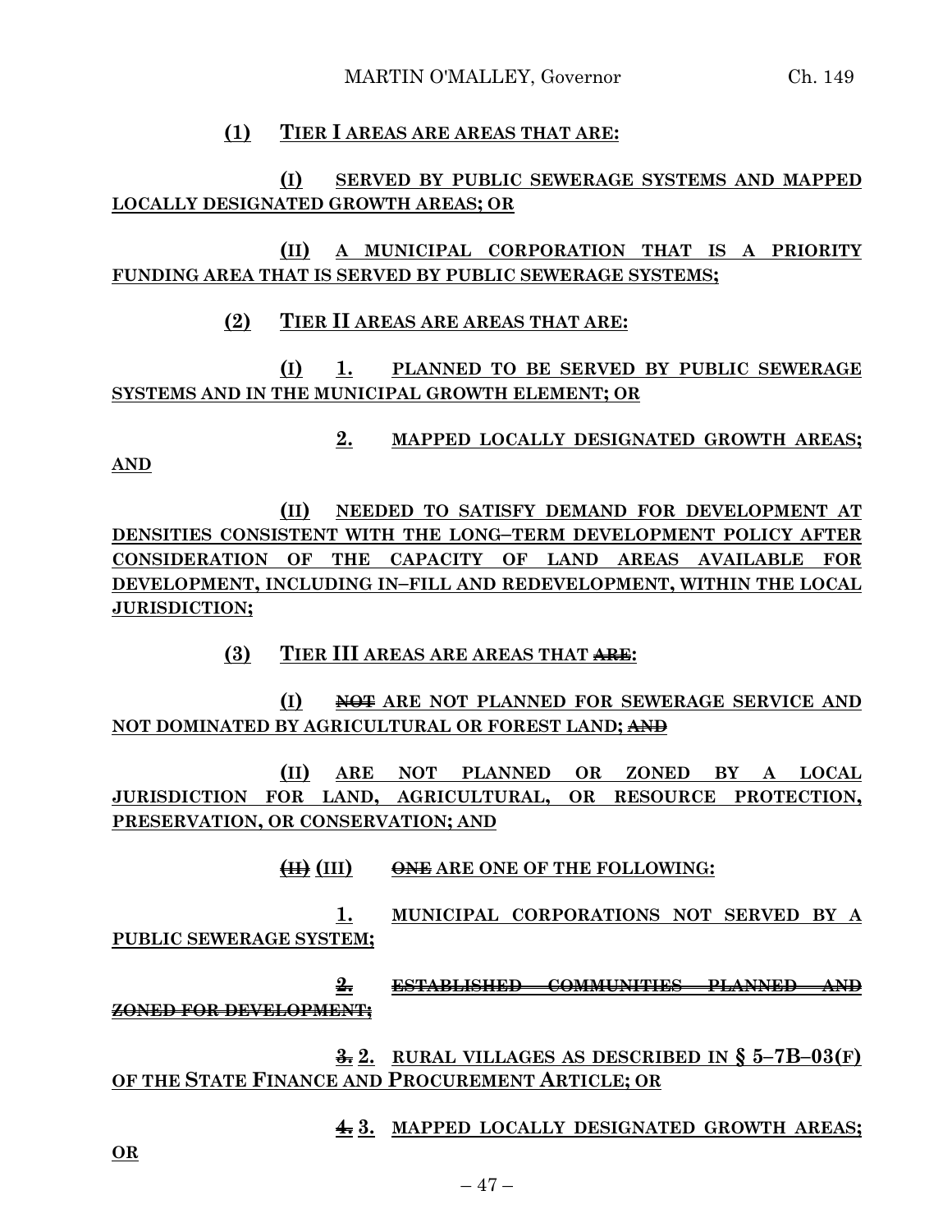(1) TIER I AREAS ARE AREAS THAT ARE:

(I) SERVED BY PUBLIC SEWERAGE SYSTEMS AND MAPPED LOCALLY DESIGNATED GROWTH AREAS; OR

(II) A MUNICIPAL CORPORATION THAT IS A PRIORITY FUNDING AREA THAT IS SERVED BY PUBLIC SEWERAGE SYSTEMS;

(2) TIER II AREAS ARE AREAS THAT ARE:

(I) 1. PLANNED TO BE SERVED BY PUBLIC SEWERAGE SYSTEMS AND IN THE MUNICIPAL GROWTH ELEMENT; OR

2. MAPPED LOCALLY DESIGNATED GROWTH AREAS; AND

(II) NEEDED TO SATISFY DEMAND FOR DEVELOPMENT AT DENSITIES CONSISTENT WITH THE LONG–TERM DEVELOPMENT POLICY AFTER CONSIDERATION OF THE CAPACITY OF LAND AREAS AVAILABLE FOR DEVELOPMENT, INCLUDING IN–FILL AND REDEVELOPMENT, WITHIN THE LOCAL JURISDICTION;

(3) TIER III AREAS ARE AREAS THAT ~~ARE~~:

(I) ~~NOT~~ ARE NOT PLANNED FOR SEWERAGE SERVICE AND NOT DOMINATED BY AGRICULTURAL OR FOREST LAND; ~~AND~~

(II) ARE NOT PLANNED OR ZONED BY A LOCAL JURISDICTION FOR LAND, AGRICULTURAL, OR RESOURCE PROTECTION, PRESERVATION, OR CONSERVATION; AND

~~(II)~~ (III) ~~ONE~~ ARE ONE OF THE FOLLOWING:

1. MUNICIPAL CORPORATIONS NOT SERVED BY A PUBLIC SEWERAGE SYSTEM;

~~2. ESTABLISHED COMMUNITIES PLANNED AND ZONED FOR DEVELOPMENT;~~

~~3.~~ 2. RURAL VILLAGES AS DESCRIBED IN § 5–7B–03(F) OF THE STATE FINANCE AND PROCUREMENT ARTICLE; OR

~~4.~~ 3. MAPPED LOCALLY DESIGNATED GROWTH AREAS; OR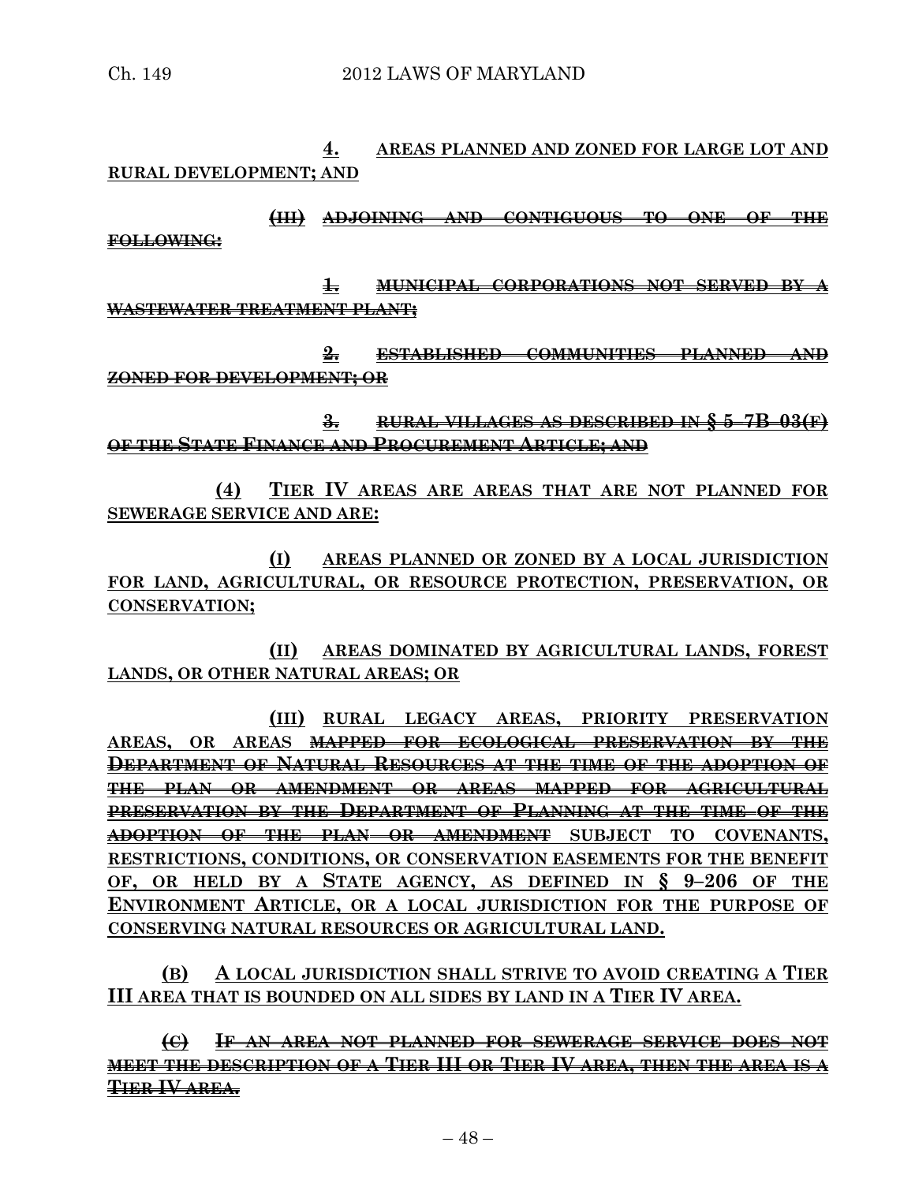4. AREAS PLANNED AND ZONED FOR LARGE LOT AND RURAL DEVELOPMENT; AND

~~(III) ADJOINING AND CONTIGUOUS TO ONE OF THE FOLLOWING:~~

~~1. MUNICIPAL CORPORATIONS NOT SERVED BY A WASTEWATER TREATMENT PLANT;~~

~~2. ESTABLISHED COMMUNITIES PLANNED AND ZONED FOR DEVELOPMENT; OR~~

~~3. RURAL VILLAGES AS DESCRIBED IN § 5–7B–03(F) OF THE STATE FINANCE AND PROCUREMENT ARTICLE; AND~~

(4) TIER IV AREAS ARE AREAS THAT ARE NOT PLANNED FOR SEWERAGE SERVICE AND ARE:

(I) AREAS PLANNED OR ZONED BY A LOCAL JURISDICTION FOR LAND, AGRICULTURAL, OR RESOURCE PROTECTION, PRESERVATION, OR CONSERVATION;

(II) AREAS DOMINATED BY AGRICULTURAL LANDS, FOREST LANDS, OR OTHER NATURAL AREAS; OR

(III) RURAL LEGACY AREAS, PRIORITY PRESERVATION AREAS, OR AREAS ~~MAPPED FOR ECOLOGICAL PRESERVATION BY THE DEPARTMENT OF NATURAL RESOURCES AT THE TIME OF THE ADOPTION OF THE PLAN OR AMENDMENT OR AREAS MAPPED FOR AGRICULTURAL PRESERVATION BY THE DEPARTMENT OF PLANNING AT THE TIME OF THE ADOPTION OF THE PLAN OR AMENDMENT~~ SUBJECT TO COVENANTS, RESTRICTIONS, CONDITIONS, OR CONSERVATION EASEMENTS FOR THE BENEFIT OF, OR HELD BY A STATE AGENCY, AS DEFINED IN § 9–206 OF THE ENVIRONMENT ARTICLE, OR A LOCAL JURISDICTION FOR THE PURPOSE OF CONSERVING NATURAL RESOURCES OR AGRICULTURAL LAND.

(B) A LOCAL JURISDICTION SHALL STRIVE TO AVOID CREATING A TIER III AREA THAT IS BOUNDED ON ALL SIDES BY LAND IN A TIER IV AREA.

~~(C) IF AN AREA NOT PLANNED FOR SEWERAGE SERVICE DOES NOT MEET THE DESCRIPTION OF A TIER III OR TIER IV AREA, THEN THE AREA IS A TIER IV AREA.~~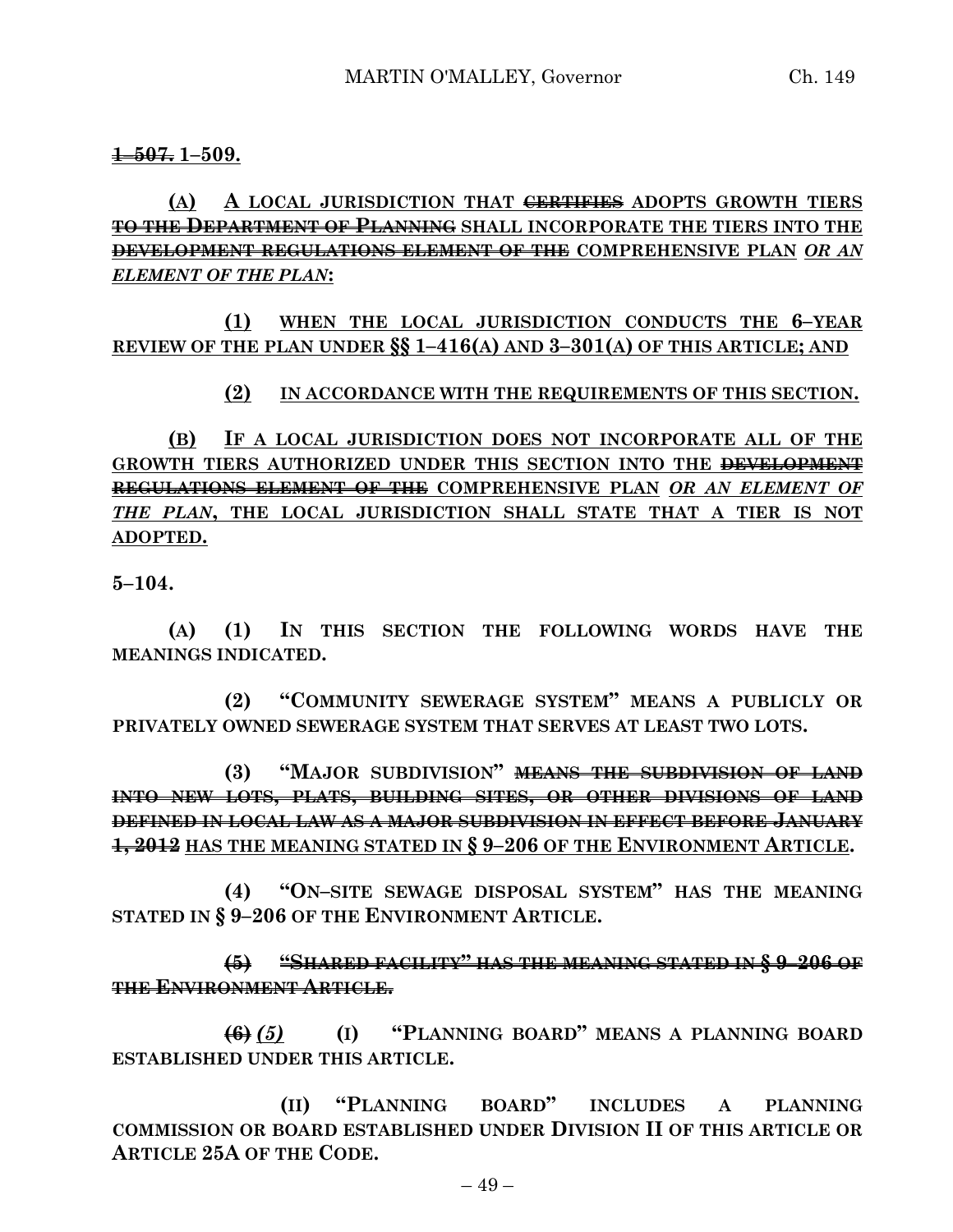**~~1–507.~~ 1–509.**

**(A) A LOCAL JURISDICTION THAT ~~CERTIFIES~~ ADOPTS GROWTH TIERS ~~TO THE DEPARTMENT OF PLANNING~~ SHALL INCORPORATE THE TIERS INTO THE ~~DEVELOPMENT REGULATIONS ELEMENT OF THE~~ COMPREHENSIVE PLAN *OR AN ELEMENT OF THE PLAN*:**

**(1) WHEN THE LOCAL JURISDICTION CONDUCTS THE 6–YEAR REVIEW OF THE PLAN UNDER §§ 1–416(A) AND 3–301(A) OF THIS ARTICLE; AND**

**(2) IN ACCORDANCE WITH THE REQUIREMENTS OF THIS SECTION.**

**(B) IF A LOCAL JURISDICTION DOES NOT INCORPORATE ALL OF THE GROWTH TIERS AUTHORIZED UNDER THIS SECTION INTO THE ~~DEVELOPMENT REGULATIONS ELEMENT OF THE~~ COMPREHENSIVE PLAN *OR AN ELEMENT OF THE PLAN*, THE LOCAL JURISDICTION SHALL STATE THAT A TIER IS NOT ADOPTED.**

**5–104.**

**(A) (1) IN THIS SECTION THE FOLLOWING WORDS HAVE THE MEANINGS INDICATED.**

**(2) "COMMUNITY SEWERAGE SYSTEM" MEANS A PUBLICLY OR PRIVATELY OWNED SEWERAGE SYSTEM THAT SERVES AT LEAST TWO LOTS.**

**(3) "MAJOR SUBDIVISION" ~~MEANS THE SUBDIVISION OF LAND INTO NEW LOTS, PLATS, BUILDING SITES, OR OTHER DIVISIONS OF LAND DEFINED IN LOCAL LAW AS A MAJOR SUBDIVISION IN EFFECT BEFORE JANUARY 1, 2012~~ HAS THE MEANING STATED IN § 9–206 OF THE ENVIRONMENT ARTICLE.**

**(4) "ON–SITE SEWAGE DISPOSAL SYSTEM" HAS THE MEANING STATED IN § 9–206 OF THE ENVIRONMENT ARTICLE.**

**~~(5) "SHARED FACILITY" HAS THE MEANING STATED IN § 9–206 OF THE ENVIRONMENT ARTICLE.~~**

**~~(6)~~ *(5)* (I) "PLANNING BOARD" MEANS A PLANNING BOARD ESTABLISHED UNDER THIS ARTICLE.**

**(II) "PLANNING BOARD" INCLUDES A PLANNING COMMISSION OR BOARD ESTABLISHED UNDER DIVISION II OF THIS ARTICLE OR ARTICLE 25A OF THE CODE.**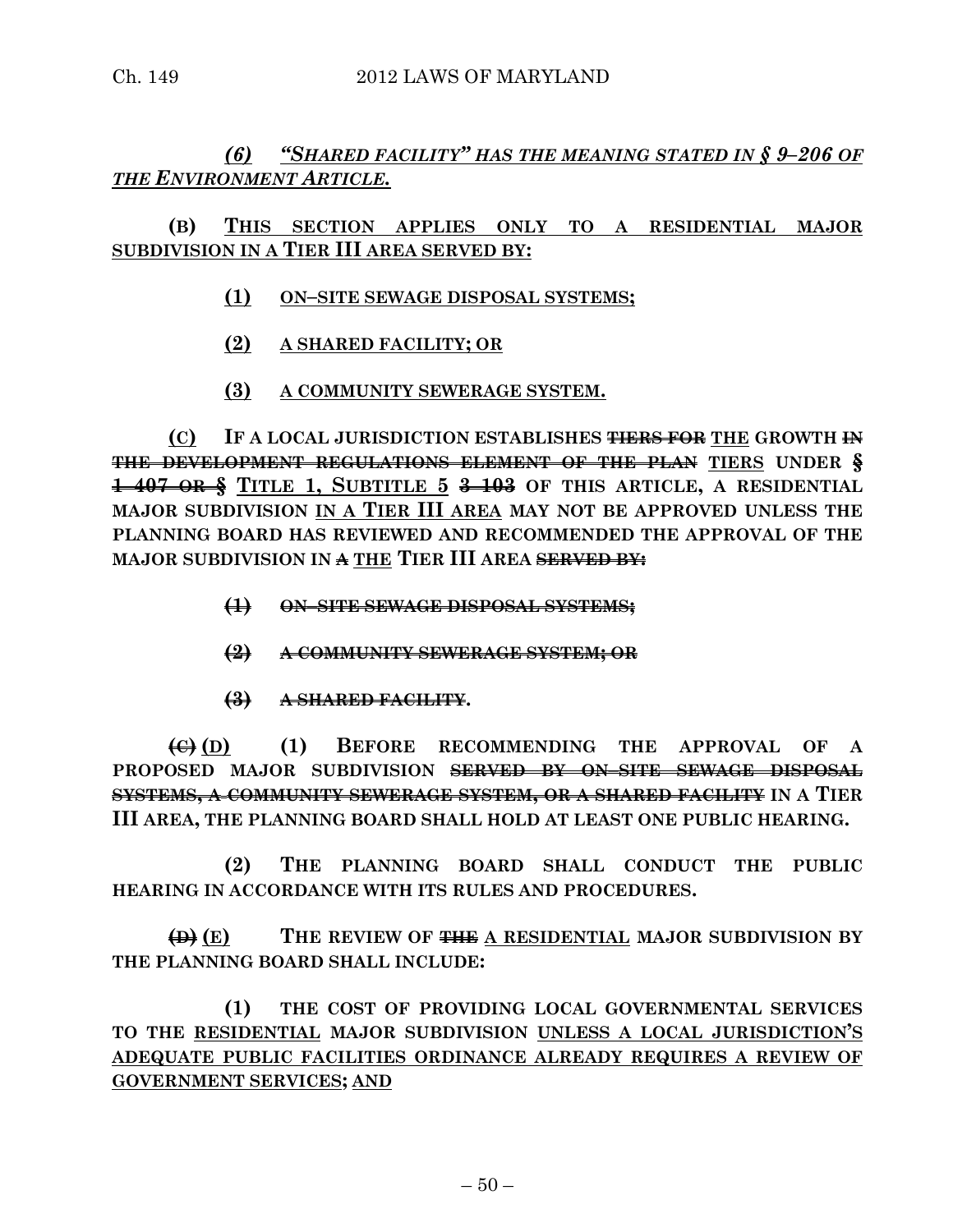*(6) "SHARED FACILITY" HAS THE MEANING STATED IN § 9–206 OF THE ENVIRONMENT ARTICLE.*

**(B) THIS SECTION APPLIES ONLY TO A RESIDENTIAL MAJOR SUBDIVISION IN A TIER III AREA SERVED BY:**

**(1) ON–SITE SEWAGE DISPOSAL SYSTEMS;**

**(2) A SHARED FACILITY; OR**

**(3) A COMMUNITY SEWERAGE SYSTEM.**

**(C) IF A LOCAL JURISDICTION ESTABLISHES ~~TIERS FOR~~ THE GROWTH ~~IN THE DEVELOPMENT REGULATIONS ELEMENT OF THE PLAN~~ TIERS UNDER § ~~1–407 OR §~~ TITLE 1, SUBTITLE 5 ~~3–103~~ OF THIS ARTICLE, A RESIDENTIAL MAJOR SUBDIVISION IN A TIER III AREA MAY NOT BE APPROVED UNLESS THE PLANNING BOARD HAS REVIEWED AND RECOMMENDED THE APPROVAL OF THE MAJOR SUBDIVISION IN ~~A~~ THE TIER III AREA ~~SERVED BY:~~**

**~~(1) ON–SITE SEWAGE DISPOSAL SYSTEMS;~~**

**~~(2) A COMMUNITY SEWERAGE SYSTEM; OR~~**

**~~(3) A SHARED FACILITY.~~**

**~~(C)~~ (D) (1) BEFORE RECOMMENDING THE APPROVAL OF A PROPOSED MAJOR SUBDIVISION ~~SERVED BY ON–SITE SEWAGE DISPOSAL SYSTEMS, A COMMUNITY SEWERAGE SYSTEM, OR A SHARED FACILITY~~ IN A TIER III AREA, THE PLANNING BOARD SHALL HOLD AT LEAST ONE PUBLIC HEARING.**

**(2) THE PLANNING BOARD SHALL CONDUCT THE PUBLIC HEARING IN ACCORDANCE WITH ITS RULES AND PROCEDURES.**

**~~(D)~~ (E) THE REVIEW OF ~~THE~~ A RESIDENTIAL MAJOR SUBDIVISION BY THE PLANNING BOARD SHALL INCLUDE:**

**(1) THE COST OF PROVIDING LOCAL GOVERNMENTAL SERVICES TO THE RESIDENTIAL MAJOR SUBDIVISION UNLESS A LOCAL JURISDICTION'S ADEQUATE PUBLIC FACILITIES ORDINANCE ALREADY REQUIRES A REVIEW OF GOVERNMENT SERVICES; AND**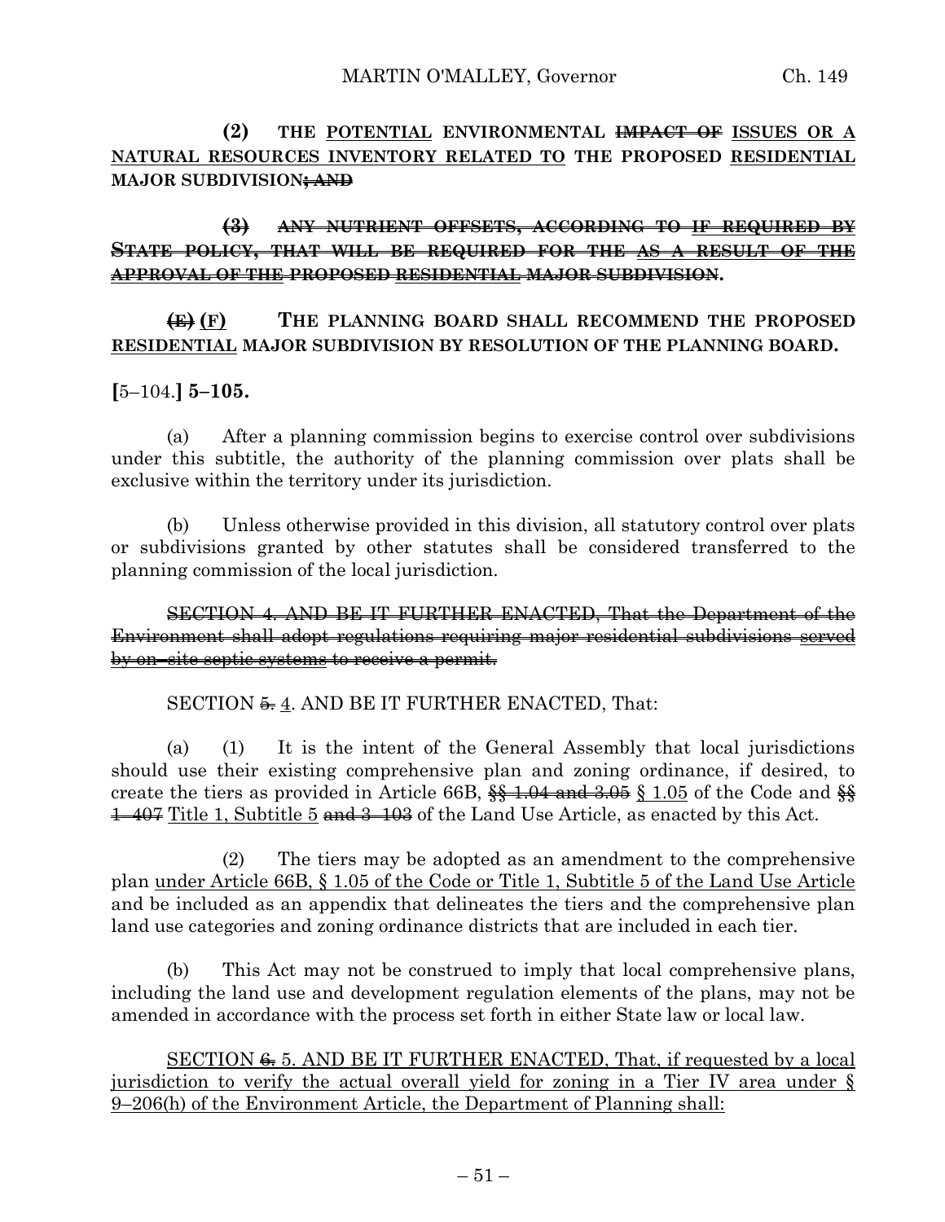**(2) THE** POTENTIAL **ENVIRONMENTAL** ~~**IMPACT OF**~~ ISSUES OR A NATURAL RESOURCES INVENTORY RELATED TO **THE PROPOSED** RESIDENTIAL **MAJOR SUBDIVISION**~~**; AND**~~

~~**(3) ANY NUTRIENT OFFSETS, ACCORDING TO** IF REQUIRED BY **STATE POLICY, THAT WILL BE REQUIRED FOR THE** AS A RESULT OF THE **APPROVAL OF THE PROPOSED** RESIDENTIAL **MAJOR SUBDIVISION**~~**.**

~~**(E)**~~ (F) **THE PLANNING BOARD SHALL RECOMMEND THE PROPOSED** RESIDENTIAL **MAJOR SUBDIVISION BY RESOLUTION OF THE PLANNING BOARD.**

**[**5–104.**] 5–105.**

(a) After a planning commission begins to exercise control over subdivisions under this subtitle, the authority of the planning commission over plats shall be exclusive within the territory under its jurisdiction.

(b) Unless otherwise provided in this division, all statutory control over plats or subdivisions granted by other statutes shall be considered transferred to the planning commission of the local jurisdiction.

~~SECTION 4. AND BE IT FURTHER ENACTED, That the Department of the Environment shall adopt regulations requiring major residential subdivisions served by on–site septic systems to receive a permit.~~

SECTION ~~5.~~ 4. AND BE IT FURTHER ENACTED, That:

(a) (1) It is the intent of the General Assembly that local jurisdictions should use their existing comprehensive plan and zoning ordinance, if desired, to create the tiers as provided in Article 66B, ~~§§ 1.04 and 3.05~~ § 1.05 of the Code and ~~§§ 1–407~~ Title 1, Subtitle 5 ~~and 3–103~~ of the Land Use Article, as enacted by this Act.

(2) The tiers may be adopted as an amendment to the comprehensive plan under Article 66B, § 1.05 of the Code or Title 1, Subtitle 5 of the Land Use Article and be included as an appendix that delineates the tiers and the comprehensive plan land use categories and zoning ordinance districts that are included in each tier.

(b) This Act may not be construed to imply that local comprehensive plans, including the land use and development regulation elements of the plans, may not be amended in accordance with the process set forth in either State law or local law.

SECTION ~~6.~~ 5. AND BE IT FURTHER ENACTED, That, if requested by a local jurisdiction to verify the actual overall yield for zoning in a Tier IV area under § 9–206(h) of the Environment Article, the Department of Planning shall: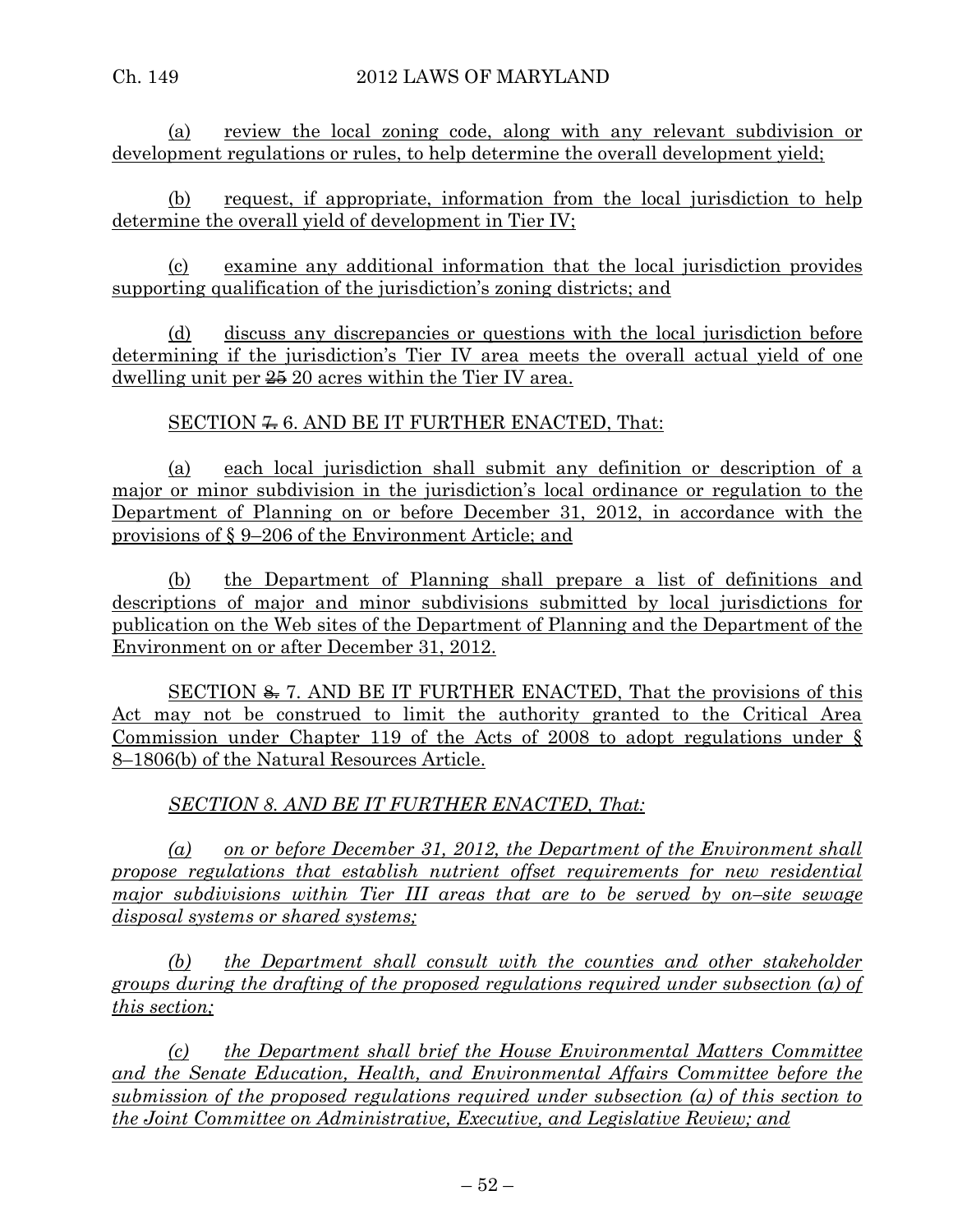(a) review the local zoning code, along with any relevant subdivision or development regulations or rules, to help determine the overall development yield;

(b) request, if appropriate, information from the local jurisdiction to help determine the overall yield of development in Tier IV;

(c) examine any additional information that the local jurisdiction provides supporting qualification of the jurisdiction's zoning districts; and

(d) discuss any discrepancies or questions with the local jurisdiction before determining if the jurisdiction's Tier IV area meets the overall actual yield of one dwelling unit per ~~25~~ 20 acres within the Tier IV area.

SECTION ~~7.~~ 6. AND BE IT FURTHER ENACTED, That:

(a) each local jurisdiction shall submit any definition or description of a major or minor subdivision in the jurisdiction's local ordinance or regulation to the Department of Planning on or before December 31, 2012, in accordance with the provisions of § 9–206 of the Environment Article; and

(b) the Department of Planning shall prepare a list of definitions and descriptions of major and minor subdivisions submitted by local jurisdictions for publication on the Web sites of the Department of Planning and the Department of the Environment on or after December 31, 2012.

SECTION ~~8.~~ 7. AND BE IT FURTHER ENACTED, That the provisions of this Act may not be construed to limit the authority granted to the Critical Area Commission under Chapter 119 of the Acts of 2008 to adopt regulations under § 8–1806(b) of the Natural Resources Article.

*SECTION 8. AND BE IT FURTHER ENACTED, That:*

*(a) on or before December 31, 2012, the Department of the Environment shall propose regulations that establish nutrient offset requirements for new residential major subdivisions within Tier III areas that are to be served by on–site sewage disposal systems or shared systems;*

*(b) the Department shall consult with the counties and other stakeholder groups during the drafting of the proposed regulations required under subsection (a) of this section;*

*(c) the Department shall brief the House Environmental Matters Committee and the Senate Education, Health, and Environmental Affairs Committee before the submission of the proposed regulations required under subsection (a) of this section to the Joint Committee on Administrative, Executive, and Legislative Review; and*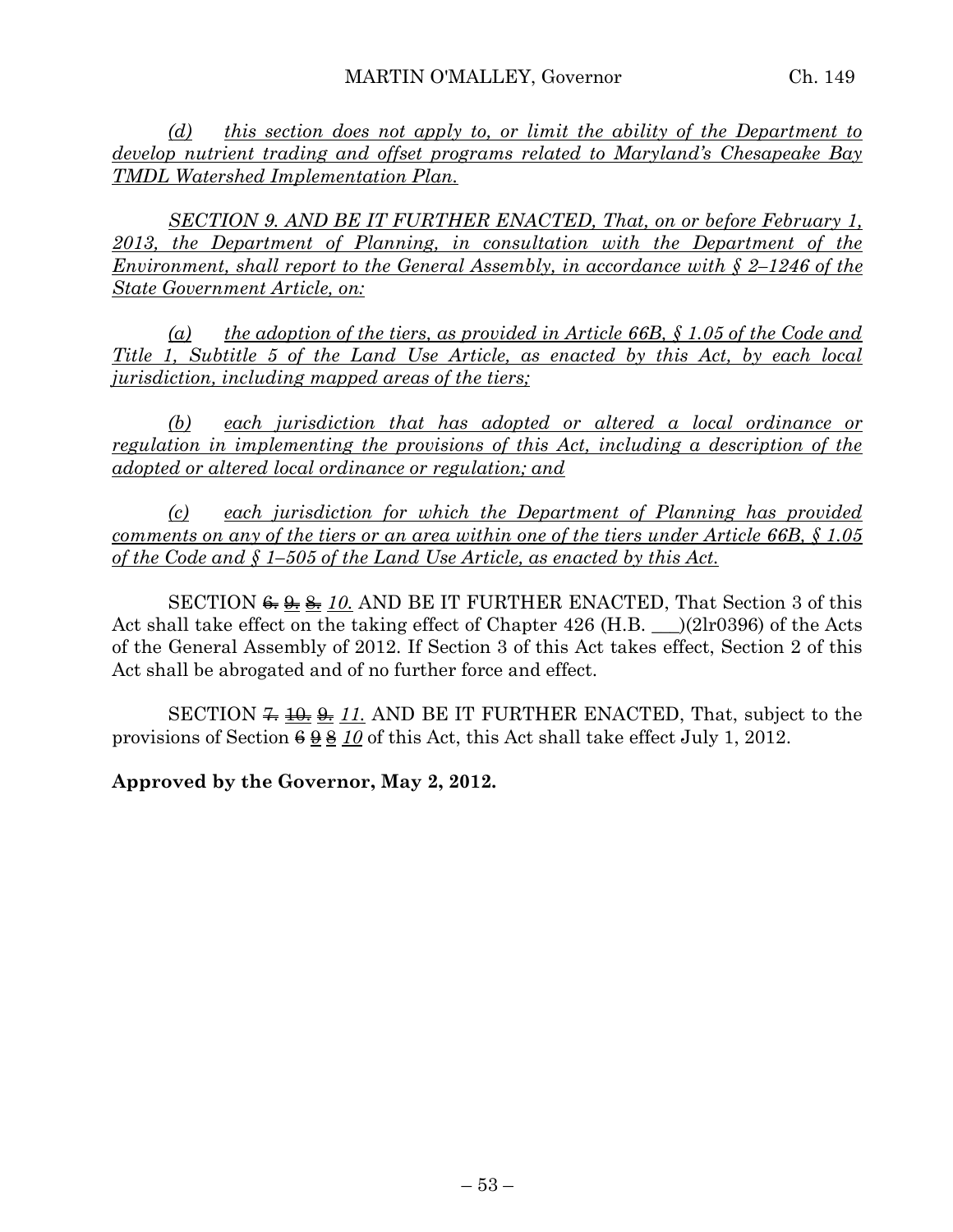*(d) this section does not apply to, or limit the ability of the Department to develop nutrient trading and offset programs related to Maryland's Chesapeake Bay TMDL Watershed Implementation Plan.*

*SECTION 9. AND BE IT FURTHER ENACTED, That, on or before February 1, 2013, the Department of Planning, in consultation with the Department of the Environment, shall report to the General Assembly, in accordance with § 2–1246 of the State Government Article, on:*

*(a) the adoption of the tiers, as provided in Article 66B, § 1.05 of the Code and Title 1, Subtitle 5 of the Land Use Article, as enacted by this Act, by each local jurisdiction, including mapped areas of the tiers;*

*(b) each jurisdiction that has adopted or altered a local ordinance or regulation in implementing the provisions of this Act, including a description of the adopted or altered local ordinance or regulation; and*

*(c) each jurisdiction for which the Department of Planning has provided comments on any of the tiers or an area within one of the tiers under Article 66B, § 1.05 of the Code and § 1–505 of the Land Use Article, as enacted by this Act.*

SECTION ~~6.~~ ~~9.~~ ~~8.~~ *10.* AND BE IT FURTHER ENACTED, That Section 3 of this Act shall take effect on the taking effect of Chapter 426 (H.B. ___)(2lr0396) of the Acts of the General Assembly of 2012. If Section 3 of this Act takes effect, Section 2 of this Act shall be abrogated and of no further force and effect.

SECTION ~~7.~~ ~~10.~~ ~~9.~~ *11.* AND BE IT FURTHER ENACTED, That, subject to the provisions of Section ~~6~~ ~~9~~ ~~8~~ *10* of this Act, this Act shall take effect July 1, 2012.

**Approved by the Governor, May 2, 2012.**